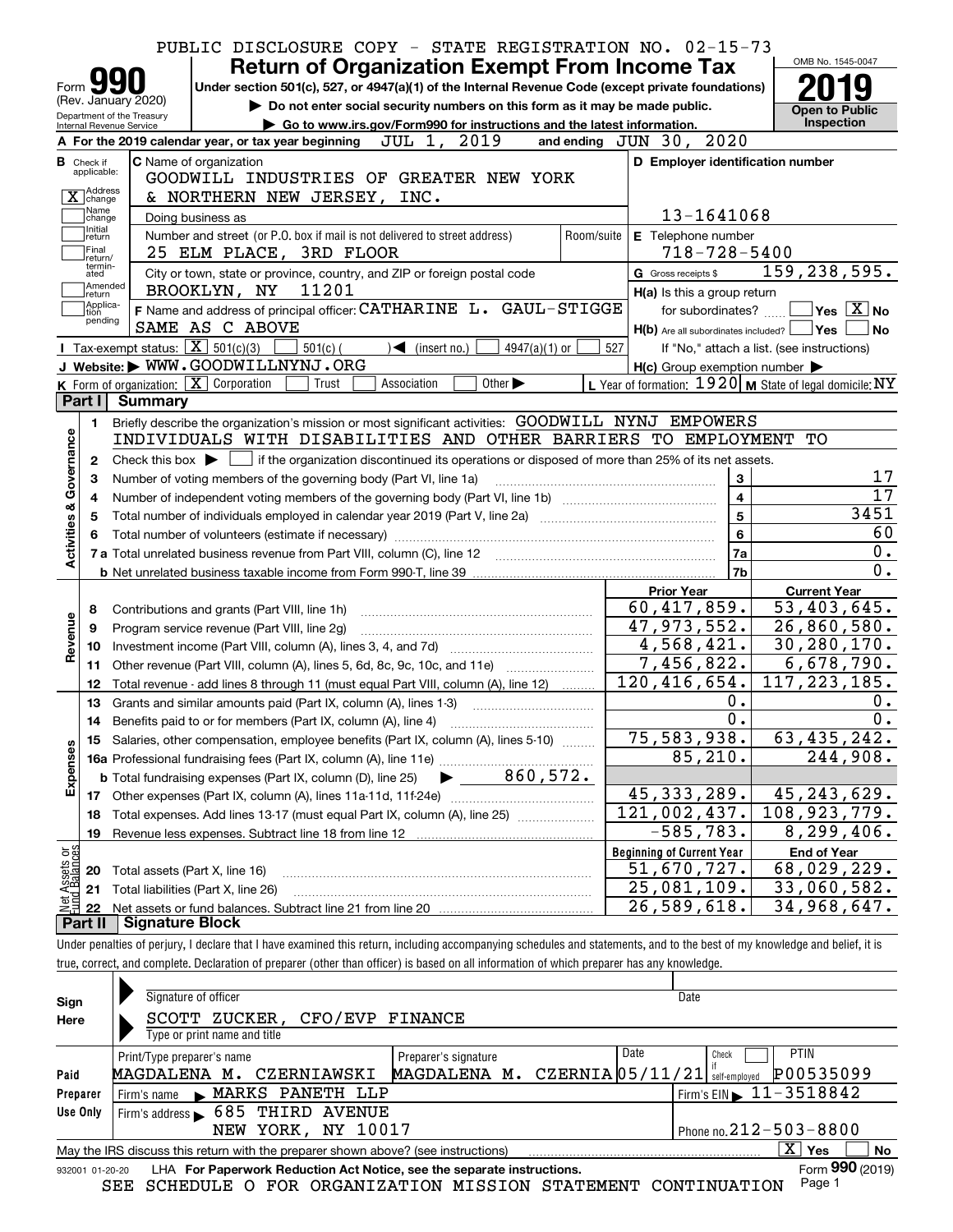PUBLIC DISCLOSURE COPY - STATE REGISTRATION NO. 02-15-73

# Form 990 — Return of Organization Exempt From Income Tax (2019)

Form 990 (Rev. January 2020), Department of the Treasury, Internal Revenue Service

Under section 501(c), 527, or 4947(a)(1) of the Internal Revenue Code (except private foundations)

▶ Do not enter social security numbers on this form as it may be made public.

▶ Go to www.irs.gov/Form990 for instructions and the latest information.

OMB No. 1545-0047 | **2019** | Open to Public Inspection

**A** For the 2019 calendar year, or tax year beginning JUL 1, 2019 and ending JUN 30, 2020

**B** Check if applicable: [X] Address change; [ ] Name change; [ ] Initial return; [ ] Final return/terminated; [ ] Amended return; [ ] Application pending

**C** Name of organization: GOODWILL INDUSTRIES OF GREATER NEW YORK & NORTHERN NEW JERSEY, INC.

Doing business as:

Number and street (or P.O. box if mail is not delivered to street address): 25 ELM PLACE, 3RD FLOOR | Room/suite:

City or town, state or province, country, and ZIP or foreign postal code: BROOKLYN, NY 11201

**D** Employer identification number: 13-1641068

**E** Telephone number: 718-728-5400

**G** Gross receipts $ 159,238,595.

**F** Name and address of principal officer: CATHARINE L. GAUL-STIGGE, SAME AS C ABOVE

**H(a)** Is this a group return for subordinates? [ ] Yes [X] No

**H(b)** Are all subordinates included? [ ] Yes [ ] No — If "No," attach a list. (see instructions)

**H(c)** Group exemption number ▶

**I** Tax-exempt status: [X] 501(c)(3) [ ] 501(c) ( ) ◀ (insert no.) [ ] 4947(a)(1) or [ ] 527

**J** Website: ▶ WWW.GOODWILLNYNJ.ORG

**K** Form of organization: [X] Corporation [ ] Trust [ ] Association [ ] Other ▶

**L** Year of formation: 1920 **M** State of legal domicile: NY

## Part I Summary

### Activities & Governance

1. Briefly describe the organization's mission or most significant activities: GOODWILL NYNJ EMPOWERS INDIVIDUALS WITH DISABILITIES AND OTHER BARRIERS TO EMPLOYMENT TO
2. Check this box ▶ [ ] if the organization discontinued its operations or disposed of more than 25% of its net assets.

| Line | Description | | Value |
|---|---|---|---|
| 3 | Number of voting members of the governing body (Part VI, line 1a) | 3 | 17 |
| 4 | Number of independent voting members of the governing body (Part VI, line 1b) | 4 | 17 |
| 5 | Total number of individuals employed in calendar year 2019 (Part V, line 2a) | 5 | 3451 |
| 6 | Total number of volunteers (estimate if necessary) | 6 | 60 |
| 7a | Total unrelated business revenue from Part VIII, column (C), line 12 | 7a | 0. |
| 7b | Net unrelated business taxable income from Form 990-T, line 39 | 7b | 0. |

### Revenue, Expenses, and Net Assets

| Line | Description | Prior Year | Current Year |
|---|---|---|---|
| 8 | Contributions and grants (Part VIII, line 1h) | 60,417,859. | 53,403,645. |
| 9 | Program service revenue (Part VIII, line 2g) | 47,973,552. | 26,860,580. |
| 10 | Investment income (Part VIII, column (A), lines 3, 4, and 7d) | 4,568,421. | 30,280,170. |
| 11 | Other revenue (Part VIII, column (A), lines 5, 6d, 8c, 9c, 10c, and 11e) | 7,456,822. | 6,678,790. |
| 12 | Total revenue - add lines 8 through 11 (must equal Part VIII, column (A), line 12) | 120,416,654. | 117,223,185. |
| 13 | Grants and similar amounts paid (Part IX, column (A), lines 1-3) | 0. | 0. |
| 14 | Benefits paid to or for members (Part IX, column (A), line 4) | 0. | 0. |
| 15 | Salaries, other compensation, employee benefits (Part IX, column (A), lines 5-10) | 75,583,938. | 63,435,242. |
| 16a | Professional fundraising fees (Part IX, column (A), line 11e) | 85,210. | 244,908. |
| 16b | Total fundraising expenses (Part IX, column (D), line 25) ▶ 860,572. | | |
| 17 | Other expenses (Part IX, column (A), lines 11a-11d, 11f-24e) | 45,333,289. | 45,243,629. |
| 18 | Total expenses. Add lines 13-17 (must equal Part IX, column (A), line 25) | 121,002,437. | 108,923,779. |
| 19 | Revenue less expenses. Subtract line 18 from line 12 | -585,783. | 8,299,406. |

| Line | Description | Beginning of Current Year | End of Year |
|---|---|---|---|
| 20 | Total assets (Part X, line 16) | 51,670,727. | 68,029,229. |
| 21 | Total liabilities (Part X, line 26) | 25,081,109. | 33,060,582. |
| 22 | Net assets or fund balances. Subtract line 21 from line 20 | 26,589,618. | 34,968,647. |

## Part II Signature Block

Under penalties of perjury, I declare that I have examined this return, including accompanying schedules and statements, and to the best of my knowledge and belief, it is true, correct, and complete. Declaration of preparer (other than officer) is based on all information of which preparer has any knowledge.

**Sign Here**

Signature of officer | Date

SCOTT ZUCKER, CFO/EVP FINANCE

Type or print name and title

**Paid Preparer Use Only**

| Print/Type preparer's name | Preparer's signature | Date | Check if self-employed | PTIN |
|---|---|---|---|---|
| MAGDALENA M. CZERNIAWSKI | MAGDALENA M. CZERNIA | 05/11/21 | [ ] | P00535099 |

Firm's name ▶ MARKS PANETH LLP | Firm's EIN ▶ 11-3518842

Firm's address ▶ 685 THIRD AVENUE, NEW YORK, NY 10017 | Phone no. 212-503-8800

May the IRS discuss this return with the preparer shown above? (see instructions) [X] Yes [ ] No

932001 01-20-20 LHA For Paperwork Reduction Act Notice, see the separate instructions. Form **990** (2019)

SEE SCHEDULE O FOR ORGANIZATION MISSION STATEMENT CONTINUATION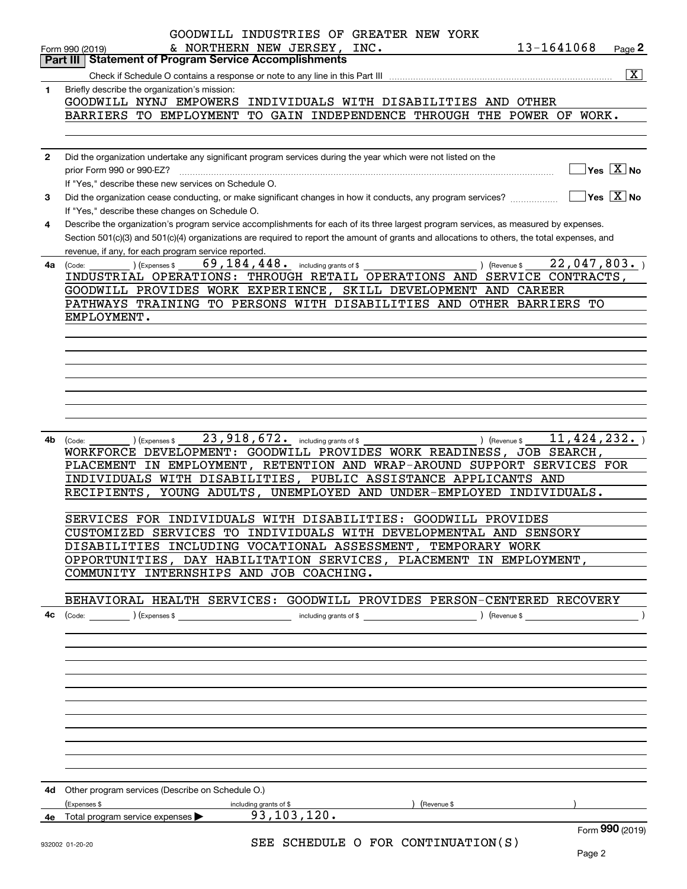GOODWILL INDUSTRIES OF GREATER NEW YORK & NORTHERN NEW JERSEY, INC. 13-1641068

Form 990 (2019)

## Part III Statement of Program Service Accomplishments

Check if Schedule O contains a response or note to any line in this Part III [X]

**1** Briefly describe the organization's mission:

GOODWILL NYNJ EMPOWERS INDIVIDUALS WITH DISABILITIES AND OTHER BARRIERS TO EMPLOYMENT TO GAIN INDEPENDENCE THROUGH THE POWER OF WORK.

**2** Did the organization undertake any significant program services during the year which were not listed on the prior Form 990 or 990-EZ? [ ] Yes [X] No

If "Yes," describe these new services on Schedule O.

**3** Did the organization cease conducting, or make significant changes in how it conducts, any program services? [ ] Yes [X] No

If "Yes," describe these changes on Schedule O.

**4** Describe the organization's program service accomplishments for each of its three largest program services, as measured by expenses. Section 501(c)(3) and 501(c)(4) organizations are required to report the amount of grants and allocations to others, the total expenses, and revenue, if any, for each program service reported.

**4a** (Code: ) (Expenses $ 69,184,448. including grants of $ ) (Revenue $ 22,047,803. )

INDUSTRIAL OPERATIONS: THROUGH RETAIL OPERATIONS AND SERVICE CONTRACTS, GOODWILL PROVIDES WORK EXPERIENCE, SKILL DEVELOPMENT AND CAREER PATHWAYS TRAINING TO PERSONS WITH DISABILITIES AND OTHER BARRIERS TO EMPLOYMENT.

**4b** (Code: ) (Expenses $ 23,918,672. including grants of $ ) (Revenue $ 11,424,232. )

WORKFORCE DEVELOPMENT: GOODWILL PROVIDES WORK READINESS, JOB SEARCH, PLACEMENT IN EMPLOYMENT, RETENTION AND WRAP-AROUND SUPPORT SERVICES FOR INDIVIDUALS WITH DISABILITIES, PUBLIC ASSISTANCE APPLICANTS AND RECIPIENTS, YOUNG ADULTS, UNEMPLOYED AND UNDER-EMPLOYED INDIVIDUALS.

SERVICES FOR INDIVIDUALS WITH DISABILITIES: GOODWILL PROVIDES CUSTOMIZED SERVICES TO INDIVIDUALS WITH DEVELOPMENTAL AND SENSORY DISABILITIES INCLUDING VOCATIONAL ASSESSMENT, TEMPORARY WORK OPPORTUNITIES, DAY HABILITATION SERVICES, PLACEMENT IN EMPLOYMENT, COMMUNITY INTERNSHIPS AND JOB COACHING.

BEHAVIORAL HEALTH SERVICES: GOODWILL PROVIDES PERSON-CENTERED RECOVERY

**4c** (Code: ) (Expenses $ including grants of $ ) (Revenue $ )

**4d** Other program services (Describe on Schedule O.)

(Expenses $ including grants of $ ) (Revenue $ )

**4e** Total program service expenses ▶ 93,103,120.

SEE SCHEDULE O FOR CONTINUATION(S)

Form **990** (2019)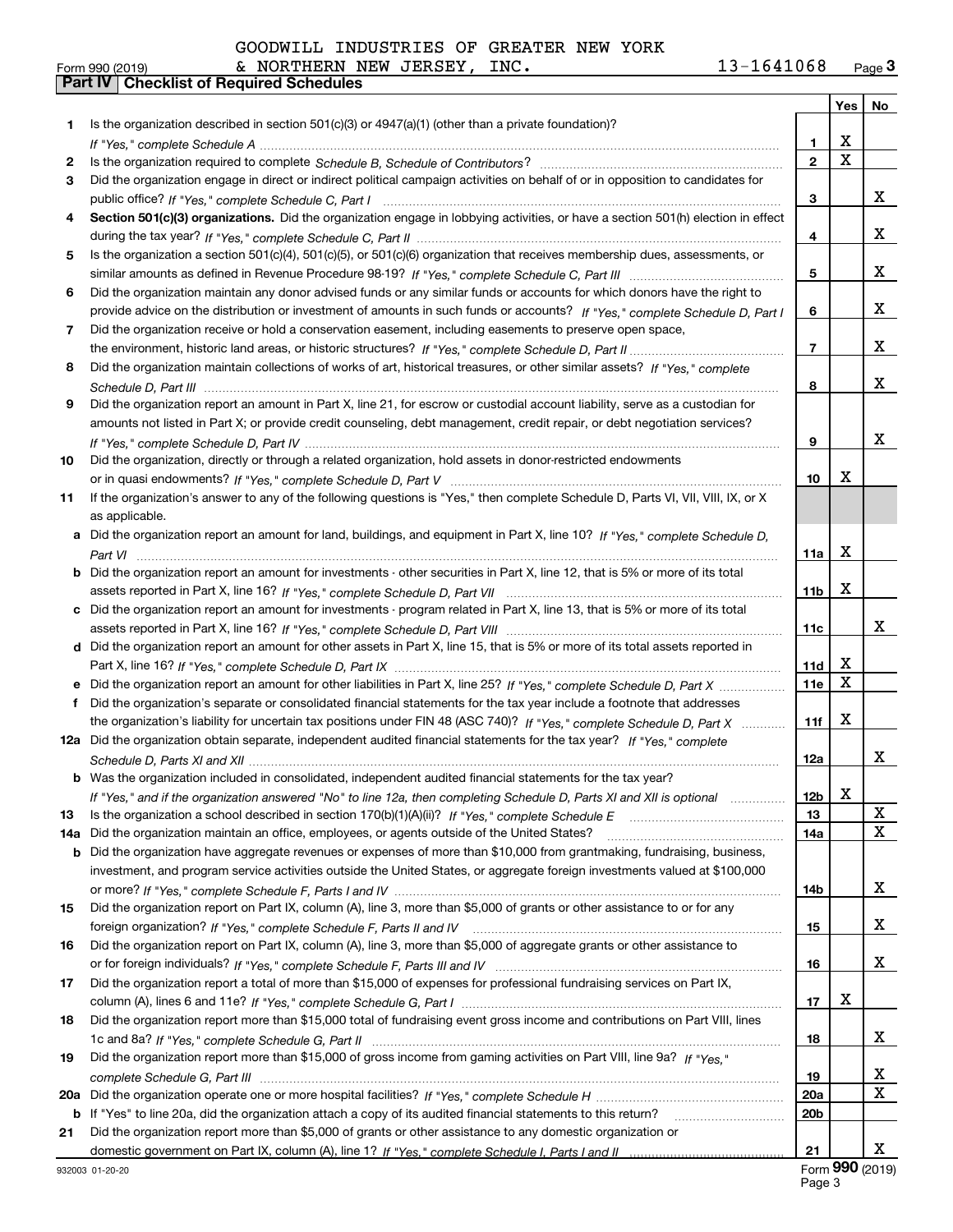GOODWILL INDUSTRIES OF GREATER NEW YORK & NORTHERN NEW JERSEY, INC. 13-1641068

Form 990 (2019) Page **3**

**Part IV | Checklist of Required Schedules**

| | | | Yes | No |
|---|---|---|---|---|
| **1** | Is the organization described in section 501(c)(3) or 4947(a)(1) (other than a private foundation)? *If "Yes," complete Schedule A* | **1** | X | |
| **2** | Is the organization required to complete *Schedule B, Schedule of Contributors*? | **2** | X | |
| **3** | Did the organization engage in direct or indirect political campaign activities on behalf of or in opposition to candidates for public office? *If "Yes," complete Schedule C, Part I* | **3** | | X |
| **4** | **Section 501(c)(3) organizations.** Did the organization engage in lobbying activities, or have a section 501(h) election in effect during the tax year? *If "Yes," complete Schedule C, Part II* | **4** | | X |
| **5** | Is the organization a section 501(c)(4), 501(c)(5), or 501(c)(6) organization that receives membership dues, assessments, or similar amounts as defined in Revenue Procedure 98-19? *If "Yes," complete Schedule C, Part III* | **5** | | X |
| **6** | Did the organization maintain any donor advised funds or any similar funds or accounts for which donors have the right to provide advice on the distribution or investment of amounts in such funds or accounts? *If "Yes," complete Schedule D, Part I* | **6** | | X |
| **7** | Did the organization receive or hold a conservation easement, including easements to preserve open space, the environment, historic land areas, or historic structures? *If "Yes," complete Schedule D, Part II* | **7** | | X |
| **8** | Did the organization maintain collections of works of art, historical treasures, or other similar assets? *If "Yes," complete Schedule D, Part III* | **8** | | X |
| **9** | Did the organization report an amount in Part X, line 21, for escrow or custodial account liability, serve as a custodian for amounts not listed in Part X; or provide credit counseling, debt management, credit repair, or debt negotiation services? *If "Yes," complete Schedule D, Part IV* | **9** | | X |
| **10** | Did the organization, directly or through a related organization, hold assets in donor-restricted endowments or in quasi endowments? *If "Yes," complete Schedule D, Part V* | **10** | X | |
| **11** | If the organization's answer to any of the following questions is "Yes," then complete Schedule D, Parts VI, VII, VIII, IX, or X as applicable. | | | |
| **a** | Did the organization report an amount for land, buildings, and equipment in Part X, line 10? *If "Yes," complete Schedule D, Part VI* | **11a** | X | |
| **b** | Did the organization report an amount for investments - other securities in Part X, line 12, that is 5% or more of its total assets reported in Part X, line 16? *If "Yes," complete Schedule D, Part VII* | **11b** | X | |
| **c** | Did the organization report an amount for investments - program related in Part X, line 13, that is 5% or more of its total assets reported in Part X, line 16? *If "Yes," complete Schedule D, Part VIII* | **11c** | | X |
| **d** | Did the organization report an amount for other assets in Part X, line 15, that is 5% or more of its total assets reported in Part X, line 16? *If "Yes," complete Schedule D, Part IX* | **11d** | X | |
| **e** | Did the organization report an amount for other liabilities in Part X, line 25? *If "Yes," complete Schedule D, Part X* | **11e** | X | |
| **f** | Did the organization's separate or consolidated financial statements for the tax year include a footnote that addresses the organization's liability for uncertain tax positions under FIN 48 (ASC 740)? *If "Yes," complete Schedule D, Part X* | **11f** | X | |
| **12a** | Did the organization obtain separate, independent audited financial statements for the tax year? *If "Yes," complete Schedule D, Parts XI and XII* | **12a** | | X |
| **b** | Was the organization included in consolidated, independent audited financial statements for the tax year? *If "Yes," and if the organization answered "No" to line 12a, then completing Schedule D, Parts XI and XII is optional* | **12b** | X | |
| **13** | Is the organization a school described in section 170(b)(1)(A)(ii)? *If "Yes," complete Schedule E* | **13** | | X |
| **14a** | Did the organization maintain an office, employees, or agents outside of the United States? | **14a** | | X |
| **b** | Did the organization have aggregate revenues or expenses of more than $10,000 from grantmaking, fundraising, business, investment, and program service activities outside the United States, or aggregate foreign investments valued at $100,000 or more? *If "Yes," complete Schedule F, Parts I and IV* | **14b** | | X |
| **15** | Did the organization report on Part IX, column (A), line 3, more than $5,000 of grants or other assistance to or for any foreign organization? *If "Yes," complete Schedule F, Parts II and IV* | **15** | | X |
| **16** | Did the organization report on Part IX, column (A), line 3, more than $5,000 of aggregate grants or other assistance to or for foreign individuals? *If "Yes," complete Schedule F, Parts III and IV* | **16** | | X |
| **17** | Did the organization report a total of more than $15,000 of expenses for professional fundraising services on Part IX, column (A), lines 6 and 11e? *If "Yes," complete Schedule G, Part I* | **17** | X | |
| **18** | Did the organization report more than $15,000 total of fundraising event gross income and contributions on Part VIII, lines 1c and 8a? *If "Yes," complete Schedule G, Part II* | **18** | | X |
| **19** | Did the organization report more than $15,000 of gross income from gaming activities on Part VIII, line 9a? *If "Yes," complete Schedule G, Part III* | **19** | | X |
| **20a** | Did the organization operate one or more hospital facilities? *If "Yes," complete Schedule H* | **20a** | | X |
| **b** | If "Yes" to line 20a, did the organization attach a copy of its audited financial statements to this return? | **20b** | | |
| **21** | Did the organization report more than $5,000 of grants or other assistance to any domestic organization or domestic government on Part IX, column (A), line 1? *If "Yes," complete Schedule I, Parts I and II* | **21** | | X |

932003 01-20-20 Form **990** (2019)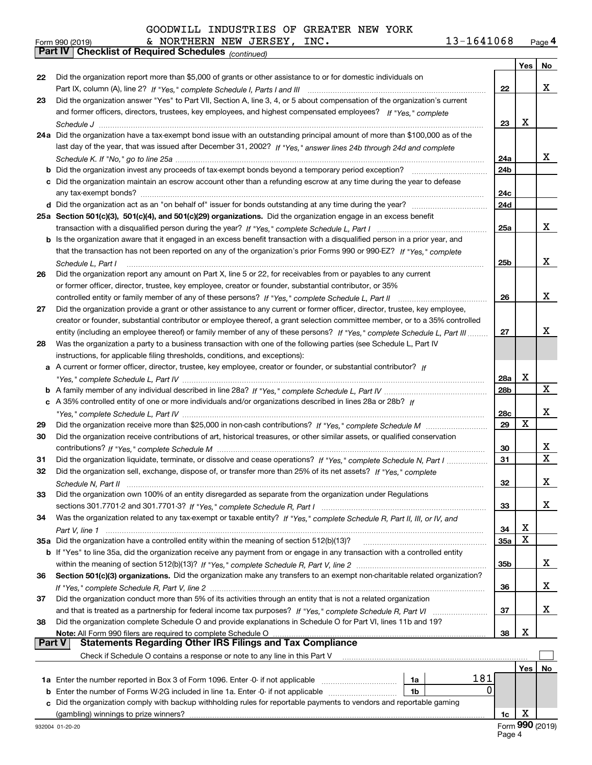GOODWILL INDUSTRIES OF GREATER NEW YORK & NORTHERN NEW JERSEY, INC. 13-1641068

Form 990 (2019) Page 4

**Part IV Checklist of Required Schedules** *(continued)*

| | | | Yes | No |
|---|---|---|---|---|
| 22 | Did the organization report more than $5,000 of grants or other assistance to or for domestic individuals on Part IX, column (A), line 2? *If "Yes," complete Schedule I, Parts I and III* | 22 | | X |
| 23 | Did the organization answer "Yes" to Part VII, Section A, line 3, 4, or 5 about compensation of the organization's current and former officers, directors, trustees, key employees, and highest compensated employees? *If "Yes," complete Schedule J* | 23 | X | |
| 24a | Did the organization have a tax-exempt bond issue with an outstanding principal amount of more than $100,000 as of the last day of the year, that was issued after December 31, 2002? *If "Yes," answer lines 24b through 24d and complete Schedule K. If "No," go to line 25a* | 24a | | X |
| b | Did the organization invest any proceeds of tax-exempt bonds beyond a temporary period exception? | 24b | | |
| c | Did the organization maintain an escrow account other than a refunding escrow at any time during the year to defease any tax-exempt bonds? | 24c | | |
| d | Did the organization act as an "on behalf of" issuer for bonds outstanding at any time during the year? | 24d | | |
| 25a | **Section 501(c)(3), 501(c)(4), and 501(c)(29) organizations.** Did the organization engage in an excess benefit transaction with a disqualified person during the year? *If "Yes," complete Schedule L, Part I* | 25a | | X |
| b | Is the organization aware that it engaged in an excess benefit transaction with a disqualified person in a prior year, and that the transaction has not been reported on any of the organization's prior Forms 990 or 990-EZ? *If "Yes," complete Schedule L, Part I* | 25b | | X |
| 26 | Did the organization report any amount on Part X, line 5 or 22, for receivables from or payables to any current or former officer, director, trustee, key employee, creator or founder, substantial contributor, or 35% controlled entity or family member of any of these persons? *If "Yes," complete Schedule L, Part II* | 26 | | X |
| 27 | Did the organization provide a grant or other assistance to any current or former officer, director, trustee, key employee, creator or founder, substantial contributor or employee thereof, a grant selection committee member, or to a 35% controlled entity (including an employee thereof) or family member of any of these persons? *If "Yes," complete Schedule L, Part III* | 27 | | X |
| 28 | Was the organization a party to a business transaction with one of the following parties (see Schedule L, Part IV instructions, for applicable filing thresholds, conditions, and exceptions): | | | |
| a | A current or former officer, director, trustee, key employee, creator or founder, or substantial contributor? *If "Yes," complete Schedule L, Part IV* | 28a | X | |
| b | A family member of any individual described in line 28a? *If "Yes," complete Schedule L, Part IV* | 28b | | X |
| c | A 35% controlled entity of one or more individuals and/or organizations described in lines 28a or 28b? *If "Yes," complete Schedule L, Part IV* | 28c | | X |
| 29 | Did the organization receive more than $25,000 in non-cash contributions? *If "Yes," complete Schedule M* | 29 | X | |
| 30 | Did the organization receive contributions of art, historical treasures, or other similar assets, or qualified conservation contributions? *If "Yes," complete Schedule M* | 30 | | X |
| 31 | Did the organization liquidate, terminate, or dissolve and cease operations? *If "Yes," complete Schedule N, Part I* | 31 | | X |
| 32 | Did the organization sell, exchange, dispose of, or transfer more than 25% of its net assets? *If "Yes," complete Schedule N, Part II* | 32 | | X |
| 33 | Did the organization own 100% of an entity disregarded as separate from the organization under Regulations sections 301.7701-2 and 301.7701-3? *If "Yes," complete Schedule R, Part I* | 33 | | X |
| 34 | Was the organization related to any tax-exempt or taxable entity? *If "Yes," complete Schedule R, Part II, III, or IV, and Part V, line 1* | 34 | X | |
| 35a | Did the organization have a controlled entity within the meaning of section 512(b)(13)? | 35a | X | |
| b | If "Yes" to line 35a, did the organization receive any payment from or engage in any transaction with a controlled entity within the meaning of section 512(b)(13)? *If "Yes," complete Schedule R, Part V, line 2* | 35b | | X |
| 36 | **Section 501(c)(3) organizations.** Did the organization make any transfers to an exempt non-charitable related organization? *If "Yes," complete Schedule R, Part V, line 2* | 36 | | X |
| 37 | Did the organization conduct more than 5% of its activities through an entity that is not a related organization and that is treated as a partnership for federal income tax purposes? *If "Yes," complete Schedule R, Part VI* | 37 | | X |
| 38 | Did the organization complete Schedule O and provide explanations in Schedule O for Part VI, lines 11b and 19? **Note:** All Form 990 filers are required to complete Schedule O | 38 | X | |

**Part V Statements Regarding Other IRS Filings and Tax Compliance**

Check if Schedule O contains a response or note to any line in this Part V ☐

| | | | | | Yes | No |
|---|---|---|---|---|---|---|
| 1a | Enter the number reported in Box 3 of Form 1096. Enter -0- if not applicable | 1a | 181 | | | |
| b | Enter the number of Forms W-2G included in line 1a. Enter -0- if not applicable | 1b | 0 | | | |
| c | Did the organization comply with backup withholding rules for reportable payments to vendors and reportable gaming (gambling) winnings to prize winners? | | | 1c | X | |

932004 01-20-20 Form **990** (2019)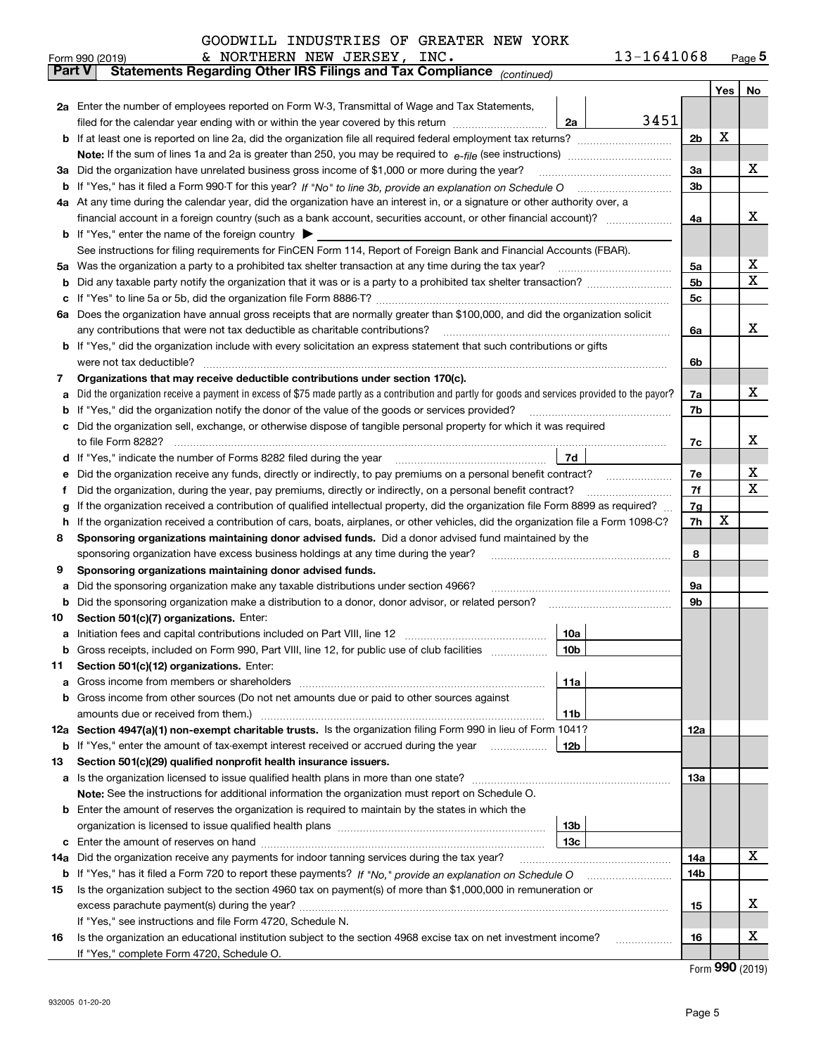GOODWILL INDUSTRIES OF GREATER NEW YORK & NORTHERN NEW JERSEY, INC. 13-1641068

Form 990 (2019)

## Part V Statements Regarding Other IRS Filings and Tax Compliance *(continued)*

| | | | | | Yes | No |
|---|---|---|---|---|---|---|
| **2a** | Enter the number of employees reported on Form W-3, Transmittal of Wage and Tax Statements, filed for the calendar year ending with or within the year covered by this return | 2a | 3451 | | | |
| **b** | If at least one is reported on line 2a, did the organization file all required federal employment tax returns? | | | 2b | X | |
| | **Note:** If the sum of lines 1a and 2a is greater than 250, you may be required to *e-file* (see instructions) | | | | | |
| **3a** | Did the organization have unrelated business gross income of $1,000 or more during the year? | | | 3a | | X |
| **b** | If "Yes," has it filed a Form 990-T for this year? *If "No" to line 3b, provide an explanation on Schedule O* | | | 3b | | |
| **4a** | At any time during the calendar year, did the organization have an interest in, or a signature or other authority over, a financial account in a foreign country (such as a bank account, securities account, or other financial account)? | | | 4a | | X |
| **b** | If "Yes," enter the name of the foreign country ▶ | | | | | |
| | See instructions for filing requirements for FinCEN Form 114, Report of Foreign Bank and Financial Accounts (FBAR). | | | | | |
| **5a** | Was the organization a party to a prohibited tax shelter transaction at any time during the tax year? | | | 5a | | X |
| **b** | Did any taxable party notify the organization that it was or is a party to a prohibited tax shelter transaction? | | | 5b | | X |
| **c** | If "Yes" to line 5a or 5b, did the organization file Form 8886-T? | | | 5c | | |
| **6a** | Does the organization have annual gross receipts that are normally greater than $100,000, and did the organization solicit any contributions that were not tax deductible as charitable contributions? | | | 6a | | X |
| **b** | If "Yes," did the organization include with every solicitation an express statement that such contributions or gifts were not tax deductible? | | | 6b | | |
| **7** | **Organizations that may receive deductible contributions under section 170(c).** | | | | | |
| **a** | Did the organization receive a payment in excess of $75 made partly as a contribution and partly for goods and services provided to the payor? | | | 7a | | X |
| **b** | If "Yes," did the organization notify the donor of the value of the goods or services provided? | | | 7b | | |
| **c** | Did the organization sell, exchange, or otherwise dispose of tangible personal property for which it was required to file Form 8282? | | | 7c | | X |
| **d** | If "Yes," indicate the number of Forms 8282 filed during the year | 7d | | | | |
| **e** | Did the organization receive any funds, directly or indirectly, to pay premiums on a personal benefit contract? | | | 7e | | X |
| **f** | Did the organization, during the year, pay premiums, directly or indirectly, on a personal benefit contract? | | | 7f | | X |
| **g** | If the organization received a contribution of qualified intellectual property, did the organization file Form 8899 as required? | | | 7g | | |
| **h** | If the organization received a contribution of cars, boats, airplanes, or other vehicles, did the organization file a Form 1098-C? | | | 7h | X | |
| **8** | **Sponsoring organizations maintaining donor advised funds.** Did a donor advised fund maintained by the sponsoring organization have excess business holdings at any time during the year? | | | 8 | | |
| **9** | **Sponsoring organizations maintaining donor advised funds.** | | | | | |
| **a** | Did the sponsoring organization make any taxable distributions under section 4966? | | | 9a | | |
| **b** | Did the sponsoring organization make a distribution to a donor, donor advisor, or related person? | | | 9b | | |
| **10** | **Section 501(c)(7) organizations.** Enter: | | | | | |
| **a** | Initiation fees and capital contributions included on Part VIII, line 12 | 10a | | | | |
| **b** | Gross receipts, included on Form 990, Part VIII, line 12, for public use of club facilities | 10b | | | | |
| **11** | **Section 501(c)(12) organizations.** Enter: | | | | | |
| **a** | Gross income from members or shareholders | 11a | | | | |
| **b** | Gross income from other sources (Do not net amounts due or paid to other sources against amounts due or received from them.) | 11b | | | | |
| **12a** | **Section 4947(a)(1) non-exempt charitable trusts.** Is the organization filing Form 990 in lieu of Form 1041? | | | 12a | | |
| **b** | If "Yes," enter the amount of tax-exempt interest received or accrued during the year | 12b | | | | |
| **13** | **Section 501(c)(29) qualified nonprofit health insurance issuers.** | | | | | |
| **a** | Is the organization licensed to issue qualified health plans in more than one state? | | | 13a | | |
| | **Note:** See the instructions for additional information the organization must report on Schedule O. | | | | | |
| **b** | Enter the amount of reserves the organization is required to maintain by the states in which the organization is licensed to issue qualified health plans | 13b | | | | |
| **c** | Enter the amount of reserves on hand | 13c | | | | |
| **14a** | Did the organization receive any payments for indoor tanning services during the tax year? | | | 14a | | X |
| **b** | If "Yes," has it filed a Form 720 to report these payments? *If "No," provide an explanation on Schedule O* | | | 14b | | |
| **15** | Is the organization subject to the section 4960 tax on payment(s) of more than $1,000,000 in remuneration or excess parachute payment(s) during the year? | | | 15 | | X |
| | If "Yes," see instructions and file Form 4720, Schedule N. | | | | | |
| **16** | Is the organization an educational institution subject to the section 4968 excise tax on net investment income? | | | 16 | | X |
| | If "Yes," complete Form 4720, Schedule O. | | | | | |

Form **990** (2019)

932005 01-20-20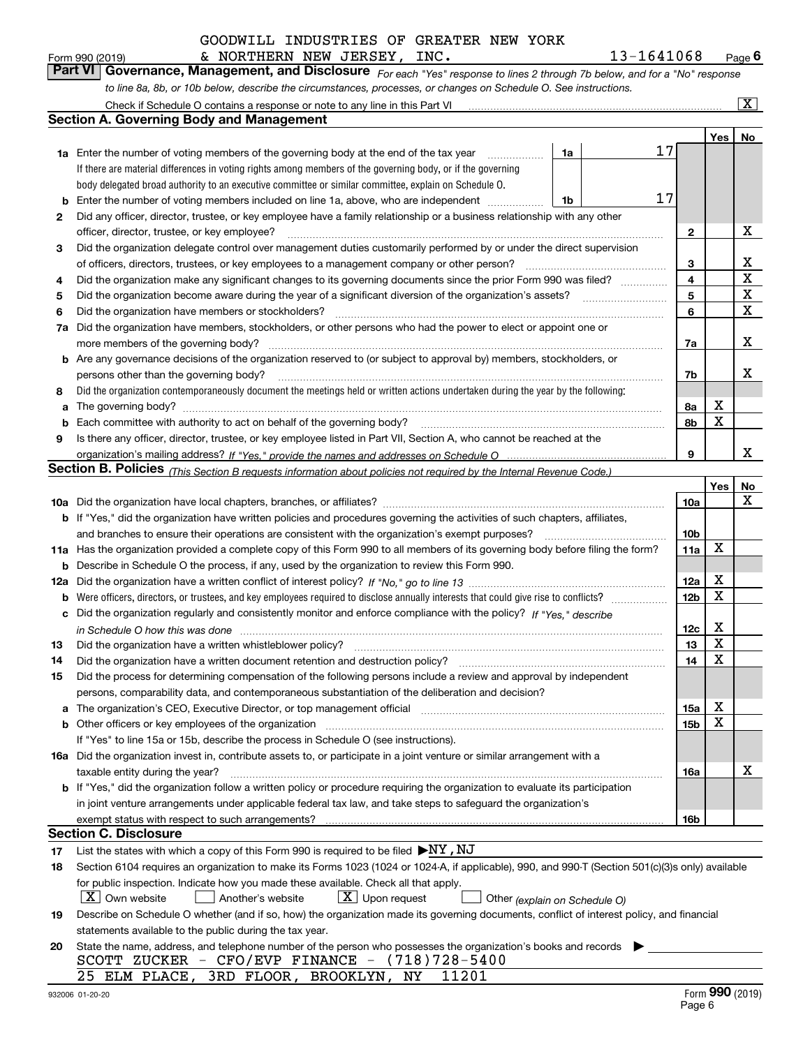GOODWILL INDUSTRIES OF GREATER NEW YORK
Form 990 (2019) & NORTHERN NEW JERSEY, INC. 13-1641068 Page 6

**Part VI Governance, Management, and Disclosure** *For each "Yes" response to lines 2 through 7b below, and for a "No" response to line 8a, 8b, or 10b below, describe the circumstances, processes, or changes on Schedule O. See instructions.*

Check if Schedule O contains a response or note to any line in this Part VI ..... [X]

## Section A. Governing Body and Management

| | | | | | Yes | No |
|---|---|---|---|---|---|---|
| 1a | Enter the number of voting members of the governing body at the end of the tax year. If there are material differences in voting rights among members of the governing body, or if the governing body delegated broad authority to an executive committee or similar committee, explain on Schedule O. | 1a | 17 | | | |
| b | Enter the number of voting members included on line 1a, above, who are independent | 1b | 17 | | | |
| 2 | Did any officer, director, trustee, or key employee have a family relationship or a business relationship with any other officer, director, trustee, or key employee? | | | 2 | | X |
| 3 | Did the organization delegate control over management duties customarily performed by or under the direct supervision of officers, directors, trustees, or key employees to a management company or other person? | | | 3 | | X |
| 4 | Did the organization make any significant changes to its governing documents since the prior Form 990 was filed? | | | 4 | | X |
| 5 | Did the organization become aware during the year of a significant diversion of the organization's assets? | | | 5 | | X |
| 6 | Did the organization have members or stockholders? | | | 6 | | X |
| 7a | Did the organization have members, stockholders, or other persons who had the power to elect or appoint one or more members of the governing body? | | | 7a | | X |
| b | Are any governance decisions of the organization reserved to (or subject to approval by) members, stockholders, or persons other than the governing body? | | | 7b | | X |
| 8 | Did the organization contemporaneously document the meetings held or written actions undertaken during the year by the following: | | | | | |
| a | The governing body? | | | 8a | X | |
| b | Each committee with authority to act on behalf of the governing body? | | | 8b | X | |
| 9 | Is there any officer, director, trustee, or key employee listed in Part VII, Section A, who cannot be reached at the organization's mailing address? *If "Yes," provide the names and addresses on Schedule O* | | | 9 | | X |

## Section B. Policies *(This Section B requests information about policies not required by the Internal Revenue Code.)*

| | | | Yes | No |
|---|---|---|---|---|
| 10a | Did the organization have local chapters, branches, or affiliates? | 10a | | X |
| b | If "Yes," did the organization have written policies and procedures governing the activities of such chapters, affiliates, and branches to ensure their operations are consistent with the organization's exempt purposes? | 10b | | |
| 11a | Has the organization provided a complete copy of this Form 990 to all members of its governing body before filing the form? | 11a | X | |
| b | Describe in Schedule O the process, if any, used by the organization to review this Form 990. | | | |
| 12a | Did the organization have a written conflict of interest policy? *If "No," go to line 13* | 12a | X | |
| b | Were officers, directors, or trustees, and key employees required to disclose annually interests that could give rise to conflicts? | 12b | X | |
| c | Did the organization regularly and consistently monitor and enforce compliance with the policy? *If "Yes," describe in Schedule O how this was done* | 12c | X | |
| 13 | Did the organization have a written whistleblower policy? | 13 | X | |
| 14 | Did the organization have a written document retention and destruction policy? | 14 | X | |
| 15 | Did the process for determining compensation of the following persons include a review and approval by independent persons, comparability data, and contemporaneous substantiation of the deliberation and decision? | | | |
| a | The organization's CEO, Executive Director, or top management official | 15a | X | |
| b | Other officers or key employees of the organization | 15b | X | |
| | If "Yes" to line 15a or 15b, describe the process in Schedule O (see instructions). | | | |
| 16a | Did the organization invest in, contribute assets to, or participate in a joint venture or similar arrangement with a taxable entity during the year? | 16a | | X |
| b | If "Yes," did the organization follow a written policy or procedure requiring the organization to evaluate its participation in joint venture arrangements under applicable federal tax law, and take steps to safeguard the organization's exempt status with respect to such arrangements? | 16b | | |

## Section C. Disclosure

17 List the states with which a copy of this Form 990 is required to be filed ▶NY,NJ

18 Section 6104 requires an organization to make its Forms 1023 (1024 or 1024-A, if applicable), 990, and 990-T (Section 501(c)(3)s only) available for public inspection. Indicate how you made these available. Check all that apply.

[X] Own website [ ] Another's website [X] Upon request [ ] Other *(explain on Schedule O)*

19 Describe on Schedule O whether (and if so, how) the organization made its governing documents, conflict of interest policy, and financial statements available to the public during the tax year.

20 State the name, address, and telephone number of the person who possesses the organization's books and records ▶

SCOTT ZUCKER - CFO/EVP FINANCE - (718)728-5400
25 ELM PLACE, 3RD FLOOR, BROOKLYN, NY 11201

932006 01-20-20 Form **990** (2019)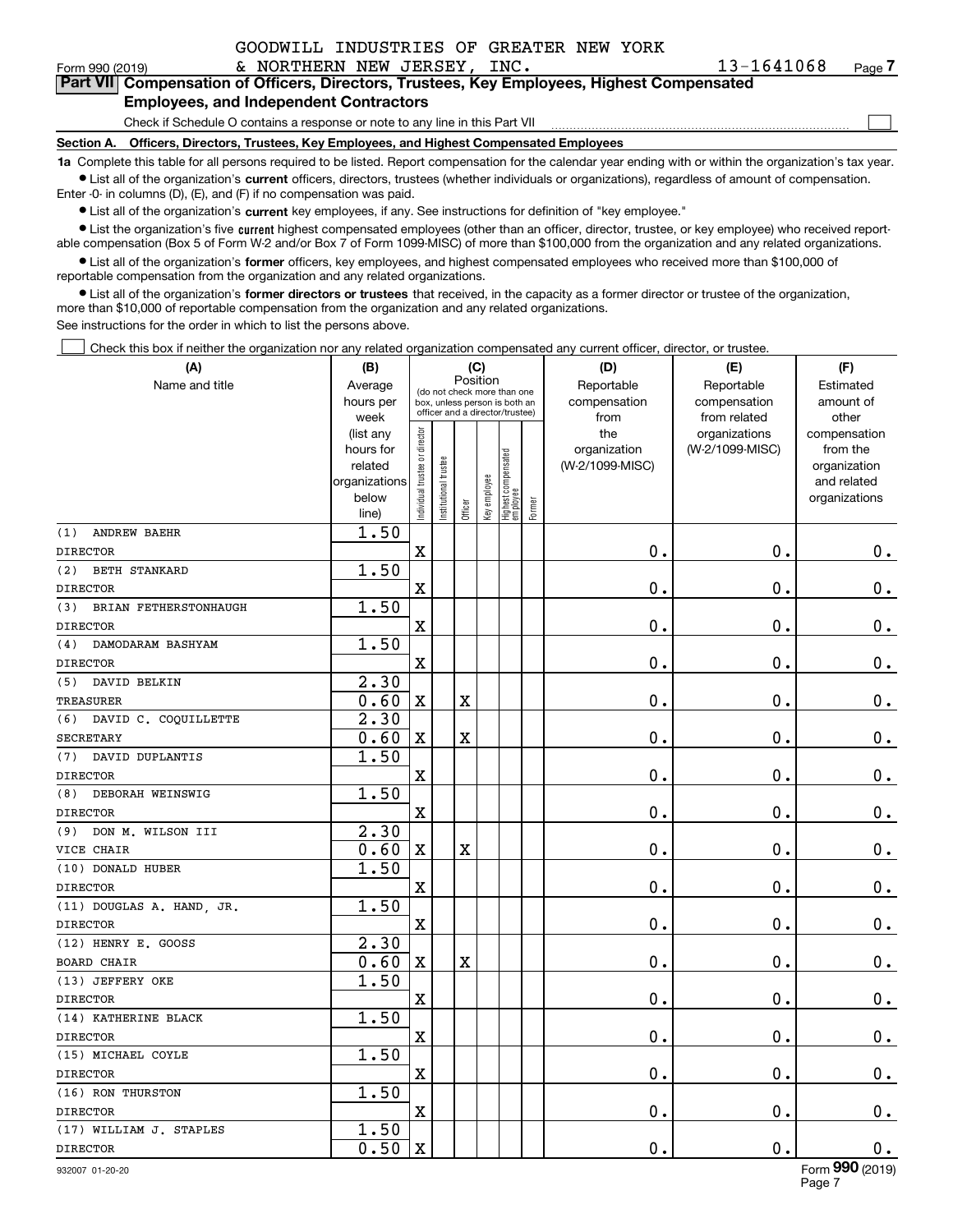GOODWILL INDUSTRIES OF GREATER NEW YORK & NORTHERN NEW JERSEY, INC. 13-1641068

Form 990 (2019) Page 7

## Part VII Compensation of Officers, Directors, Trustees, Key Employees, Highest Compensated Employees, and Independent Contractors

Check if Schedule O contains a response or note to any line in this Part VII

### Section A. Officers, Directors, Trustees, Key Employees, and Highest Compensated Employees

**1a** Complete this table for all persons required to be listed. Report compensation for the calendar year ending with or within the organization's tax year.

- List all of the organization's **current** officers, directors, trustees (whether individuals or organizations), regardless of amount of compensation. Enter -0- in columns (D), (E), and (F) if no compensation was paid.
- List all of the organization's **current** key employees, if any. See instructions for definition of "key employee."
- List the organization's five **current** highest compensated employees (other than an officer, director, trustee, or key employee) who received reportable compensation (Box 5 of Form W-2 and/or Box 7 of Form 1099-MISC) of more than $100,000 from the organization and any related organizations.
- List all of the organization's **former** officers, key employees, and highest compensated employees who received more than $100,000 of reportable compensation from the organization and any related organizations.
- List all of the organization's **former directors or trustees** that received, in the capacity as a former director or trustee of the organization, more than $10,000 of reportable compensation from the organization and any related organizations.

See instructions for the order in which to list the persons above.

Check this box if neither the organization nor any related organization compensated any current officer, director, or trustee.

| (A) Name and title | (B) Average hours per week (list any hours for related organizations below line) | (C) Individual trustee or director | Institutional trustee | Officer | Key employee | Highest compensated employee | Former | (D) Reportable compensation from the organization (W-2/1099-MISC) | (E) Reportable compensation from related organizations (W-2/1099-MISC) | (F) Estimated amount of other compensation from the organization and related organizations |
|---|---|---|---|---|---|---|---|---|---|---|
| (1) ANDREW BAEHR<br>DIRECTOR | 1.50 | X | | | | | | 0. | 0. | 0. |
| (2) BETH STANKARD<br>DIRECTOR | 1.50 | X | | | | | | 0. | 0. | 0. |
| (3) BRIAN FETHERSTONHAUGH<br>DIRECTOR | 1.50 | X | | | | | | 0. | 0. | 0. |
| (4) DAMODARAM BASHYAM<br>DIRECTOR | 1.50 | X | | | | | | 0. | 0. | 0. |
| (5) DAVID BELKIN<br>TREASURER | 2.30<br>0.60 | X | | X | | | | 0. | 0. | 0. |
| (6) DAVID C. COQUILLETTE<br>SECRETARY | 2.30<br>0.60 | X | | X | | | | 0. | 0. | 0. |
| (7) DAVID DUPLANTIS<br>DIRECTOR | 1.50 | X | | | | | | 0. | 0. | 0. |
| (8) DEBORAH WEINSWIG<br>DIRECTOR | 1.50 | X | | | | | | 0. | 0. | 0. |
| (9) DON M. WILSON III<br>VICE CHAIR | 2.30<br>0.60 | X | | X | | | | 0. | 0. | 0. |
| (10) DONALD HUBER<br>DIRECTOR | 1.50 | X | | | | | | 0. | 0. | 0. |
| (11) DOUGLAS A. HAND, JR.<br>DIRECTOR | 1.50 | X | | | | | | 0. | 0. | 0. |
| (12) HENRY E. GOOSS<br>BOARD CHAIR | 2.30<br>0.60 | X | | X | | | | 0. | 0. | 0. |
| (13) JEFFERY OKE<br>DIRECTOR | 1.50 | X | | | | | | 0. | 0. | 0. |
| (14) KATHERINE BLACK<br>DIRECTOR | 1.50 | X | | | | | | 0. | 0. | 0. |
| (15) MICHAEL COYLE<br>DIRECTOR | 1.50 | X | | | | | | 0. | 0. | 0. |
| (16) RON THURSTON<br>DIRECTOR | 1.50 | X | | | | | | 0. | 0. | 0. |
| (17) WILLIAM J. STAPLES<br>DIRECTOR | 1.50<br>0.50 | X | | | | | | 0. | 0. | 0. |

932007 01-20-20 Form 990 (2019)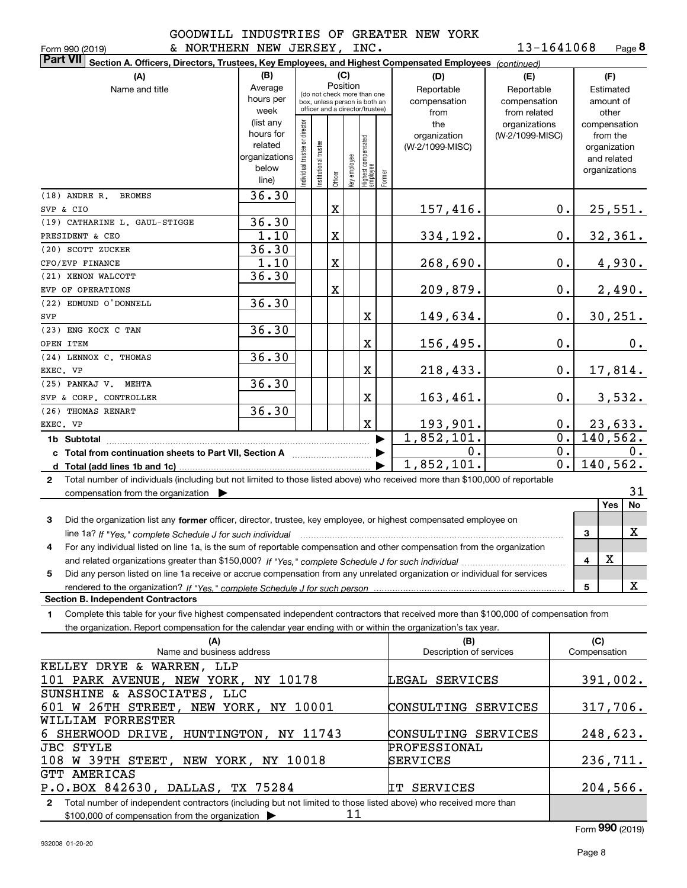GOODWILL INDUSTRIES OF GREATER NEW YORK & NORTHERN NEW JERSEY, INC. 13-1641068

Form 990 (2019) Page 8

**Part VII Section A. Officers, Directors, Trustees, Key Employees, and Highest Compensated Employees** *(continued)*

| (A) Name and title | (B) Average hours per week (list any hours for related organizations below line) | Individual trustee or director | Institutional trustee | Officer | Key employee | Highest compensated employee | Former | (D) Reportable compensation from the organization (W-2/1099-MISC) | (E) Reportable compensation from related organizations (W-2/1099-MISC) | (F) Estimated amount of other compensation from the organization and related organizations |
|---|---|---|---|---|---|---|---|---|---|---|
| (18) ANDRE R. BROMES<br>SVP & CIO | 36.30 | | | X | | | | 157,416. | 0. | 25,551. |
| (19) CATHARINE L. GAUL-STIGGE<br>PRESIDENT & CEO | 36.30<br>1.10 | | | X | | | | 334,192. | 0. | 32,361. |
| (20) SCOTT ZUCKER<br>CFO/EVP FINANCE | 36.30<br>1.10 | | | X | | | | 268,690. | 0. | 4,930. |
| (21) XENON WALCOTT<br>EVP OF OPERATIONS | 36.30 | | | X | | | | 209,879. | 0. | 2,490. |
| (22) EDMUND O'DONNELL<br>SVP | 36.30 | | | | | X | | 149,634. | 0. | 30,251. |
| (23) ENG KOCK C TAN<br>OPEN ITEM | 36.30 | | | | | X | | 156,495. | 0. | 0. |
| (24) LENNOX C. THOMAS<br>EXEC. VP | 36.30 | | | | | X | | 218,433. | 0. | 17,814. |
| (25) PANKAJ V. MEHTA<br>SVP & CORP. CONTROLLER | 36.30 | | | | | X | | 163,461. | 0. | 3,532. |
| (26) THOMAS RENART<br>EXEC. VP | 36.30 | | | | | X | | 193,901. | 0. | 23,633. |
| 1b Subtotal | | | | | | | | 1,852,101. | 0. | 140,562. |
| c Total from continuation sheets to Part VII, Section A | | | | | | | | 0. | 0. | 0. |
| d Total (add lines 1b and 1c) | | | | | | | | 1,852,101. | 0. | 140,562. |

2 Total number of individuals (including but not limited to those listed above) who received more than $100,000 of reportable compensation from the organization ▶ 31

| | | | Yes | No |
|---|---|---|---|---|
| 3 | Did the organization list any **former** officer, director, trustee, key employee, or highest compensated employee on line 1a? *If "Yes," complete Schedule J for such individual* | 3 | | X |
| 4 | For any individual listed on line 1a, is the sum of reportable compensation and other compensation from the organization and related organizations greater than $150,000? *If "Yes," complete Schedule J for such individual* | 4 | X | |
| 5 | Did any person listed on line 1a receive or accrue compensation from any unrelated organization or individual for services rendered to the organization? *If "Yes," complete Schedule J for such person* | 5 | | X |

**Section B. Independent Contractors**

1 Complete this table for your five highest compensated independent contractors that received more than $100,000 of compensation from the organization. Report compensation for the calendar year ending with or within the organization's tax year.

| (A) Name and business address | (B) Description of services | (C) Compensation |
|---|---|---|
| KELLEY DRYE & WARREN, LLP<br>101 PARK AVENUE, NEW YORK, NY 10178 | LEGAL SERVICES | 391,002. |
| SUNSHINE & ASSOCIATES, LLC<br>601 W 26TH STREET, NEW YORK, NY 10001 | CONSULTING SERVICES | 317,706. |
| WILLIAM FORRESTER<br>6 SHERWOOD DRIVE, HUNTINGTON, NY 11743 | CONSULTING SERVICES | 248,623. |
| JBC STYLE<br>108 W 39TH STEET, NEW YORK, NY 10018 | PROFESSIONAL SERVICES | 236,711. |
| GTT AMERICAS<br>P.O.BOX 842630, DALLAS, TX 75284 | IT SERVICES | 204,566. |

2 Total number of independent contractors (including but not limited to those listed above) who received more than $100,000 of compensation from the organization ▶ 11

Form **990** (2019)

932008 01-20-20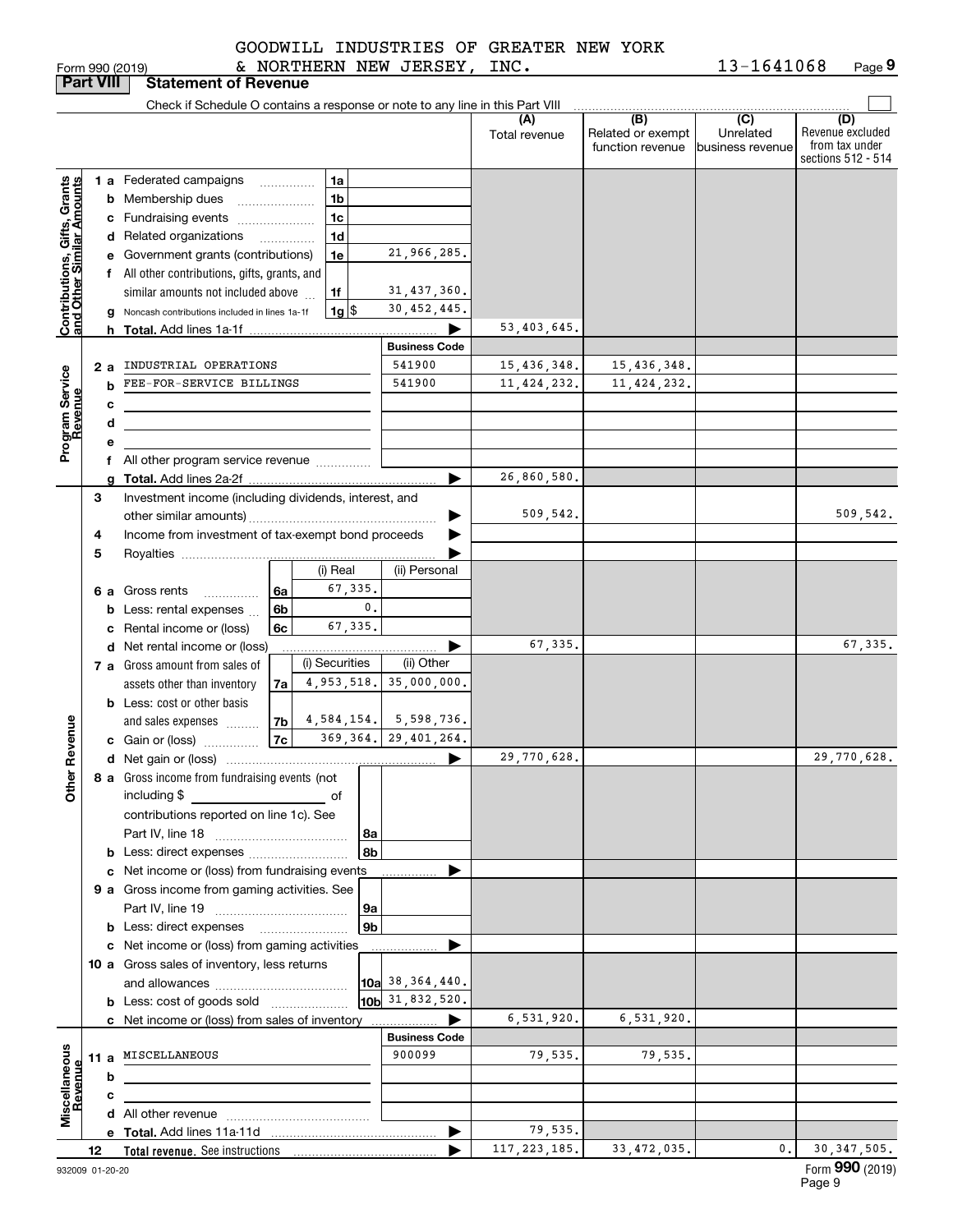GOODWILL INDUSTRIES OF GREATER NEW YORK & NORTHERN NEW JERSEY, INC. 13-1641068

Form 990 (2019) Page 9

**Part VIII Statement of Revenue**

Check if Schedule O contains a response or note to any line in this Part VIII

| | | | (A) Total revenue | (B) Related or exempt function revenue | (C) Unrelated business revenue | (D) Revenue excluded from tax under sections 512 - 514 |
|---|---|---|---|---|---|---|
| **Contributions, Gifts, Grants and Other Similar Amounts** | 1a Federated campaigns | 1a | | | | |
| | b Membership dues | 1b | | | | |
| | c Fundraising events | 1c | | | | |
| | d Related organizations | 1d | | | | |
| | e Government grants (contributions) | 1e 21,966,285. | | | | |
| | f All other contributions, gifts, grants, and similar amounts not included above | 1f 31,437,360. | | | | |
| | g Noncash contributions included in lines 1a-1f | 1g $ 30,452,445. | | | | |
| | h **Total.** Add lines 1a-1f | | 53,403,645. | | | |
| **Program Service Revenue** | | **Business Code** | | | | |
| | 2a INDUSTRIAL OPERATIONS | 541900 | 15,436,348. | 15,436,348. | | |
| | b FEE-FOR-SERVICE BILLINGS | 541900 | 11,424,232. | 11,424,232. | | |
| | c | | | | | |
| | d | | | | | |
| | e | | | | | |
| | f All other program service revenue | | | | | |
| | g **Total.** Add lines 2a-2f | | 26,860,580. | | | |
| **Other Revenue** | 3 Investment income (including dividends, interest, and other similar amounts) | | 509,542. | | | 509,542. |
| | 4 Income from investment of tax-exempt bond proceeds | | | | | |
| | 5 Royalties | | | | | |
| | 6a Gross rents — 6a (i) Real: 67,335. (ii) Personal: | | | | | |
| | b Less: rental expenses — 6b (i) Real: 0. | | | | | |
| | c Rental income or (loss) — 6c (i) Real: 67,335. | | | | | |
| | d Net rental income or (loss) | | 67,335. | | | 67,335. |
| | 7a Gross amount from sales of assets other than inventory — 7a (i) Securities: 4,953,518. (ii) Other: 35,000,000. | | | | | |
| | b Less: cost or other basis and sales expenses — 7b (i) Securities: 4,584,154. (ii) Other: 5,598,736. | | | | | |
| | c Gain or (loss) — 7c (i) Securities: 369,364. (ii) Other: 29,401,264. | | | | | |
| | d Net gain or (loss) | | 29,770,628. | | | 29,770,628. |
| | 8a Gross income from fundraising events (not including $ of contributions reported on line 1c). See Part IV, line 18 | 8a | | | | |
| | b Less: direct expenses | 8b | | | | |
| | c Net income or (loss) from fundraising events | | | | | |
| | 9a Gross income from gaming activities. See Part IV, line 19 | 9a | | | | |
| | b Less: direct expenses | 9b | | | | |
| | c Net income or (loss) from gaming activities | | | | | |
| | 10a Gross sales of inventory, less returns and allowances | 10a 38,364,440. | | | | |
| | b Less: cost of goods sold | 10b 31,832,520. | | | | |
| | c Net income or (loss) from sales of inventory | | 6,531,920. | 6,531,920. | | |
| **Miscellaneous Revenue** | | **Business Code** | | | | |
| | 11a MISCELLANEOUS | 900099 | 79,535. | 79,535. | | |
| | b | | | | | |
| | c | | | | | |
| | d All other revenue | | | | | |
| | e **Total.** Add lines 11a-11d | | 79,535. | | | |
| | 12 **Total revenue.** See instructions | | 117,223,185. | 33,472,035. | 0. | 30,347,505. |

932009 01-20-20 Form **990** (2019)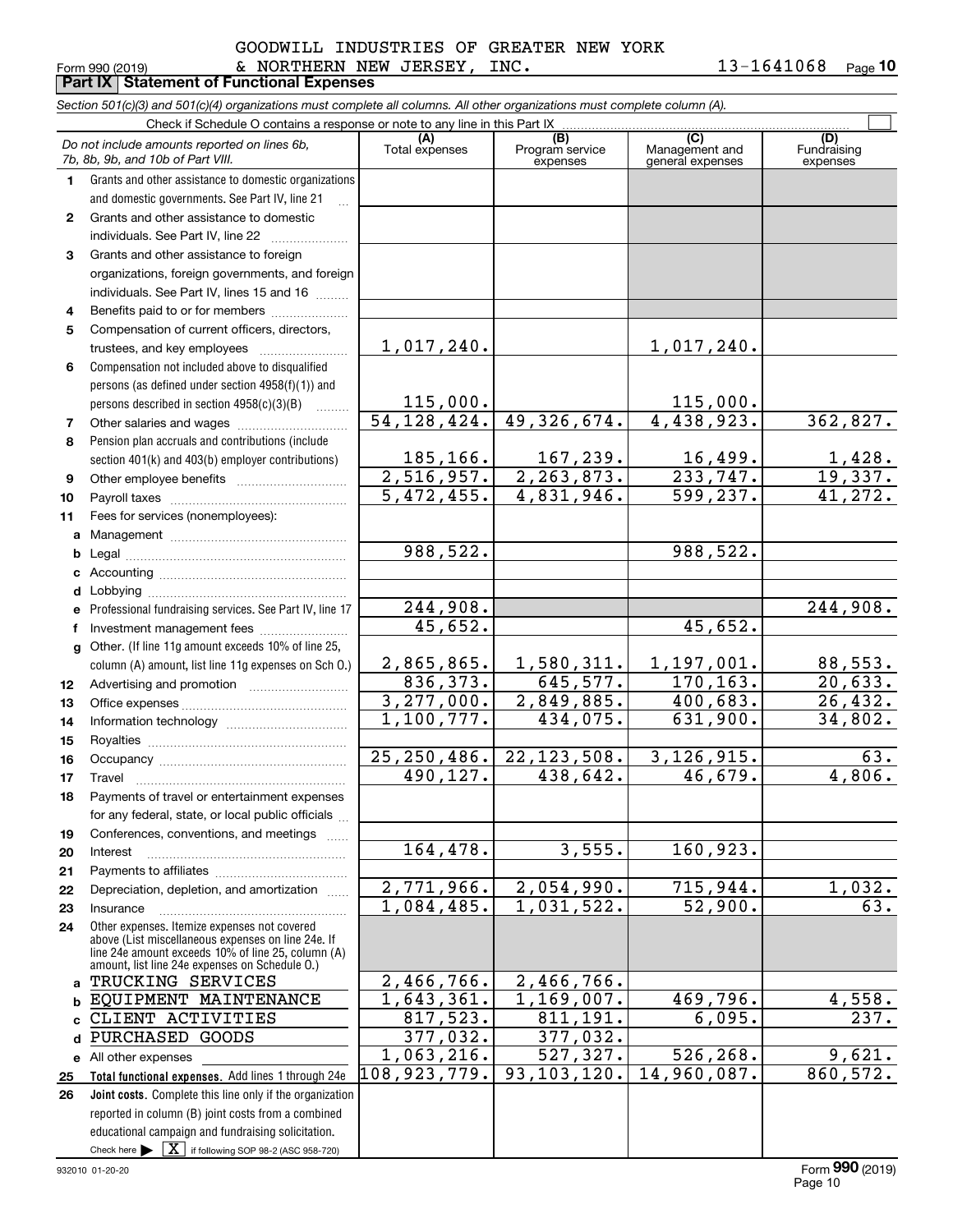GOODWILL INDUSTRIES OF GREATER NEW YORK & NORTHERN NEW JERSEY, INC. 13-1641068

Form 990 (2019)

**Part IX Statement of Functional Expenses**

*Section 501(c)(3) and 501(c)(4) organizations must complete all columns. All other organizations must complete column (A).*

Check if Schedule O contains a response or note to any line in this Part IX ☐

| | *Do not include amounts reported on lines 6b, 7b, 8b, 9b, and 10b of Part VIII.* | (A) Total expenses | (B) Program service expenses | (C) Management and general expenses | (D) Fundraising expenses |
|---|---|---|---|---|---|
| 1 | Grants and other assistance to domestic organizations and domestic governments. See Part IV, line 21 | | | | |
| 2 | Grants and other assistance to domestic individuals. See Part IV, line 22 | | | | |
| 3 | Grants and other assistance to foreign organizations, foreign governments, and foreign individuals. See Part IV, lines 15 and 16 | | | | |
| 4 | Benefits paid to or for members | | | | |
| 5 | Compensation of current officers, directors, trustees, and key employees | 1,017,240. | | 1,017,240. | |
| 6 | Compensation not included above to disqualified persons (as defined under section 4958(f)(1)) and persons described in section 4958(c)(3)(B) | 115,000. | | 115,000. | |
| 7 | Other salaries and wages | 54,128,424. | 49,326,674. | 4,438,923. | 362,827. |
| 8 | Pension plan accruals and contributions (include section 401(k) and 403(b) employer contributions) | 185,166. | 167,239. | 16,499. | 1,428. |
| 9 | Other employee benefits | 2,516,957. | 2,263,873. | 233,747. | 19,337. |
| 10 | Payroll taxes | 5,472,455. | 4,831,946. | 599,237. | 41,272. |
| 11 | Fees for services (nonemployees): | | | | |
| a | Management | | | | |
| b | Legal | 988,522. | | 988,522. | |
| c | Accounting | | | | |
| d | Lobbying | | | | |
| e | Professional fundraising services. See Part IV, line 17 | 244,908. | | | 244,908. |
| f | Investment management fees | 45,652. | | 45,652. | |
| g | Other. (If line 11g amount exceeds 10% of line 25, column (A) amount, list line 11g expenses on Sch O.) | 2,865,865. | 1,580,311. | 1,197,001. | 88,553. |
| 12 | Advertising and promotion | 836,373. | 645,577. | 170,163. | 20,633. |
| 13 | Office expenses | 3,277,000. | 2,849,885. | 400,683. | 26,432. |
| 14 | Information technology | 1,100,777. | 434,075. | 631,900. | 34,802. |
| 15 | Royalties | | | | |
| 16 | Occupancy | 25,250,486. | 22,123,508. | 3,126,915. | 63. |
| 17 | Travel | 490,127. | 438,642. | 46,679. | 4,806. |
| 18 | Payments of travel or entertainment expenses for any federal, state, or local public officials | | | | |
| 19 | Conferences, conventions, and meetings | | | | |
| 20 | Interest | 164,478. | 3,555. | 160,923. | |
| 21 | Payments to affiliates | | | | |
| 22 | Depreciation, depletion, and amortization | 2,771,966. | 2,054,990. | 715,944. | 1,032. |
| 23 | Insurance | 1,084,485. | 1,031,522. | 52,900. | 63. |
| 24 | Other expenses. Itemize expenses not covered above (List miscellaneous expenses on line 24e. If line 24e amount exceeds 10% of line 25, column (A) amount, list line 24e expenses on Schedule O.) | | | | |
| a | TRUCKING SERVICES | 2,466,766. | 2,466,766. | | |
| b | EQUIPMENT MAINTENANCE | 1,643,361. | 1,169,007. | 469,796. | 4,558. |
| c | CLIENT ACTIVITIES | 817,523. | 811,191. | 6,095. | 237. |
| d | PURCHASED GOODS | 377,032. | 377,032. | | |
| e | All other expenses | 1,063,216. | 527,327. | 526,268. | 9,621. |
| 25 | **Total functional expenses.** Add lines 1 through 24e | 108,923,779. | 93,103,120. | 14,960,087. | 860,572. |
| 26 | **Joint costs.** Complete this line only if the organization reported in column (B) joint costs from a combined educational campaign and fundraising solicitation. Check here ▶ ☒ if following SOP 98-2 (ASC 958-720) | | | | |

932010 01-20-20

Form **990** (2019)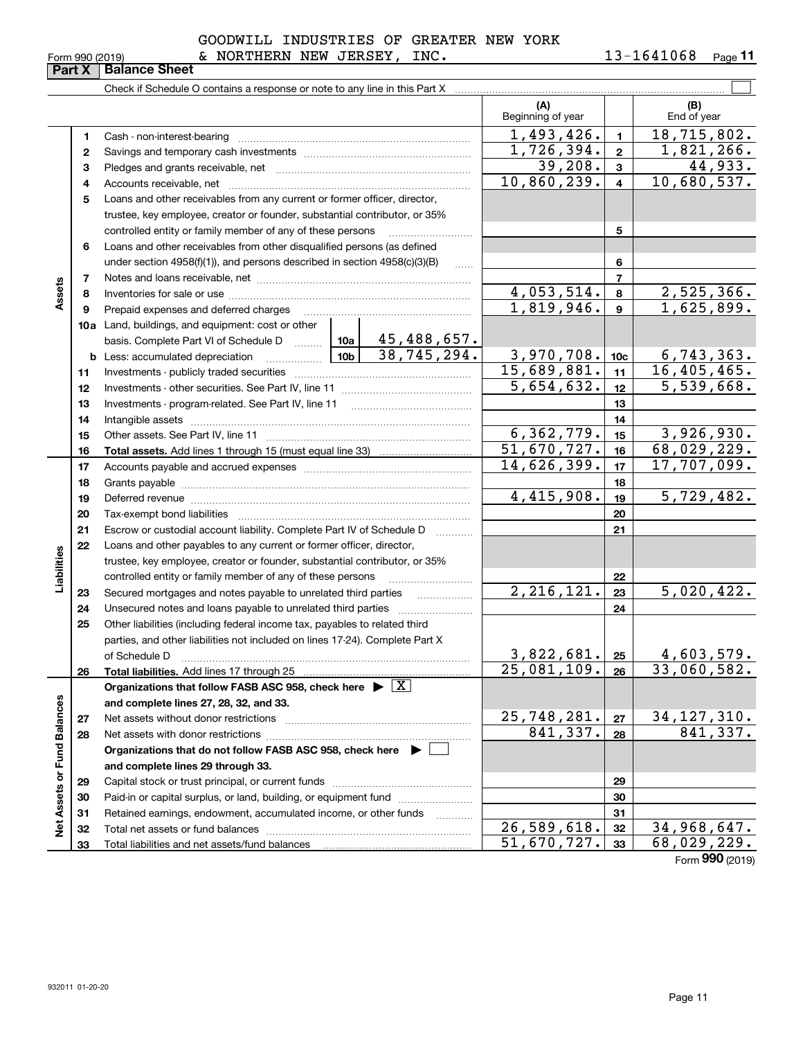GOODWILL INDUSTRIES OF GREATER NEW YORK & NORTHERN NEW JERSEY, INC. 13-1641068

Form 990 (2019)

## Part X Balance Sheet

Check if Schedule O contains a response or note to any line in this Part X

| | | | | (A) Beginning of year | | (B) End of year |
|---|---|---|---|---|---|---|
| **Assets** | 1 | Cash - non-interest-bearing | | 1,493,426. | 1 | 18,715,802. |
| | 2 | Savings and temporary cash investments | | 1,726,394. | 2 | 1,821,266. |
| | 3 | Pledges and grants receivable, net | | 39,208. | 3 | 44,933. |
| | 4 | Accounts receivable, net | | 10,860,239. | 4 | 10,680,537. |
| | 5 | Loans and other receivables from any current or former officer, director, trustee, key employee, creator or founder, substantial contributor, or 35% controlled entity or family member of any of these persons | | | 5 | |
| | 6 | Loans and other receivables from other disqualified persons (as defined under section 4958(f)(1)), and persons described in section 4958(c)(3)(B) | | | 6 | |
| | 7 | Notes and loans receivable, net | | | 7 | |
| | 8 | Inventories for sale or use | | 4,053,514. | 8 | 2,525,366. |
| | 9 | Prepaid expenses and deferred charges | | 1,819,946. | 9 | 1,625,899. |
| | 10a | Land, buildings, and equipment: cost or other basis. Complete Part VI of Schedule D | 10a 45,488,657. | | | |
| | b | Less: accumulated depreciation | 10b 38,745,294. | 3,970,708. | 10c | 6,743,363. |
| | 11 | Investments - publicly traded securities | | 15,689,881. | 11 | 16,405,465. |
| | 12 | Investments - other securities. See Part IV, line 11 | | 5,654,632. | 12 | 5,539,668. |
| | 13 | Investments - program-related. See Part IV, line 11 | | | 13 | |
| | 14 | Intangible assets | | | 14 | |
| | 15 | Other assets. See Part IV, line 11 | | 6,362,779. | 15 | 3,926,930. |
| | 16 | **Total assets.** Add lines 1 through 15 (must equal line 33) | | 51,670,727. | 16 | 68,029,229. |
| **Liabilities** | 17 | Accounts payable and accrued expenses | | 14,626,399. | 17 | 17,707,099. |
| | 18 | Grants payable | | | 18 | |
| | 19 | Deferred revenue | | 4,415,908. | 19 | 5,729,482. |
| | 20 | Tax-exempt bond liabilities | | | 20 | |
| | 21 | Escrow or custodial account liability. Complete Part IV of Schedule D | | | 21 | |
| | 22 | Loans and other payables to any current or former officer, director, trustee, key employee, creator or founder, substantial contributor, or 35% controlled entity or family member of any of these persons | | | 22 | |
| | 23 | Secured mortgages and notes payable to unrelated third parties | | 2,216,121. | 23 | 5,020,422. |
| | 24 | Unsecured notes and loans payable to unrelated third parties | | | 24 | |
| | 25 | Other liabilities (including federal income tax, payables to related third parties, and other liabilities not included on lines 17-24). Complete Part X of Schedule D | | 3,822,681. | 25 | 4,603,579. |
| | 26 | **Total liabilities.** Add lines 17 through 25 | | 25,081,109. | 26 | 33,060,582. |
| **Net Assets or Fund Balances** | | **Organizations that follow FASB ASC 958, check here** ▶ [X] **and complete lines 27, 28, 32, and 33.** | | | | |
| | 27 | Net assets without donor restrictions | | 25,748,281. | 27 | 34,127,310. |
| | 28 | Net assets with donor restrictions | | 841,337. | 28 | 841,337. |
| | | **Organizations that do not follow FASB ASC 958, check here** ▶ [ ] **and complete lines 29 through 33.** | | | | |
| | 29 | Capital stock or trust principal, or current funds | | | 29 | |
| | 30 | Paid-in or capital surplus, or land, building, or equipment fund | | | 30 | |
| | 31 | Retained earnings, endowment, accumulated income, or other funds | | | 31 | |
| | 32 | Total net assets or fund balances | | 26,589,618. | 32 | 34,968,647. |
| | 33 | Total liabilities and net assets/fund balances | | 51,670,727. | 33 | 68,029,229. |

Form **990** (2019)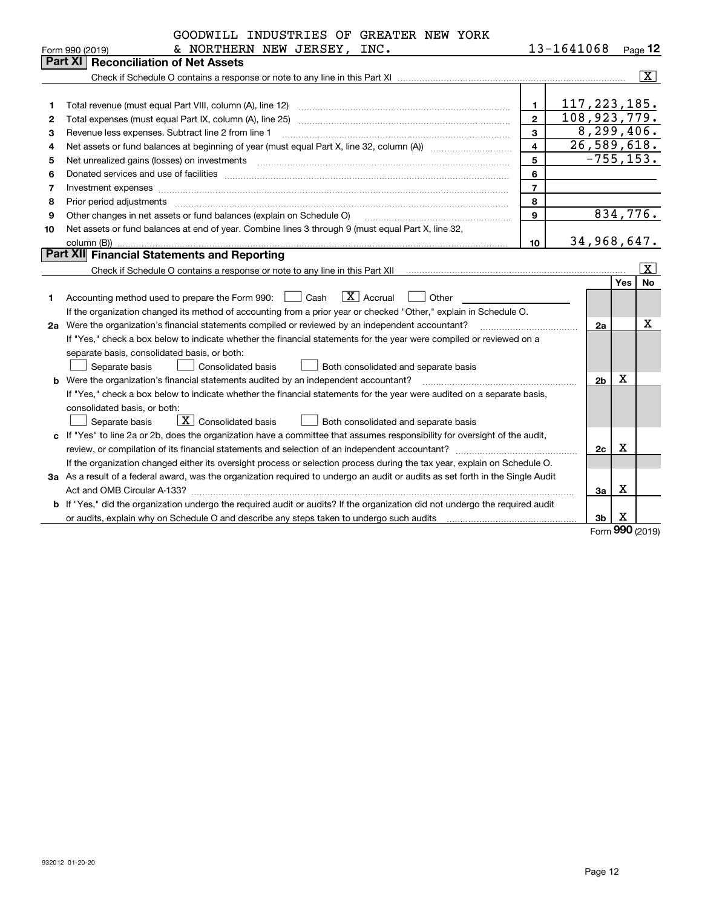GOODWILL INDUSTRIES OF GREATER NEW YORK & NORTHERN NEW JERSEY, INC. 13-1641068

Form 990 (2019) Page **12**

## Part XI Reconciliation of Net Assets

Check if Schedule O contains a response or note to any line in this Part XI .......... [X]

| | | | |
|---|---|---|---|
| 1 | Total revenue (must equal Part VIII, column (A), line 12) | 1 | 117,223,185. |
| 2 | Total expenses (must equal Part IX, column (A), line 25) | 2 | 108,923,779. |
| 3 | Revenue less expenses. Subtract line 2 from line 1 | 3 | 8,299,406. |
| 4 | Net assets or fund balances at beginning of year (must equal Part X, line 32, column (A)) | 4 | 26,589,618. |
| 5 | Net unrealized gains (losses) on investments | 5 | -755,153. |
| 6 | Donated services and use of facilities | 6 | |
| 7 | Investment expenses | 7 | |
| 8 | Prior period adjustments | 8 | |
| 9 | Other changes in net assets or fund balances (explain on Schedule O) | 9 | 834,776. |
| 10 | Net assets or fund balances at end of year. Combine lines 3 through 9 (must equal Part X, line 32, column (B)) | 10 | 34,968,647. |

## Part XII Financial Statements and Reporting

Check if Schedule O contains a response or note to any line in this Part XII .......... [X]

| | | | Yes | No |
|---|---|---|---|---|
| 1 | Accounting method used to prepare the Form 990: [ ] Cash [X] Accrual [ ] Other<br>If the organization changed its method of accounting from a prior year or checked "Other," explain in Schedule O. | | | |
| 2a | Were the organization's financial statements compiled or reviewed by an independent accountant?<br>If "Yes," check a box below to indicate whether the financial statements for the year were compiled or reviewed on a separate basis, consolidated basis, or both:<br>[ ] Separate basis [ ] Consolidated basis [ ] Both consolidated and separate basis | 2a | | X |
| b | Were the organization's financial statements audited by an independent accountant?<br>If "Yes," check a box below to indicate whether the financial statements for the year were audited on a separate basis, consolidated basis, or both:<br>[ ] Separate basis [X] Consolidated basis [ ] Both consolidated and separate basis | 2b | X | |
| c | If "Yes" to line 2a or 2b, does the organization have a committee that assumes responsibility for oversight of the audit, review, or compilation of its financial statements and selection of an independent accountant?<br>If the organization changed either its oversight process or selection process during the tax year, explain on Schedule O. | 2c | X | |
| 3a | As a result of a federal award, was the organization required to undergo an audit or audits as set forth in the Single Audit Act and OMB Circular A-133? | 3a | X | |
| b | If "Yes," did the organization undergo the required audit or audits? If the organization did not undergo the required audit or audits, explain why on Schedule O and describe any steps taken to undergo such audits | 3b | X | |

Form **990** (2019)

932012 01-20-20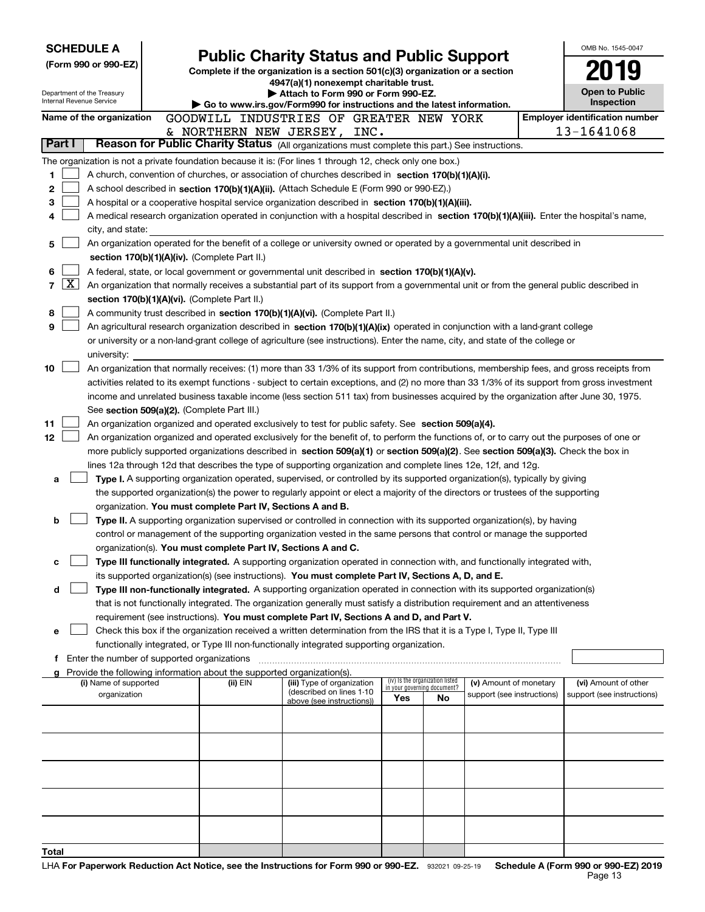**SCHEDULE A**
**(Form 990 or 990-EZ)**

Department of the Treasury
Internal Revenue Service

# Public Charity Status and Public Support

**Complete if the organization is a section 501(c)(3) organization or a section 4947(a)(1) nonexempt charitable trust.**
**▶ Attach to Form 990 or Form 990-EZ.**
**▶ Go to www.irs.gov/Form990 for instructions and the latest information.**

OMB No. 1545-0047

**2019**

**Open to Public Inspection**

**Name of the organization** GOODWILL INDUSTRIES OF GREATER NEW YORK & NORTHERN NEW JERSEY, INC.

**Employer identification number** 13-1641068

## Part I — Reason for Public Charity Status (All organizations must complete this part.) See instructions.

The organization is not a private foundation because it is: (For lines 1 through 12, check only one box.)

1. ☐ A church, convention of churches, or association of churches described in **section 170(b)(1)(A)(i).**
2. ☐ A school described in **section 170(b)(1)(A)(ii).** (Attach Schedule E (Form 990 or 990-EZ).)
3. ☐ A hospital or a cooperative hospital service organization described in **section 170(b)(1)(A)(iii).**
4. ☐ A medical research organization operated in conjunction with a hospital described in **section 170(b)(1)(A)(iii).** Enter the hospital's name, city, and state:
5. ☐ An organization operated for the benefit of a college or university owned or operated by a governmental unit described in **section 170(b)(1)(A)(iv).** (Complete Part II.)
6. ☐ A federal, state, or local government or governmental unit described in **section 170(b)(1)(A)(v).**
7. ☒ An organization that normally receives a substantial part of its support from a governmental unit or from the general public described in **section 170(b)(1)(A)(vi).** (Complete Part II.)
8. ☐ A community trust described in **section 170(b)(1)(A)(vi).** (Complete Part II.)
9. ☐ An agricultural research organization described in **section 170(b)(1)(A)(ix)** operated in conjunction with a land-grant college or university or a non-land-grant college of agriculture (see instructions). Enter the name, city, and state of the college or university:
10. ☐ An organization that normally receives: (1) more than 33 1/3% of its support from contributions, membership fees, and gross receipts from activities related to its exempt functions - subject to certain exceptions, and (2) no more than 33 1/3% of its support from gross investment income and unrelated business taxable income (less section 511 tax) from businesses acquired by the organization after June 30, 1975. See **section 509(a)(2).** (Complete Part III.)
11. ☐ An organization organized and operated exclusively to test for public safety. See **section 509(a)(4).**
12. ☐ An organization organized and operated exclusively for the benefit of, to perform the functions of, or to carry out the purposes of one or more publicly supported organizations described in **section 509(a)(1)** or **section 509(a)(2)**. See **section 509(a)(3).** Check the box in lines 12a through 12d that describes the type of supporting organization and complete lines 12e, 12f, and 12g.
   - **a** ☐ **Type I.** A supporting organization operated, supervised, or controlled by its supported organization(s), typically by giving the supported organization(s) the power to regularly appoint or elect a majority of the directors or trustees of the supporting organization. **You must complete Part IV, Sections A and B.**
   - **b** ☐ **Type II.** A supporting organization supervised or controlled in connection with its supported organization(s), by having control or management of the supporting organization vested in the same persons that control or manage the supported organization(s). **You must complete Part IV, Sections A and C.**
   - **c** ☐ **Type III functionally integrated.** A supporting organization operated in connection with, and functionally integrated with, its supported organization(s) (see instructions). **You must complete Part IV, Sections A, D, and E.**
   - **d** ☐ **Type III non-functionally integrated.** A supporting organization operated in connection with its supported organization(s) that is not functionally integrated. The organization generally must satisfy a distribution requirement and an attentiveness requirement (see instructions). **You must complete Part IV, Sections A and D, and Part V.**
   - **e** ☐ Check this box if the organization received a written determination from the IRS that it is a Type I, Type II, Type III functionally integrated, or Type III non-functionally integrated supporting organization.
   - **f** Enter the number of supported organizations
   - **g** Provide the following information about the supported organization(s).

| (i) Name of supported organization | (ii) EIN | (iii) Type of organization (described on lines 1-10 above (see instructions)) | (iv) Is the organization listed in your governing document? Yes | No | (v) Amount of monetary support (see instructions) | (vi) Amount of other support (see instructions) |
|---|---|---|---|---|---|---|
| | | | | | | |
| | | | | | | |
| | | | | | | |
| | | | | | | |
| | | | | | | |
| **Total** | | | | | | |

LHA **For Paperwork Reduction Act Notice, see the Instructions for Form 990 or 990-EZ.** 932021 09-25-19 **Schedule A (Form 990 or 990-EZ) 2019**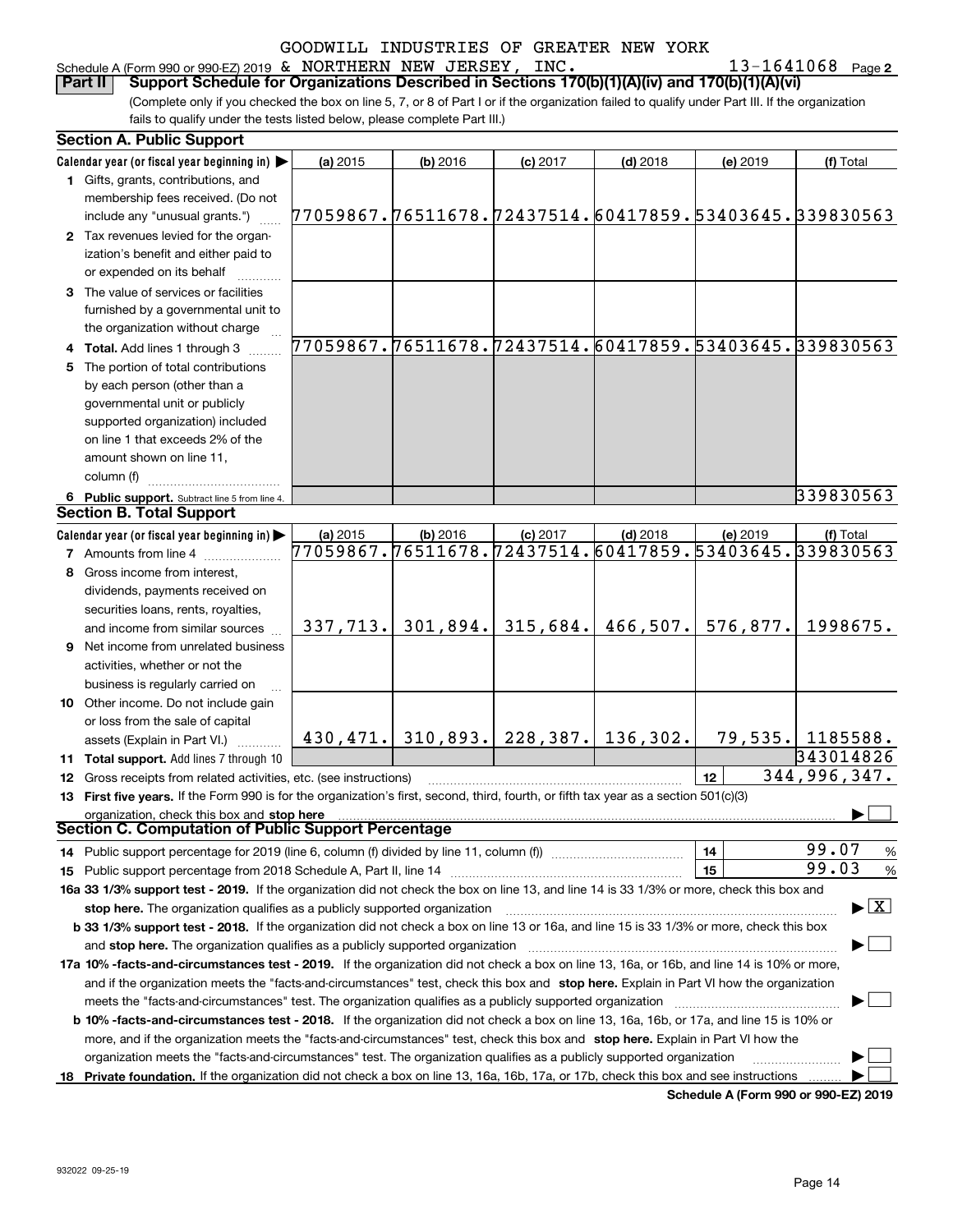GOODWILL INDUSTRIES OF GREATER NEW YORK

Schedule A (Form 990 or 990-EZ) 2019 & NORTHERN NEW JERSEY, INC. 13-1641068 Page 2

**Part II Support Schedule for Organizations Described in Sections 170(b)(1)(A)(iv) and 170(b)(1)(A)(vi)**

(Complete only if you checked the box on line 5, 7, or 8 of Part I or if the organization failed to qualify under Part III. If the organization fails to qualify under the tests listed below, please complete Part III.)

**Section A. Public Support**

| Calendar year (or fiscal year beginning in) ▶ | (a) 2015 | (b) 2016 | (c) 2017 | (d) 2018 | (e) 2019 | (f) Total |
|---|---|---|---|---|---|---|
| 1 Gifts, grants, contributions, and membership fees received. (Do not include any "unusual grants.") | 77059867. | 76511678. | 72437514. | 60417859. | 53403645. | 339830563 |
| 2 Tax revenues levied for the organization's benefit and either paid to or expended on its behalf | | | | | | |
| 3 The value of services or facilities furnished by a governmental unit to the organization without charge | | | | | | |
| 4 Total. Add lines 1 through 3 | 77059867. | 76511678. | 72437514. | 60417859. | 53403645. | 339830563 |
| 5 The portion of total contributions by each person (other than a governmental unit or publicly supported organization) included on line 1 that exceeds 2% of the amount shown on line 11, column (f) | | | | | | |
| 6 Public support. Subtract line 5 from line 4. | | | | | | 339830563 |

**Section B. Total Support**

| Calendar year (or fiscal year beginning in) ▶ | (a) 2015 | (b) 2016 | (c) 2017 | (d) 2018 | (e) 2019 | (f) Total |
|---|---|---|---|---|---|---|
| 7 Amounts from line 4 | 77059867. | 76511678. | 72437514. | 60417859. | 53403645. | 339830563 |
| 8 Gross income from interest, dividends, payments received on securities loans, rents, royalties, and income from similar sources | 337,713. | 301,894. | 315,684. | 466,507. | 576,877. | 1998675. |
| 9 Net income from unrelated business activities, whether or not the business is regularly carried on | | | | | | |
| 10 Other income. Do not include gain or loss from the sale of capital assets (Explain in Part VI.) | 430,471. | 310,893. | 228,387. | 136,302. | 79,535. | 1185588. |
| 11 Total support. Add lines 7 through 10 | | | | | | 343014826 |

12 Gross receipts from related activities, etc. (see instructions) — 12 — 344,996,347.

13 **First five years.** If the Form 990 is for the organization's first, second, third, fourth, or fifth tax year as a section 501(c)(3) organization, check this box and **stop here** ▶ ☐

**Section C. Computation of Public Support Percentage**

14 Public support percentage for 2019 (line 6, column (f) divided by line 11, column (f)) — 14 — 99.07 %

15 Public support percentage from 2018 Schedule A, Part II, line 14 — 15 — 99.03 %

**16a 33 1/3% support test - 2019.** If the organization did not check the box on line 13, and line 14 is 33 1/3% or more, check this box and **stop here.** The organization qualifies as a publicly supported organization ▶ ☒

**b 33 1/3% support test - 2018.** If the organization did not check a box on line 13 or 16a, and line 15 is 33 1/3% or more, check this box and **stop here.** The organization qualifies as a publicly supported organization ▶ ☐

**17a 10% -facts-and-circumstances test - 2019.** If the organization did not check a box on line 13, 16a, or 16b, and line 14 is 10% or more, and if the organization meets the "facts-and-circumstances" test, check this box and **stop here.** Explain in Part VI how the organization meets the "facts-and-circumstances" test. The organization qualifies as a publicly supported organization ▶ ☐

**b 10% -facts-and-circumstances test - 2018.** If the organization did not check a box on line 13, 16a, 16b, or 17a, and line 15 is 10% or more, and if the organization meets the "facts-and-circumstances" test, check this box and **stop here.** Explain in Part VI how the organization meets the "facts-and-circumstances" test. The organization qualifies as a publicly supported organization ▶ ☐

18 **Private foundation.** If the organization did not check a box on line 13, 16a, 16b, 17a, or 17b, check this box and see instructions ▶ ☐

**Schedule A (Form 990 or 990-EZ) 2019**

932022 09-25-19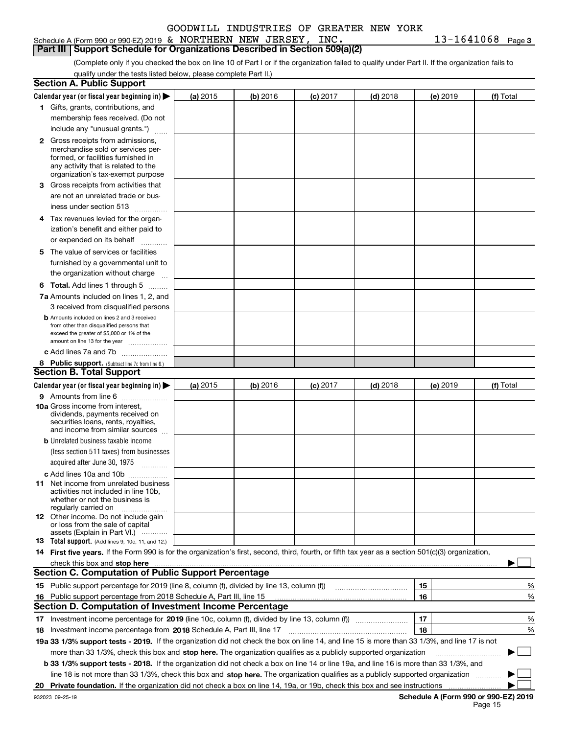GOODWILL INDUSTRIES OF GREATER NEW YORK

Schedule A (Form 990 or 990-EZ) 2019 & NORTHERN NEW JERSEY, INC. 13-1641068 Page 3

## Part III Support Schedule for Organizations Described in Section 509(a)(2)

(Complete only if you checked the box on line 10 of Part I or if the organization failed to qualify under Part II. If the organization fails to qualify under the tests listed below, please complete Part II.)

### Section A. Public Support

| Calendar year (or fiscal year beginning in) ▶ | (a) 2015 | (b) 2016 | (c) 2017 | (d) 2018 | (e) 2019 | (f) Total |
|---|---|---|---|---|---|---|
| 1 Gifts, grants, contributions, and membership fees received. (Do not include any "unusual grants.") | | | | | | |
| 2 Gross receipts from admissions, merchandise sold or services performed, or facilities furnished in any activity that is related to the organization's tax-exempt purpose | | | | | | |
| 3 Gross receipts from activities that are not an unrelated trade or business under section 513 | | | | | | |
| 4 Tax revenues levied for the organization's benefit and either paid to or expended on its behalf | | | | | | |
| 5 The value of services or facilities furnished by a governmental unit to the organization without charge | | | | | | |
| 6 **Total.** Add lines 1 through 5 | | | | | | |
| 7a Amounts included on lines 1, 2, and 3 received from disqualified persons | | | | | | |
| b Amounts included on lines 2 and 3 received from other than disqualified persons that exceed the greater of $5,000 or 1% of the amount on line 13 for the year | | | | | | |
| c Add lines 7a and 7b | | | | | | |
| 8 **Public support.** (Subtract line 7c from line 6.) | | | | | | |

### Section B. Total Support

| Calendar year (or fiscal year beginning in) ▶ | (a) 2015 | (b) 2016 | (c) 2017 | (d) 2018 | (e) 2019 | (f) Total |
|---|---|---|---|---|---|---|
| 9 Amounts from line 6 | | | | | | |
| 10a Gross income from interest, dividends, payments received on securities loans, rents, royalties, and income from similar sources | | | | | | |
| b Unrelated business taxable income (less section 511 taxes) from businesses acquired after June 30, 1975 | | | | | | |
| c Add lines 10a and 10b | | | | | | |
| 11 Net income from unrelated business activities not included in line 10b, whether or not the business is regularly carried on | | | | | | |
| 12 Other income. Do not include gain or loss from the sale of capital assets (Explain in Part VI.) | | | | | | |
| 13 **Total support.** (Add lines 9, 10c, 11, and 12.) | | | | | | |

14 **First five years.** If the Form 990 is for the organization's first, second, third, fourth, or fifth tax year as a section 501(c)(3) organization, check this box and **stop here** ▶ ☐

### Section C. Computation of Public Support Percentage

| | | | |
|---|---|---|---|
| 15 | Public support percentage for 2019 (line 8, column (f), divided by line 13, column (f)) | 15 | % |
| 16 | Public support percentage from 2018 Schedule A, Part III, line 15 | 16 | % |

### Section D. Computation of Investment Income Percentage

| | | | |
|---|---|---|---|
| 17 | Investment income percentage for **2019** (line 10c, column (f), divided by line 13, column (f)) | 17 | % |
| 18 | Investment income percentage from **2018** Schedule A, Part III, line 17 | 18 | % |

**19a 33 1/3% support tests - 2019.** If the organization did not check the box on line 14, and line 15 is more than 33 1/3%, and line 17 is not more than 33 1/3%, check this box and **stop here.** The organization qualifies as a publicly supported organization ▶ ☐

**b 33 1/3% support tests - 2018.** If the organization did not check a box on line 14 or line 19a, and line 16 is more than 33 1/3%, and line 18 is not more than 33 1/3%, check this box and **stop here.** The organization qualifies as a publicly supported organization ▶ ☐

**20 Private foundation.** If the organization did not check a box on line 14, 19a, or 19b, check this box and see instructions ▶ ☐

932023 09-25-19 **Schedule A (Form 990 or 990-EZ) 2019**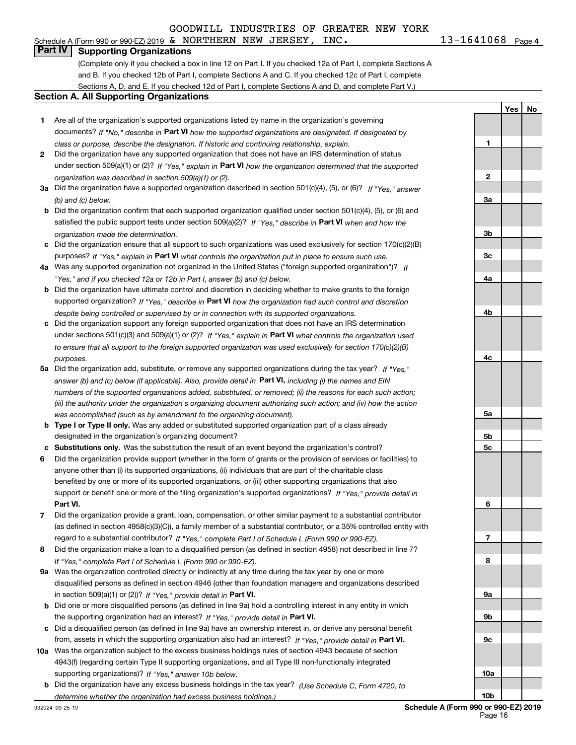GOODWILL INDUSTRIES OF GREATER NEW YORK

Schedule A (Form 990 or 990-EZ) 2019 & NORTHERN NEW JERSEY, INC. 13-1641068 Page 4

## Part IV Supporting Organizations

(Complete only if you checked a box in line 12 on Part I. If you checked 12a of Part I, complete Sections A and B. If you checked 12b of Part I, complete Sections A and C. If you checked 12c of Part I, complete Sections A, D, and E. If you checked 12d of Part I, complete Sections A and D, and complete Part V.)

### Section A. All Supporting Organizations

| | | Line | Yes | No |
|---|---|---|---|---|
| **1** | Are all of the organization's supported organizations listed by name in the organization's governing documents? *If "No," describe in* **Part VI** *how the supported organizations are designated. If designated by class or purpose, describe the designation. If historic and continuing relationship, explain.* | **1** | | |
| **2** | Did the organization have any supported organization that does not have an IRS determination of status under section 509(a)(1) or (2)? *If "Yes," explain in* **Part VI** *how the organization determined that the supported organization was described in section 509(a)(1) or (2).* | **2** | | |
| **3a** | Did the organization have a supported organization described in section 501(c)(4), (5), or (6)? *If "Yes," answer (b) and (c) below.* | **3a** | | |
| **b** | Did the organization confirm that each supported organization qualified under section 501(c)(4), (5), or (6) and satisfied the public support tests under section 509(a)(2)? *If "Yes," describe in* **Part VI** *when and how the organization made the determination.* | **3b** | | |
| **c** | Did the organization ensure that all support to such organizations was used exclusively for section 170(c)(2)(B) purposes? *If "Yes," explain in* **Part VI** *what controls the organization put in place to ensure such use.* | **3c** | | |
| **4a** | Was any supported organization not organized in the United States ("foreign supported organization")? *If "Yes," and if you checked 12a or 12b in Part I, answer (b) and (c) below.* | **4a** | | |
| **b** | Did the organization have ultimate control and discretion in deciding whether to make grants to the foreign supported organization? *If "Yes," describe in* **Part VI** *how the organization had such control and discretion despite being controlled or supervised by or in connection with its supported organizations.* | **4b** | | |
| **c** | Did the organization support any foreign supported organization that does not have an IRS determination under sections 501(c)(3) and 509(a)(1) or (2)? *If "Yes," explain in* **Part VI** *what controls the organization used to ensure that all support to the foreign supported organization was used exclusively for section 170(c)(2)(B) purposes.* | **4c** | | |
| **5a** | Did the organization add, substitute, or remove any supported organizations during the tax year? *If "Yes," answer (b) and (c) below (if applicable). Also, provide detail in* **Part VI,** *including (i) the names and EIN numbers of the supported organizations added, substituted, or removed; (ii) the reasons for each such action; (iii) the authority under the organization's organizing document authorizing such action; and (iv) how the action was accomplished (such as by amendment to the organizing document).* | **5a** | | |
| **b** | **Type I or Type II only.** Was any added or substituted supported organization part of a class already designated in the organization's organizing document? | **5b** | | |
| **c** | **Substitutions only.** Was the substitution the result of an event beyond the organization's control? | **5c** | | |
| **6** | Did the organization provide support (whether in the form of grants or the provision of services or facilities) to anyone other than (i) its supported organizations, (ii) individuals that are part of the charitable class benefited by one or more of its supported organizations, or (iii) other supporting organizations that also support or benefit one or more of the filing organization's supported organizations? *If "Yes," provide detail in* **Part VI.** | **6** | | |
| **7** | Did the organization provide a grant, loan, compensation, or other similar payment to a substantial contributor (as defined in section 4958(c)(3)(C)), a family member of a substantial contributor, or a 35% controlled entity with regard to a substantial contributor? *If "Yes," complete Part I of Schedule L (Form 990 or 990-EZ).* | **7** | | |
| **8** | Did the organization make a loan to a disqualified person (as defined in section 4958) not described in line 7? *If "Yes," complete Part I of Schedule L (Form 990 or 990-EZ).* | **8** | | |
| **9a** | Was the organization controlled directly or indirectly at any time during the tax year by one or more disqualified persons as defined in section 4946 (other than foundation managers and organizations described in section 509(a)(1) or (2))? *If "Yes," provide detail in* **Part VI.** | **9a** | | |
| **b** | Did one or more disqualified persons (as defined in line 9a) hold a controlling interest in any entity in which the supporting organization had an interest? *If "Yes," provide detail in* **Part VI.** | **9b** | | |
| **c** | Did a disqualified person (as defined in line 9a) have an ownership interest in, or derive any personal benefit from, assets in which the supporting organization also had an interest? *If "Yes," provide detail in* **Part VI.** | **9c** | | |
| **10a** | Was the organization subject to the excess business holdings rules of section 4943 because of section 4943(f) (regarding certain Type II supporting organizations, and all Type III non-functionally integrated supporting organizations)? *If "Yes," answer 10b below.* | **10a** | | |
| **b** | Did the organization have any excess business holdings in the tax year? *(Use Schedule C, Form 4720, to determine whether the organization had excess business holdings.)* | **10b** | | |

932024 09-25-19

**Schedule A (Form 990 or 990-EZ) 2019**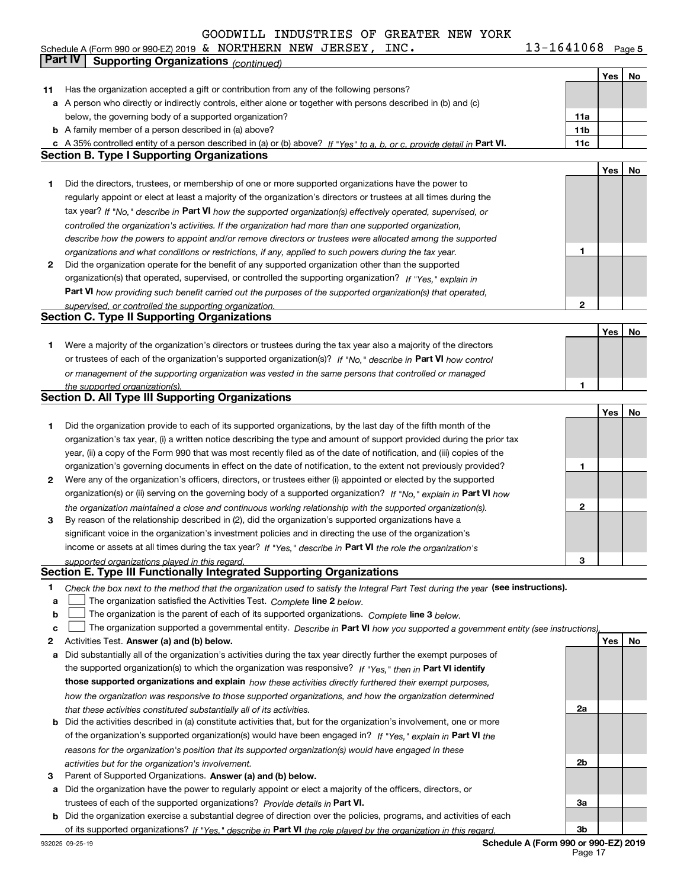GOODWILL INDUSTRIES OF GREATER NEW YORK
Schedule A (Form 990 or 990-EZ) 2019 & NORTHERN NEW JERSEY, INC. 13-1641068 Page 5

## Part IV Supporting Organizations *(continued)*

| | | | Yes | No |
|---|---|---|---|---|
| **11** | Has the organization accepted a gift or contribution from any of the following persons? | | | |
| **a** | A person who directly or indirectly controls, either alone or together with persons described in (b) and (c) below, the governing body of a supported organization? | **11a** | | |
| **b** | A family member of a person described in (a) above? | **11b** | | |
| **c** | A 35% controlled entity of a person described in (a) or (b) above? *If "Yes" to a, b, or c, provide detail in* **Part VI.** | **11c** | | |

### Section B. Type I Supporting Organizations

| | | | Yes | No |
|---|---|---|---|---|
| **1** | Did the directors, trustees, or membership of one or more supported organizations have the power to regularly appoint or elect at least a majority of the organization's directors or trustees at all times during the tax year? *If "No," describe in* **Part VI** *how the supported organization(s) effectively operated, supervised, or controlled the organization's activities. If the organization had more than one supported organization, describe how the powers to appoint and/or remove directors or trustees were allocated among the supported organizations and what conditions or restrictions, if any, applied to such powers during the tax year.* | **1** | | |
| **2** | Did the organization operate for the benefit of any supported organization other than the supported organization(s) that operated, supervised, or controlled the supporting organization? *If "Yes," explain in* **Part VI** *how providing such benefit carried out the purposes of the supported organization(s) that operated, supervised, or controlled the supporting organization.* | **2** | | |

### Section C. Type II Supporting Organizations

| | | | Yes | No |
|---|---|---|---|---|
| **1** | Were a majority of the organization's directors or trustees during the tax year also a majority of the directors or trustees of each of the organization's supported organization(s)? *If "No," describe in* **Part VI** *how control or management of the supporting organization was vested in the same persons that controlled or managed the supported organization(s).* | **1** | | |

### Section D. All Type III Supporting Organizations

| | | | Yes | No |
|---|---|---|---|---|
| **1** | Did the organization provide to each of its supported organizations, by the last day of the fifth month of the organization's tax year, (i) a written notice describing the type and amount of support provided during the prior tax year, (ii) a copy of the Form 990 that was most recently filed as of the date of notification, and (iii) copies of the organization's governing documents in effect on the date of notification, to the extent not previously provided? | **1** | | |
| **2** | Were any of the organization's officers, directors, or trustees either (i) appointed or elected by the supported organization(s) or (ii) serving on the governing body of a supported organization? *If "No," explain in* **Part VI** *how the organization maintained a close and continuous working relationship with the supported organization(s).* | **2** | | |
| **3** | By reason of the relationship described in (2), did the organization's supported organizations have a significant voice in the organization's investment policies and in directing the use of the organization's income or assets at all times during the tax year? *If "Yes," describe in* **Part VI** *the role the organization's supported organizations played in this regard.* | **3** | | |

### Section E. Type III Functionally Integrated Supporting Organizations

**1** *Check the box next to the method that the organization used to satisfy the Integral Part Test during the year* **(see instructions).**

**a** ☐ The organization satisfied the Activities Test. *Complete* **line 2** *below.*

**b** ☐ The organization is the parent of each of its supported organizations. *Complete* **line 3** *below.*

**c** ☐ The organization supported a governmental entity. *Describe in* **Part VI** *how you supported a government entity (see instructions).*

| | | | Yes | No |
|---|---|---|---|---|
| **2** | Activities Test. **Answer (a) and (b) below.** | | | |
| **a** | Did substantially all of the organization's activities during the tax year directly further the exempt purposes of the supported organization(s) to which the organization was responsive? *If "Yes," then in* **Part VI identify those supported organizations and explain** *how these activities directly furthered their exempt purposes, how the organization was responsive to those supported organizations, and how the organization determined that these activities constituted substantially all of its activities.* | **2a** | | |
| **b** | Did the activities described in (a) constitute activities that, but for the organization's involvement, one or more of the organization's supported organization(s) would have been engaged in? *If "Yes," explain in* **Part VI** *the reasons for the organization's position that its supported organization(s) would have engaged in these activities but for the organization's involvement.* | **2b** | | |
| **3** | Parent of Supported Organizations. **Answer (a) and (b) below.** | | | |
| **a** | Did the organization have the power to regularly appoint or elect a majority of the officers, directors, or trustees of each of the supported organizations? *Provide details in* **Part VI.** | **3a** | | |
| **b** | Did the organization exercise a substantial degree of direction over the policies, programs, and activities of each of its supported organizations? *If "Yes," describe in* **Part VI** *the role played by the organization in this regard.* | **3b** | | |

932025 09-25-19 **Schedule A (Form 990 or 990-EZ) 2019**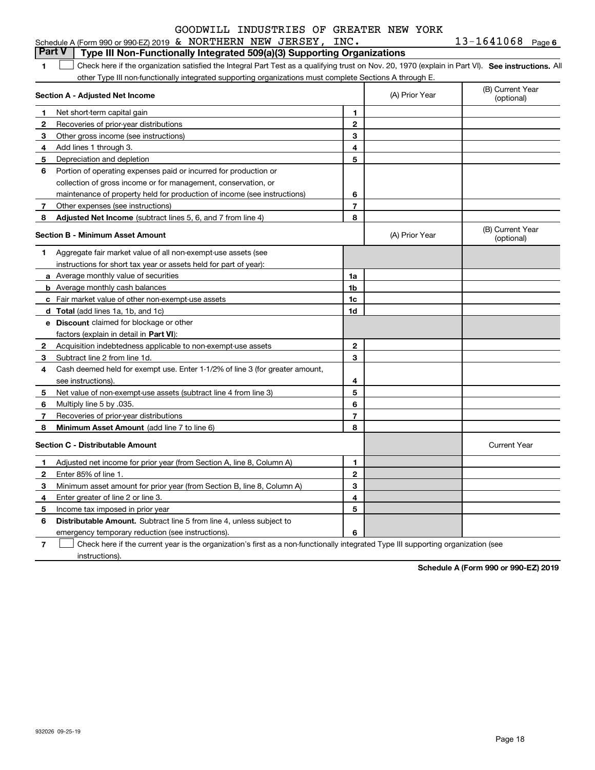GOODWILL INDUSTRIES OF GREATER NEW YORK

Schedule A (Form 990 or 990-EZ) 2019 & NORTHERN NEW JERSEY, INC. 13-1641068 Page **6**

## Part V Type III Non-Functionally Integrated 509(a)(3) Supporting Organizations

**1** ☐ Check here if the organization satisfied the Integral Part Test as a qualifying trust on Nov. 20, 1970 (explain in Part VI). **See instructions.** All other Type III non-functionally integrated supporting organizations must complete Sections A through E.

| **Section A - Adjusted Net Income** | | (A) Prior Year | (B) Current Year (optional) |
|---|---|---|---|
| **1** Net short-term capital gain | **1** | | |
| **2** Recoveries of prior-year distributions | **2** | | |
| **3** Other gross income (see instructions) | **3** | | |
| **4** Add lines 1 through 3. | **4** | | |
| **5** Depreciation and depletion | **5** | | |
| **6** Portion of operating expenses paid or incurred for production or collection of gross income or for management, conservation, or maintenance of property held for production of income (see instructions) | **6** | | |
| **7** Other expenses (see instructions) | **7** | | |
| **8** **Adjusted Net Income** (subtract lines 5, 6, and 7 from line 4) | **8** | | |

| **Section B - Minimum Asset Amount** | | (A) Prior Year | (B) Current Year (optional) |
|---|---|---|---|
| **1** Aggregate fair market value of all non-exempt-use assets (see instructions for short tax year or assets held for part of year): | | | |
| **a** Average monthly value of securities | **1a** | | |
| **b** Average monthly cash balances | **1b** | | |
| **c** Fair market value of other non-exempt-use assets | **1c** | | |
| **d** **Total** (add lines 1a, 1b, and 1c) | **1d** | | |
| **e** **Discount** claimed for blockage or other factors (explain in detail in **Part VI**): | | | |
| **2** Acquisition indebtedness applicable to non-exempt-use assets | **2** | | |
| **3** Subtract line 2 from line 1d. | **3** | | |
| **4** Cash deemed held for exempt use. Enter 1-1/2% of line 3 (for greater amount, see instructions). | **4** | | |
| **5** Net value of non-exempt-use assets (subtract line 4 from line 3) | **5** | | |
| **6** Multiply line 5 by .035. | **6** | | |
| **7** Recoveries of prior-year distributions | **7** | | |
| **8** **Minimum Asset Amount** (add line 7 to line 6) | **8** | | |

| **Section C - Distributable Amount** | | | Current Year |
|---|---|---|---|
| **1** Adjusted net income for prior year (from Section A, line 8, Column A) | **1** | | |
| **2** Enter 85% of line 1. | **2** | | |
| **3** Minimum asset amount for prior year (from Section B, line 8, Column A) | **3** | | |
| **4** Enter greater of line 2 or line 3. | **4** | | |
| **5** Income tax imposed in prior year | **5** | | |
| **6** **Distributable Amount.** Subtract line 5 from line 4, unless subject to emergency temporary reduction (see instructions). | **6** | | |

**7** ☐ Check here if the current year is the organization's first as a non-functionally integrated Type III supporting organization (see instructions).

**Schedule A (Form 990 or 990-EZ) 2019**

932026 09-25-19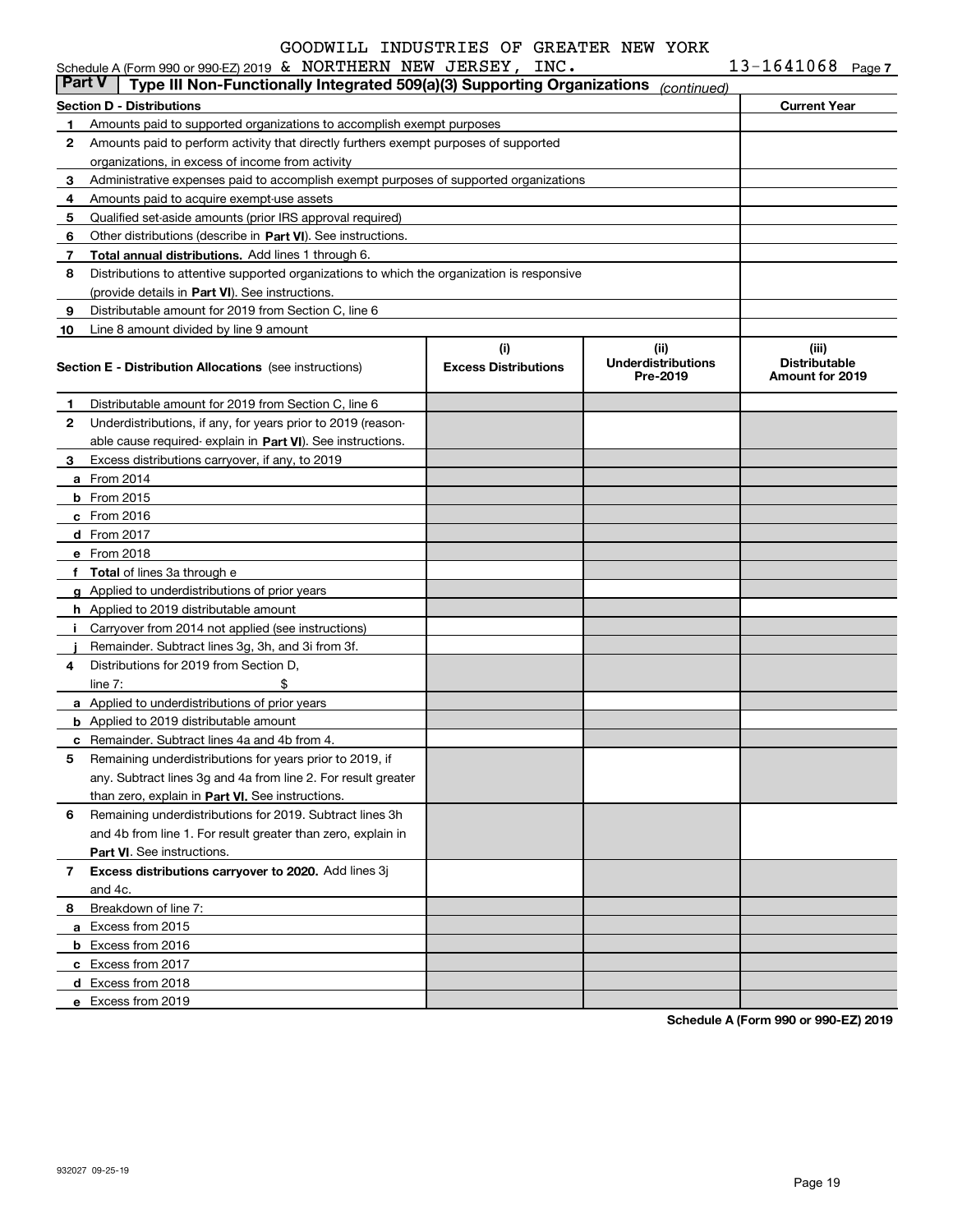GOODWILL INDUSTRIES OF GREATER NEW YORK

Schedule A (Form 990 or 990-EZ) 2019 & NORTHERN NEW JERSEY, INC. 13-1641068 Page 7

**Part V | Type III Non-Functionally Integrated 509(a)(3) Supporting Organizations** *(continued)*

| **Section D - Distributions** | | **Current Year** |
|---|---|---|
| 1 | Amounts paid to supported organizations to accomplish exempt purposes | |
| 2 | Amounts paid to perform activity that directly furthers exempt purposes of supported organizations, in excess of income from activity | |
| 3 | Administrative expenses paid to accomplish exempt purposes of supported organizations | |
| 4 | Amounts paid to acquire exempt-use assets | |
| 5 | Qualified set-aside amounts (prior IRS approval required) | |
| 6 | Other distributions (describe in **Part VI**). See instructions. | |
| 7 | **Total annual distributions.** Add lines 1 through 6. | |
| 8 | Distributions to attentive supported organizations to which the organization is responsive (provide details in **Part VI**). See instructions. | |
| 9 | Distributable amount for 2019 from Section C, line 6 | |
| 10 | Line 8 amount divided by line 9 amount | |

| **Section E - Distribution Allocations** (see instructions) | (i) **Excess Distributions** | (ii) **Underdistributions Pre-2019** | (iii) **Distributable Amount for 2019** |
|---|---|---|---|
| **1** Distributable amount for 2019 from Section C, line 6 | | | |
| **2** Underdistributions, if any, for years prior to 2019 (reasonable cause required- explain in **Part VI**). See instructions. | | | |
| **3** Excess distributions carryover, if any, to 2019 | | | |
| **a** From 2014 | | | |
| **b** From 2015 | | | |
| **c** From 2016 | | | |
| **d** From 2017 | | | |
| **e** From 2018 | | | |
| **f** **Total** of lines 3a through e | | | |
| **g** Applied to underdistributions of prior years | | | |
| **h** Applied to 2019 distributable amount | | | |
| **i** Carryover from 2014 not applied (see instructions) | | | |
| **j** Remainder. Subtract lines 3g, 3h, and 3i from 3f. | | | |
| **4** Distributions for 2019 from Section D, line 7: $ | | | |
| **a** Applied to underdistributions of prior years | | | |
| **b** Applied to 2019 distributable amount | | | |
| **c** Remainder. Subtract lines 4a and 4b from 4. | | | |
| **5** Remaining underdistributions for years prior to 2019, if any. Subtract lines 3g and 4a from line 2. For result greater than zero, explain in **Part VI.** See instructions. | | | |
| **6** Remaining underdistributions for 2019. Subtract lines 3h and 4b from line 1. For result greater than zero, explain in **Part VI**. See instructions. | | | |
| **7** **Excess distributions carryover to 2020.** Add lines 3j and 4c. | | | |
| **8** Breakdown of line 7: | | | |
| **a** Excess from 2015 | | | |
| **b** Excess from 2016 | | | |
| **c** Excess from 2017 | | | |
| **d** Excess from 2018 | | | |
| **e** Excess from 2019 | | | |

**Schedule A (Form 990 or 990-EZ) 2019**

932027 09-25-19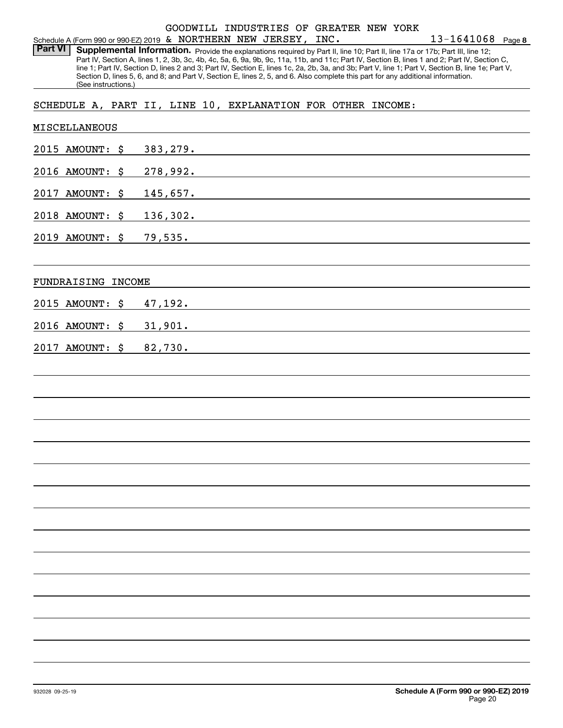GOODWILL INDUSTRIES OF GREATER NEW YORK

Schedule A (Form 990 or 990-EZ) 2019 & NORTHERN NEW JERSEY, INC. 13-1641068 Page **8**

**Part VI** **Supplemental Information.** Provide the explanations required by Part II, line 10; Part II, line 17a or 17b; Part III, line 12; Part IV, Section A, lines 1, 2, 3b, 3c, 4b, 4c, 5a, 6, 9a, 9b, 9c, 11a, 11b, and 11c; Part IV, Section B, lines 1 and 2; Part IV, Section C, line 1; Part IV, Section D, lines 2 and 3; Part IV, Section E, lines 1c, 2a, 2b, 3a, and 3b; Part V, line 1; Part V, Section B, line 1e; Part V, Section D, lines 5, 6, and 8; and Part V, Section E, lines 2, 5, and 6. Also complete this part for any additional information. (See instructions.)

SCHEDULE A, PART II, LINE 10, EXPLANATION FOR OTHER INCOME:

MISCELLANEOUS

2015 AMOUNT: $ 383,279.

2016 AMOUNT: $ 278,992.

2017 AMOUNT: $ 145,657.

2018 AMOUNT: $ 136,302.

2019 AMOUNT: $ 79,535.

FUNDRAISING INCOME

2015 AMOUNT: $ 47,192.

2016 AMOUNT: $ 31,901.

2017 AMOUNT: $ 82,730.

932028 09-25-19

**Schedule A (Form 990 or 990-EZ) 2019**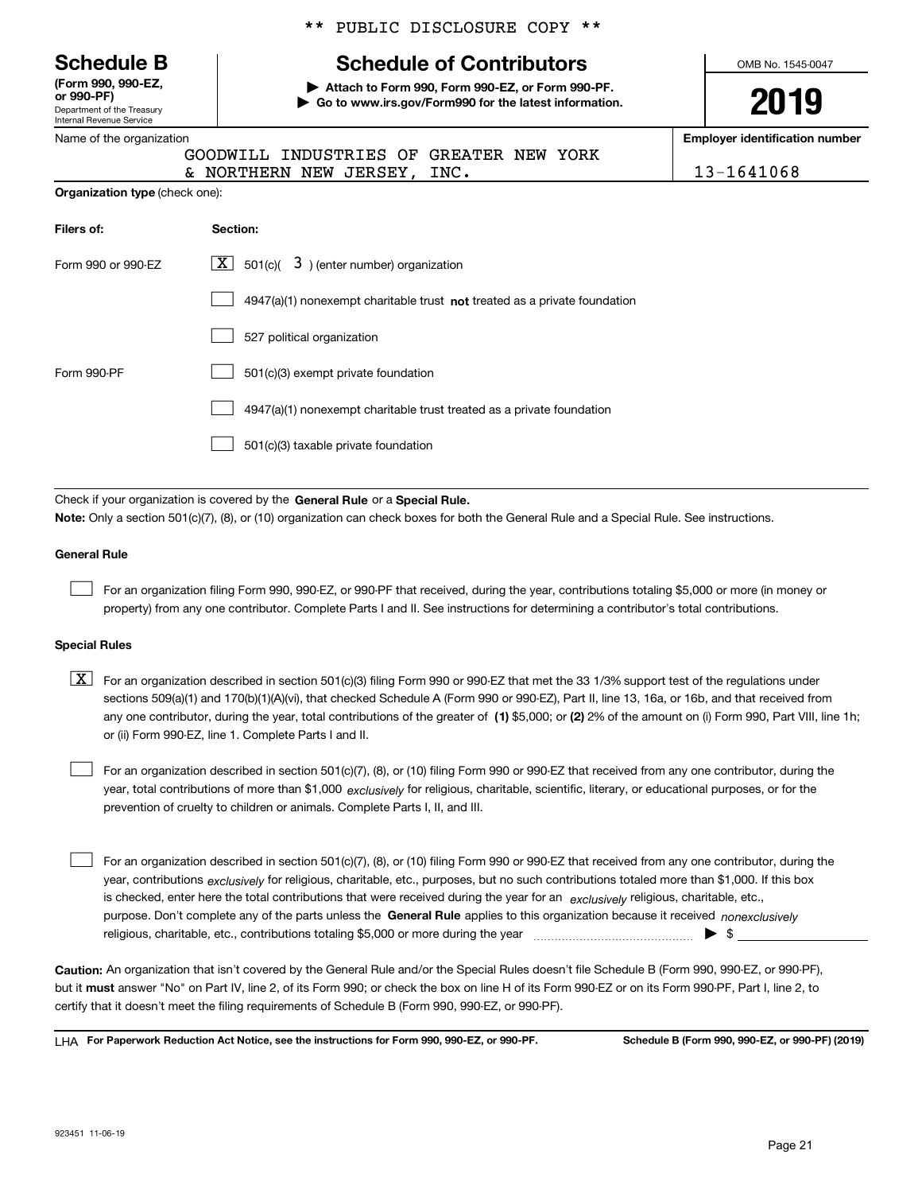** PUBLIC DISCLOSURE COPY **

# Schedule B

**(Form 990, 990-EZ, or 990-PF)**
Department of the Treasury
Internal Revenue Service

## Schedule of Contributors

▶ **Attach to Form 990, Form 990-EZ, or Form 990-PF.**
▶ **Go to www.irs.gov/Form990 for the latest information.**

OMB No. 1545-0047

**2019**

Name of the organization: GOODWILL INDUSTRIES OF GREATER NEW YORK & NORTHERN NEW JERSEY, INC.

**Employer identification number:** 13-1641068

**Organization type** (check one):

| **Filers of:** | **Section:** |
|---|---|
| Form 990 or 990-EZ | [X] 501(c)( 3 ) (enter number) organization |
| | [ ] 4947(a)(1) nonexempt charitable trust **not** treated as a private foundation |
| | [ ] 527 political organization |
| Form 990-PF | [ ] 501(c)(3) exempt private foundation |
| | [ ] 4947(a)(1) nonexempt charitable trust treated as a private foundation |
| | [ ] 501(c)(3) taxable private foundation |

Check if your organization is covered by the **General Rule** or a **Special Rule.**

**Note:** Only a section 501(c)(7), (8), or (10) organization can check boxes for both the General Rule and a Special Rule. See instructions.

### General Rule

[ ] For an organization filing Form 990, 990-EZ, or 990-PF that received, during the year, contributions totaling $5,000 or more (in money or property) from any one contributor. Complete Parts I and II. See instructions for determining a contributor's total contributions.

### Special Rules

[X] For an organization described in section 501(c)(3) filing Form 990 or 990-EZ that met the 33 1/3% support test of the regulations under sections 509(a)(1) and 170(b)(1)(A)(vi), that checked Schedule A (Form 990 or 990-EZ), Part II, line 13, 16a, or 16b, and that received from any one contributor, during the year, total contributions of the greater of **(1)** $5,000; or **(2)** 2% of the amount on (i) Form 990, Part VIII, line 1h; or (ii) Form 990-EZ, line 1. Complete Parts I and II.

[ ] For an organization described in section 501(c)(7), (8), or (10) filing Form 990 or 990-EZ that received from any one contributor, during the year, total contributions of more than $1,000 *exclusively* for religious, charitable, scientific, literary, or educational purposes, or for the prevention of cruelty to children or animals. Complete Parts I, II, and III.

[ ] For an organization described in section 501(c)(7), (8), or (10) filing Form 990 or 990-EZ that received from any one contributor, during the year, contributions *exclusively* for religious, charitable, etc., purposes, but no such contributions totaled more than $1,000. If this box is checked, enter here the total contributions that were received during the year for an *exclusively* religious, charitable, etc., purpose. Don't complete any of the parts unless the **General Rule** applies to this organization because it received *nonexclusively* religious, charitable, etc., contributions totaling $5,000 or more during the year ▶ $ ____________

**Caution:** An organization that isn't covered by the General Rule and/or the Special Rules doesn't file Schedule B (Form 990, 990-EZ, or 990-PF), but it **must** answer "No" on Part IV, line 2, of its Form 990; or check the box on line H of its Form 990-EZ or on its Form 990-PF, Part I, line 2, to certify that it doesn't meet the filing requirements of Schedule B (Form 990, 990-EZ, or 990-PF).

LHA **For Paperwork Reduction Act Notice, see the instructions for Form 990, 990-EZ, or 990-PF.** **Schedule B (Form 990, 990-EZ, or 990-PF) (2019)**

923451 11-06-19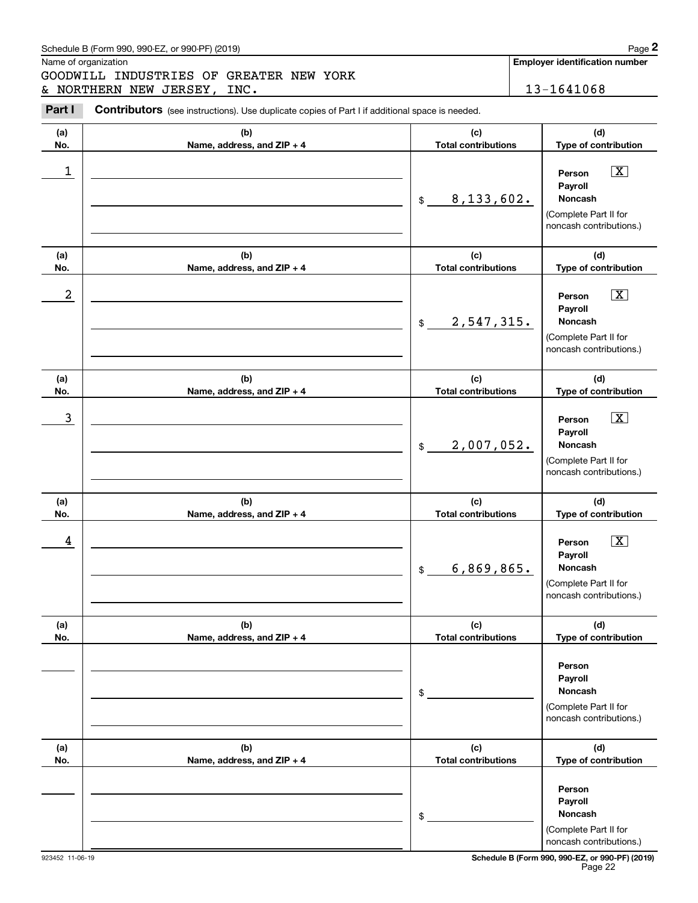Schedule B (Form 990, 990-EZ, or 990-PF) (2019)

Name of organization

GOODWILL INDUSTRIES OF GREATER NEW YORK & NORTHERN NEW JERSEY, INC.

**Employer identification number**

13-1641068

**Part I** **Contributors** (see instructions). Use duplicate copies of Part I if additional space is needed.

| (a) No. | (b) Name, address, and ZIP + 4 | (c) Total contributions | (d) Type of contribution |
|---|---|---|---|
| 1 | | $ 8,133,602. | Person [X] Payroll [ ] Noncash [ ] (Complete Part II for noncash contributions.) |
| 2 | | $ 2,547,315. | Person [X] Payroll [ ] Noncash [ ] (Complete Part II for noncash contributions.) |
| 3 | | $ 2,007,052. | Person [X] Payroll [ ] Noncash [ ] (Complete Part II for noncash contributions.) |
| 4 | | $ 6,869,865. | Person [X] Payroll [ ] Noncash [ ] (Complete Part II for noncash contributions.) |
| | | $ | Person [ ] Payroll [ ] Noncash [ ] (Complete Part II for noncash contributions.) |
| | | $ | Person [ ] Payroll [ ] Noncash [ ] (Complete Part II for noncash contributions.) |

923452 11-06-19

Schedule B (Form 990, 990-EZ, or 990-PF) (2019)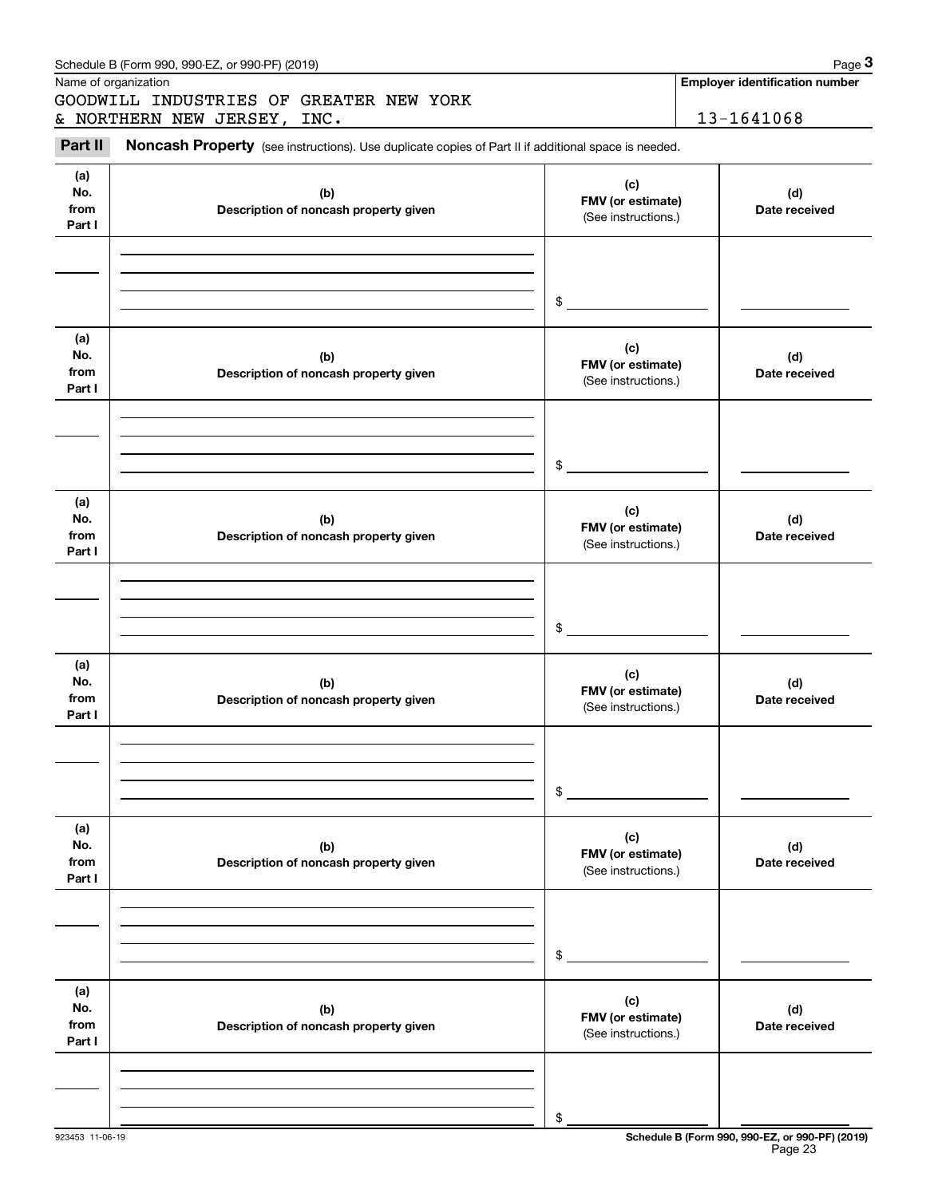Schedule B (Form 990, 990-EZ, or 990-PF) (2019)

Name of organization: GOODWILL INDUSTRIES OF GREATER NEW YORK & NORTHERN NEW JERSEY, INC.

Employer identification number: 13-1641068

**Part II** **Noncash Property** (see instructions). Use duplicate copies of Part II if additional space is needed.

| (a) No. from Part I | (b) Description of noncash property given | (c) FMV (or estimate) (See instructions.) | (d) Date received |
|---|---|---|---|
| | | $ | |

| (a) No. from Part I | (b) Description of noncash property given | (c) FMV (or estimate) (See instructions.) | (d) Date received |
|---|---|---|---|
| | | $ | |

| (a) No. from Part I | (b) Description of noncash property given | (c) FMV (or estimate) (See instructions.) | (d) Date received |
|---|---|---|---|
| | | $ | |

| (a) No. from Part I | (b) Description of noncash property given | (c) FMV (or estimate) (See instructions.) | (d) Date received |
|---|---|---|---|
| | | $ | |

| (a) No. from Part I | (b) Description of noncash property given | (c) FMV (or estimate) (See instructions.) | (d) Date received |
|---|---|---|---|
| | | $ | |

| (a) No. from Part I | (b) Description of noncash property given | (c) FMV (or estimate) (See instructions.) | (d) Date received |
|---|---|---|---|
| | | $ | |

923453 11-06-19

**Schedule B (Form 990, 990-EZ, or 990-PF) (2019)**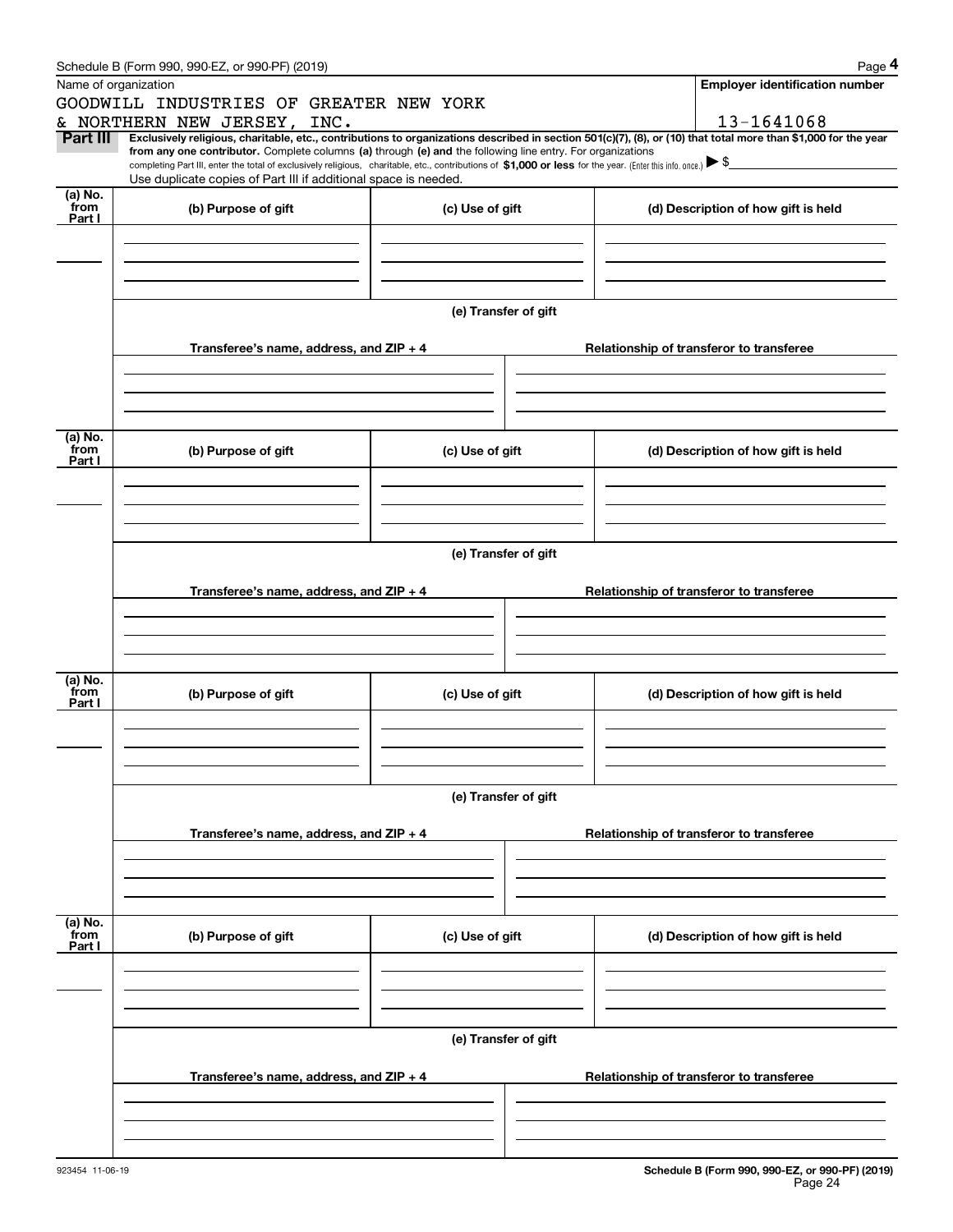Name of organization

GOODWILL INDUSTRIES OF GREATER NEW YORK
& NORTHERN NEW JERSEY, INC.

**Employer identification number**

13-1641068

**Part III** **Exclusively religious, charitable, etc., contributions to organizations described in section 501(c)(7), (8), or (10) that total more than $1,000 for the year from any one contributor.** Complete columns **(a)** through **(e) and** the following line entry. For organizations completing Part III, enter the total of exclusively religious, charitable, etc., contributions of **$1,000 or less** for the year. (Enter this info. once.) ▶ $

Use duplicate copies of Part III if additional space is needed.

| (a) No. from Part I | (b) Purpose of gift | (c) Use of gift | (d) Description of how gift is held |
|---|---|---|---|
| | | | |

**(e) Transfer of gift**

| Transferee's name, address, and ZIP + 4 | Relationship of transferor to transferee |
|---|---|
| | |

| (a) No. from Part I | (b) Purpose of gift | (c) Use of gift | (d) Description of how gift is held |
|---|---|---|---|
| | | | |

**(e) Transfer of gift**

| Transferee's name, address, and ZIP + 4 | Relationship of transferor to transferee |
|---|---|
| | |

| (a) No. from Part I | (b) Purpose of gift | (c) Use of gift | (d) Description of how gift is held |
|---|---|---|---|
| | | | |

**(e) Transfer of gift**

| Transferee's name, address, and ZIP + 4 | Relationship of transferor to transferee |
|---|---|
| | |

| (a) No. from Part I | (b) Purpose of gift | (c) Use of gift | (d) Description of how gift is held |
|---|---|---|---|
| | | | |

**(e) Transfer of gift**

| Transferee's name, address, and ZIP + 4 | Relationship of transferor to transferee |
|---|---|
| | |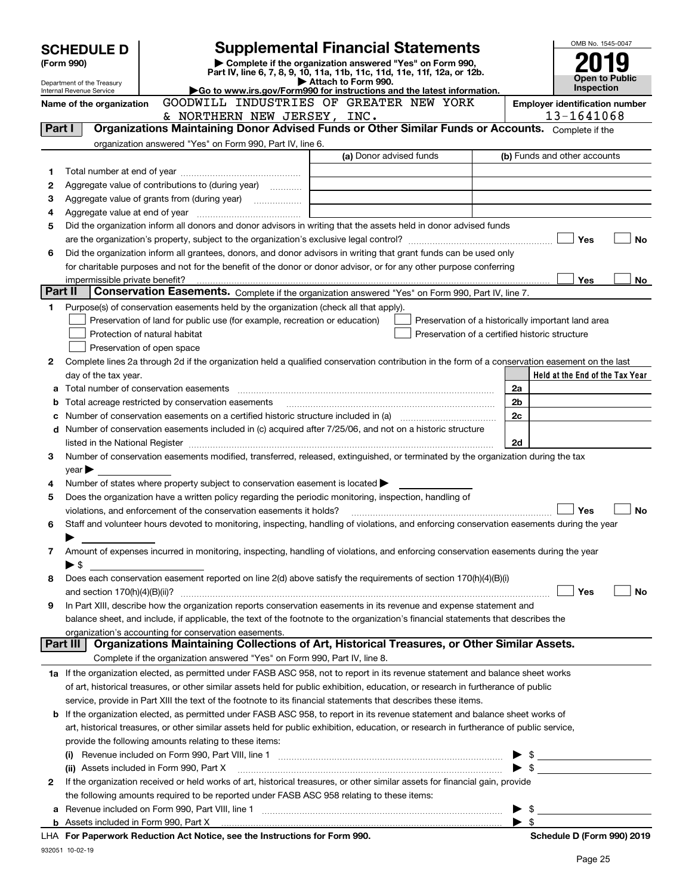# SCHEDULE D (Form 990)

Department of the Treasury
Internal Revenue Service

## Supplemental Financial Statements

▶ Complete if the organization answered "Yes" on Form 990, Part IV, line 6, 7, 8, 9, 10, 11a, 11b, 11c, 11d, 11e, 11f, 12a, or 12b.
▶ Attach to Form 990.
▶Go to www.irs.gov/Form990 for instructions and the latest information.

OMB No. 1545-0047

**2019**

**Open to Public Inspection**

Name of the organization: GOODWILL INDUSTRIES OF GREATER NEW YORK & NORTHERN NEW JERSEY, INC.

Employer identification number: 13-1641068

### Part I — Organizations Maintaining Donor Advised Funds or Other Similar Funds or Accounts. Complete if the organization answered "Yes" on Form 990, Part IV, line 6.

| | | (a) Donor advised funds | (b) Funds and other accounts |
|---|---|---|---|
| 1 | Total number at end of year | | |
| 2 | Aggregate value of contributions to (during year) | | |
| 3 | Aggregate value of grants from (during year) | | |
| 4 | Aggregate value at end of year | | |

5 Did the organization inform all donors and donor advisors in writing that the assets held in donor advised funds are the organization's property, subject to the organization's exclusive legal control? ☐ Yes ☐ No

6 Did the organization inform all grantees, donors, and donor advisors in writing that grant funds can be used only for charitable purposes and not for the benefit of the donor or donor advisor, or for any other purpose conferring impermissible private benefit? ☐ Yes ☐ No

### Part II — Conservation Easements. Complete if the organization answered "Yes" on Form 990, Part IV, line 7.

1 Purpose(s) of conservation easements held by the organization (check all that apply).
- ☐ Preservation of land for public use (for example, recreation or education)
- ☐ Protection of natural habitat
- ☐ Preservation of open space
- ☐ Preservation of a historically important land area
- ☐ Preservation of a certified historic structure

2 Complete lines 2a through 2d if the organization held a qualified conservation contribution in the form of a conservation easement on the last day of the tax year.

| | | | Held at the End of the Tax Year |
|---|---|---|---|
| a | Total number of conservation easements | 2a | |
| b | Total acreage restricted by conservation easements | 2b | |
| c | Number of conservation easements on a certified historic structure included in (a) | 2c | |
| d | Number of conservation easements included in (c) acquired after 7/25/06, and not on a historic structure listed in the National Register | 2d | |

3 Number of conservation easements modified, transferred, released, extinguished, or terminated by the organization during the tax year ▶

4 Number of states where property subject to conservation easement is located ▶

5 Does the organization have a written policy regarding the periodic monitoring, inspection, handling of violations, and enforcement of the conservation easements it holds? ☐ Yes ☐ No

6 Staff and volunteer hours devoted to monitoring, inspecting, handling of violations, and enforcing conservation easements during the year ▶

7 Amount of expenses incurred in monitoring, inspecting, handling of violations, and enforcing conservation easements during the year ▶ $

8 Does each conservation easement reported on line 2(d) above satisfy the requirements of section 170(h)(4)(B)(i) and section 170(h)(4)(B)(ii)? ☐ Yes ☐ No

9 In Part XIII, describe how the organization reports conservation easements in its revenue and expense statement and balance sheet, and include, if applicable, the text of the footnote to the organization's financial statements that describes the organization's accounting for conservation easements.

### Part III — Organizations Maintaining Collections of Art, Historical Treasures, or Other Similar Assets. Complete if the organization answered "Yes" on Form 990, Part IV, line 8.

1a If the organization elected, as permitted under FASB ASC 958, not to report in its revenue statement and balance sheet works of art, historical treasures, or other similar assets held for public exhibition, education, or research in furtherance of public service, provide in Part XIII the text of the footnote to its financial statements that describes these items.

b If the organization elected, as permitted under FASB ASC 958, to report in its revenue statement and balance sheet works of art, historical treasures, or other similar assets held for public exhibition, education, or research in furtherance of public service, provide the following amounts relating to these items:

(i) Revenue included on Form 990, Part VIII, line 1 ▶ $

(ii) Assets included in Form 990, Part X ▶ $

2 If the organization received or held works of art, historical treasures, or other similar assets for financial gain, provide the following amounts required to be reported under FASB ASC 958 relating to these items:

a Revenue included on Form 990, Part VIII, line 1 ▶ $

b Assets included in Form 990, Part X ▶ $

LHA For Paperwork Reduction Act Notice, see the Instructions for Form 990. Schedule D (Form 990) 2019

932051 10-02-19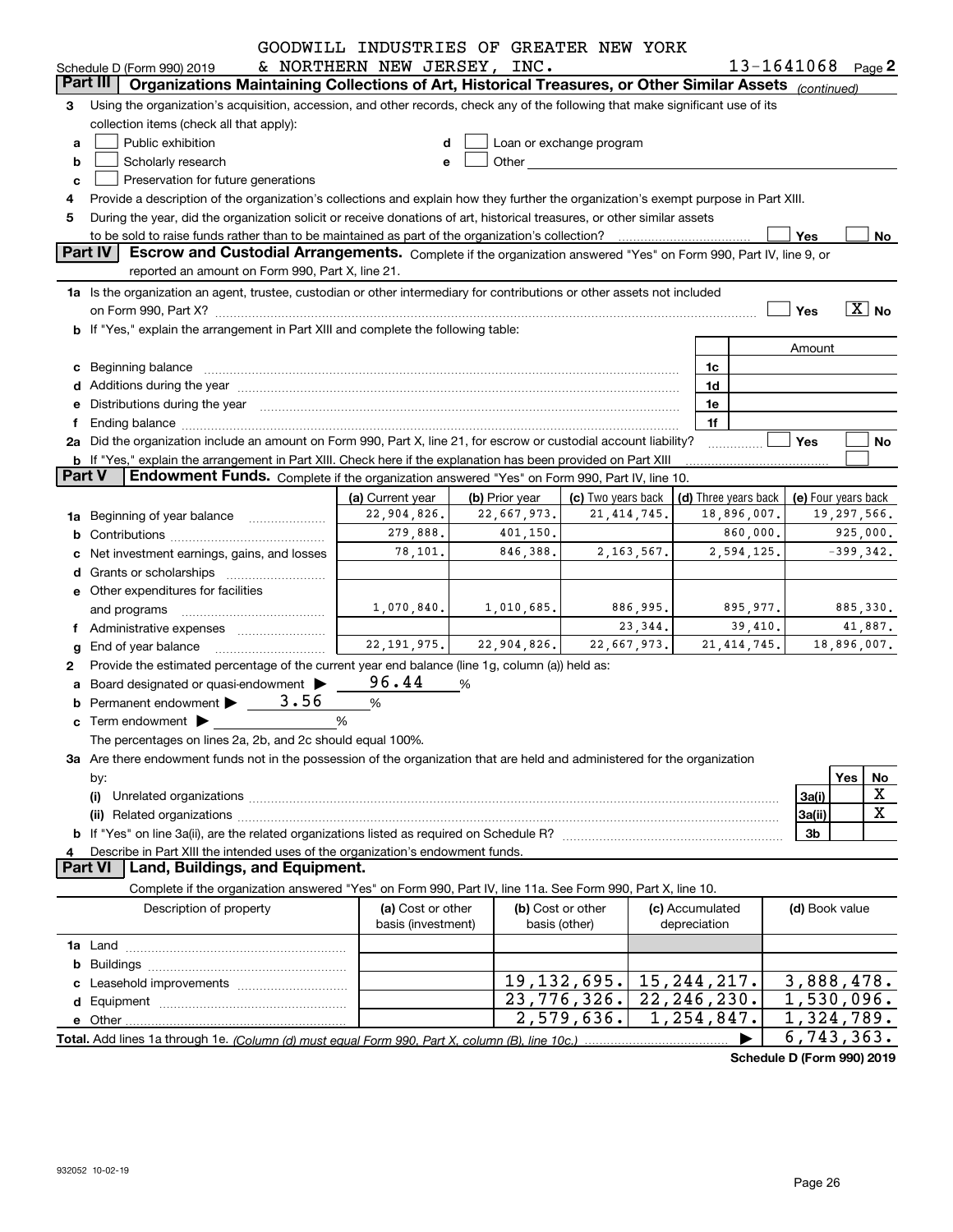GOODWILL INDUSTRIES OF GREATER NEW YORK & NORTHERN NEW JERSEY, INC. 13-1641068

Schedule D (Form 990) 2019 Page 2

## Part III Organizations Maintaining Collections of Art, Historical Treasures, or Other Similar Assets *(continued)*

3 Using the organization's acquisition, accession, and other records, check any of the following that make significant use of its collection items (check all that apply):

- a ☐ Public exhibition
- b ☐ Scholarly research
- c ☐ Preservation for future generations
- d ☐ Loan or exchange program
- e ☐ Other

4 Provide a description of the organization's collections and explain how they further the organization's exempt purpose in Part XIII.

5 During the year, did the organization solicit or receive donations of art, historical treasures, or other similar assets to be sold to raise funds rather than to be maintained as part of the organization's collection? ☐ Yes ☐ No

## Part IV Escrow and Custodial Arrangements.

Complete if the organization answered "Yes" on Form 990, Part IV, line 9, or reported an amount on Form 990, Part X, line 21.

1a Is the organization an agent, trustee, custodian or other intermediary for contributions or other assets not included on Form 990, Part X? ☐ Yes ☒ No

b If "Yes," explain the arrangement in Part XIII and complete the following table:

| | | Amount |
|---|---|---|
| c Beginning balance | 1c | |
| d Additions during the year | 1d | |
| e Distributions during the year | 1e | |
| f Ending balance | 1f | |

2a Did the organization include an amount on Form 990, Part X, line 21, for escrow or custodial account liability? ☐ Yes ☐ No

b If "Yes," explain the arrangement in Part XIII. Check here if the explanation has been provided on Part XIII ☐

## Part V Endowment Funds.

Complete if the organization answered "Yes" on Form 990, Part IV, line 10.

| | (a) Current year | (b) Prior year | (c) Two years back | (d) Three years back | (e) Four years back |
|---|---|---|---|---|---|
| 1a Beginning of year balance | 22,904,826. | 22,667,973. | 21,414,745. | 18,896,007. | 19,297,566. |
| b Contributions | 279,888. | 401,150. | | 860,000. | 925,000. |
| c Net investment earnings, gains, and losses | 78,101. | 846,388. | 2,163,567. | 2,594,125. | -399,342. |
| d Grants or scholarships | | | | | |
| e Other expenditures for facilities and programs | 1,070,840. | 1,010,685. | 886,995. | 895,977. | 885,330. |
| f Administrative expenses | | | 23,344. | 39,410. | 41,887. |
| g End of year balance | 22,191,975. | 22,904,826. | 22,667,973. | 21,414,745. | 18,896,007. |

2 Provide the estimated percentage of the current year end balance (line 1g, column (a)) held as:

a Board designated or quasi-endowment ▶ 96.44 %

b Permanent endowment ▶ 3.56 %

c Term endowment ▶ %

The percentages on lines 2a, 2b, and 2c should equal 100%.

3a Are there endowment funds not in the possession of the organization that are held and administered for the organization by:

| | | Yes | No |
|---|---|---|---|
| (i) Unrelated organizations | 3a(i) | | X |
| (ii) Related organizations | 3a(ii) | | X |
| b If "Yes" on line 3a(ii), are the related organizations listed as required on Schedule R? | 3b | | |

4 Describe in Part XIII the intended uses of the organization's endowment funds.

## Part VI Land, Buildings, and Equipment.

Complete if the organization answered "Yes" on Form 990, Part IV, line 11a. See Form 990, Part X, line 10.

| Description of property | (a) Cost or other basis (investment) | (b) Cost or other basis (other) | (c) Accumulated depreciation | (d) Book value |
|---|---|---|---|---|
| 1a Land | | | | |
| b Buildings | | | | |
| c Leasehold improvements | | 19,132,695. | 15,244,217. | 3,888,478. |
| d Equipment | | 23,776,326. | 22,246,230. | 1,530,096. |
| e Other | | 2,579,636. | 1,254,847. | 1,324,789. |
| **Total.** Add lines 1a through 1e. *(Column (d) must equal Form 990, Part X, column (B), line 10c.)* | | | ▶ | 6,743,363. |

**Schedule D (Form 990) 2019**

932052 10-02-19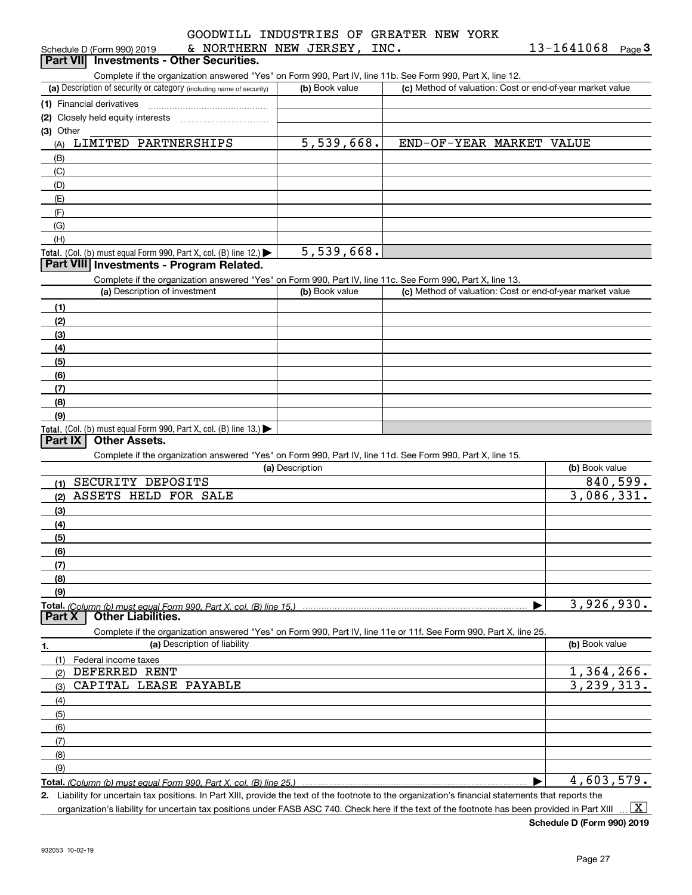Schedule D (Form 990) 2019 GOODWILL INDUSTRIES OF GREATER NEW YORK & NORTHERN NEW JERSEY, INC. 13-1641068 Page 3

## Part VII Investments - Other Securities.

Complete if the organization answered "Yes" on Form 990, Part IV, line 11b. See Form 990, Part X, line 12.

| (a) Description of security or category (including name of security) | (b) Book value | (c) Method of valuation: Cost or end-of-year market value |
|---|---|---|
| (1) Financial derivatives | | |
| (2) Closely held equity interests | | |
| (3) Other | | |
| (A) LIMITED PARTNERSHIPS | 5,539,668. | END-OF-YEAR MARKET VALUE |
| (B) | | |
| (C) | | |
| (D) | | |
| (E) | | |
| (F) | | |
| (G) | | |
| (H) | | |
| Total. (Col. (b) must equal Form 990, Part X, col. (B) line 12.) ▶ | 5,539,668. | |

## Part VIII Investments - Program Related.

Complete if the organization answered "Yes" on Form 990, Part IV, line 11c. See Form 990, Part X, line 13.

| (a) Description of investment | (b) Book value | (c) Method of valuation: Cost or end-of-year market value |
|---|---|---|
| (1) | | |
| (2) | | |
| (3) | | |
| (4) | | |
| (5) | | |
| (6) | | |
| (7) | | |
| (8) | | |
| (9) | | |
| Total. (Col. (b) must equal Form 990, Part X, col. (B) line 13.) ▶ | | |

## Part IX Other Assets.

Complete if the organization answered "Yes" on Form 990, Part IV, line 11d. See Form 990, Part X, line 15.

| (a) Description | (b) Book value |
|---|---|
| (1) SECURITY DEPOSITS | 840,599. |
| (2) ASSETS HELD FOR SALE | 3,086,331. |
| (3) | |
| (4) | |
| (5) | |
| (6) | |
| (7) | |
| (8) | |
| (9) | |
| Total. (Column (b) must equal Form 990, Part X, col. (B) line 15.) ▶ | 3,926,930. |

## Part X Other Liabilities.

Complete if the organization answered "Yes" on Form 990, Part IV, line 11e or 11f. See Form 990, Part X, line 25.

| 1. (a) Description of liability | (b) Book value |
|---|---|
| (1) Federal income taxes | |
| (2) DEFERRED RENT | 1,364,266. |
| (3) CAPITAL LEASE PAYABLE | 3,239,313. |
| (4) | |
| (5) | |
| (6) | |
| (7) | |
| (8) | |
| (9) | |
| Total. (Column (b) must equal Form 990, Part X, col. (B) line 25.) ▶ | 4,603,579. |

2. Liability for uncertain tax positions. In Part XIII, provide the text of the footnote to the organization's financial statements that reports the organization's liability for uncertain tax positions under FASB ASC 740. Check here if the text of the footnote has been provided in Part XIII ... [X]

Schedule D (Form 990) 2019

932053 10-02-19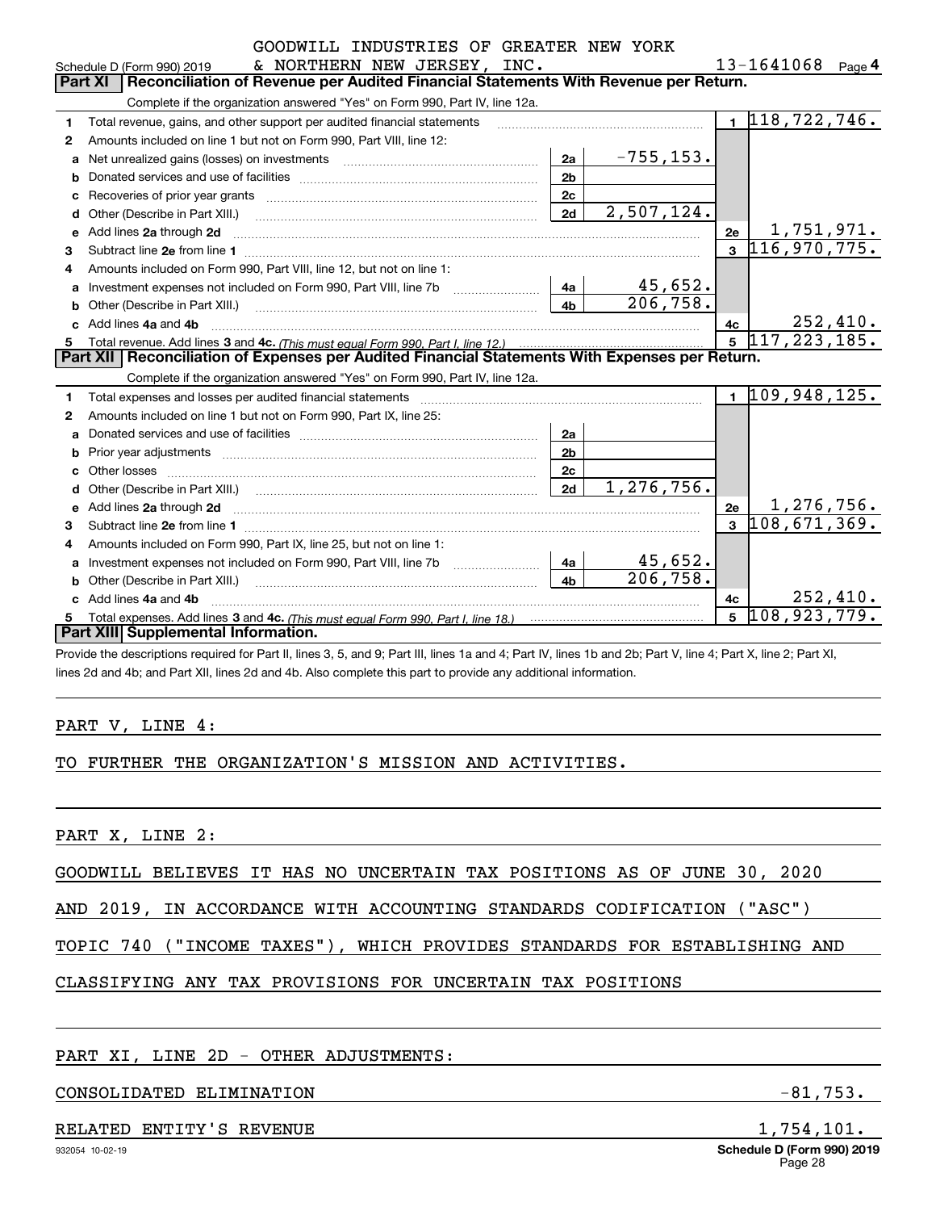GOODWILL INDUSTRIES OF GREATER NEW YORK & NORTHERN NEW JERSEY, INC.

Schedule D (Form 990) 2019 — 13-1641068 — Page 4

## Part XI Reconciliation of Revenue per Audited Financial Statements With Revenue per Return.

Complete if the organization answered "Yes" on Form 990, Part IV, line 12a.

| Line | Description | Sub-line | Amount | Line | Total |
|---|---|---|---|---|---|
| 1 | Total revenue, gains, and other support per audited financial statements | | | 1 | 118,722,746. |
| 2 | Amounts included on line 1 but not on Form 990, Part VIII, line 12: | | | | |
| a | Net unrealized gains (losses) on investments | 2a | -755,153. | | |
| b | Donated services and use of facilities | 2b | | | |
| c | Recoveries of prior year grants | 2c | | | |
| d | Other (Describe in Part XIII.) | 2d | 2,507,124. | | |
| e | Add lines 2a through 2d | | | 2e | 1,751,971. |
| 3 | Subtract line 2e from line 1 | | | 3 | 116,970,775. |
| 4 | Amounts included on Form 990, Part VIII, line 12, but not on line 1: | | | | |
| a | Investment expenses not included on Form 990, Part VIII, line 7b | 4a | 45,652. | | |
| b | Other (Describe in Part XIII.) | 4b | 206,758. | | |
| c | Add lines 4a and 4b | | | 4c | 252,410. |
| 5 | Total revenue. Add lines 3 and 4c. *(This must equal Form 990, Part I, line 12.)* | | | 5 | 117,223,185. |

## Part XII Reconciliation of Expenses per Audited Financial Statements With Expenses per Return.

Complete if the organization answered "Yes" on Form 990, Part IV, line 12a.

| Line | Description | Sub-line | Amount | Line | Total |
|---|---|---|---|---|---|
| 1 | Total expenses and losses per audited financial statements | | | 1 | 109,948,125. |
| 2 | Amounts included on line 1 but not on Form 990, Part IX, line 25: | | | | |
| a | Donated services and use of facilities | 2a | | | |
| b | Prior year adjustments | 2b | | | |
| c | Other losses | 2c | | | |
| d | Other (Describe in Part XIII.) | 2d | 1,276,756. | | |
| e | Add lines 2a through 2d | | | 2e | 1,276,756. |
| 3 | Subtract line 2e from line 1 | | | 3 | 108,671,369. |
| 4 | Amounts included on Form 990, Part IX, line 25, but not on line 1: | | | | |
| a | Investment expenses not included on Form 990, Part VIII, line 7b | 4a | 45,652. | | |
| b | Other (Describe in Part XIII.) | 4b | 206,758. | | |
| c | Add lines 4a and 4b | | | 4c | 252,410. |
| 5 | Total expenses. Add lines 3 and 4c. *(This must equal Form 990, Part I, line 18.)* | | | 5 | 108,923,779. |

## Part XIII Supplemental Information.

Provide the descriptions required for Part II, lines 3, 5, and 9; Part III, lines 1a and 4; Part IV, lines 1b and 2b; Part V, line 4; Part X, line 2; Part XI, lines 2d and 4b; and Part XII, lines 2d and 4b. Also complete this part to provide any additional information.

PART V, LINE 4:

TO FURTHER THE ORGANIZATION'S MISSION AND ACTIVITIES.

PART X, LINE 2:

GOODWILL BELIEVES IT HAS NO UNCERTAIN TAX POSITIONS AS OF JUNE 30, 2020 AND 2019, IN ACCORDANCE WITH ACCOUNTING STANDARDS CODIFICATION ("ASC") TOPIC 740 ("INCOME TAXES"), WHICH PROVIDES STANDARDS FOR ESTABLISHING AND CLASSIFYING ANY TAX PROVISIONS FOR UNCERTAIN TAX POSITIONS

PART XI, LINE 2D - OTHER ADJUSTMENTS:

| | |
|---|---|
| CONSOLIDATED ELIMINATION | -81,753. |
| RELATED ENTITY'S REVENUE | 1,754,101. |

932054 10-02-19 — Schedule D (Form 990) 2019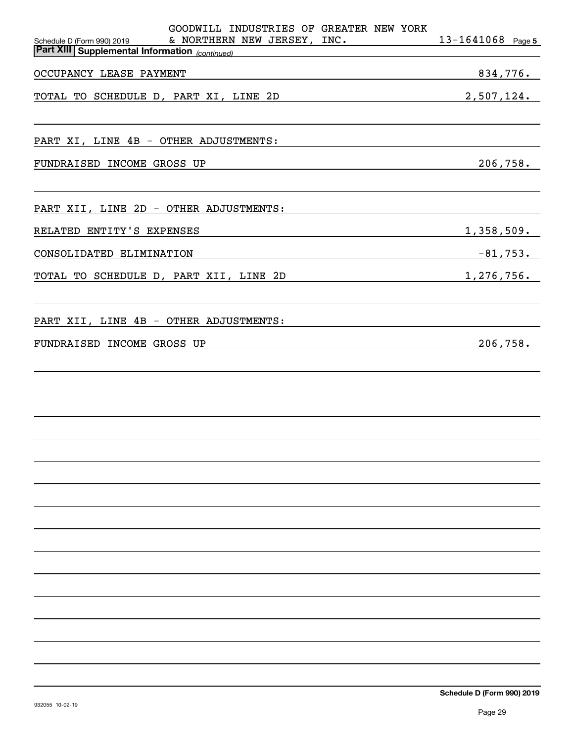GOODWILL INDUSTRIES OF GREATER NEW YORK & NORTHERN NEW JERSEY, INC. 13-1641068

## Part XIII | Supplemental Information *(continued)*

| | |
|---|---|
| OCCUPANCY LEASE PAYMENT | 834,776. |
| TOTAL TO SCHEDULE D, PART XI, LINE 2D | 2,507,124. |
| | |
| PART XI, LINE 4B - OTHER ADJUSTMENTS: | |
| FUNDRAISED INCOME GROSS UP | 206,758. |
| | |
| PART XII, LINE 2D - OTHER ADJUSTMENTS: | |
| RELATED ENTITY'S EXPENSES | 1,358,509. |
| CONSOLIDATED ELIMINATION | -81,753. |
| TOTAL TO SCHEDULE D, PART XII, LINE 2D | 1,276,756. |
| | |
| PART XII, LINE 4B - OTHER ADJUSTMENTS: | |
| FUNDRAISED INCOME GROSS UP | 206,758. |

932055 10-02-19

Schedule D (Form 990) 2019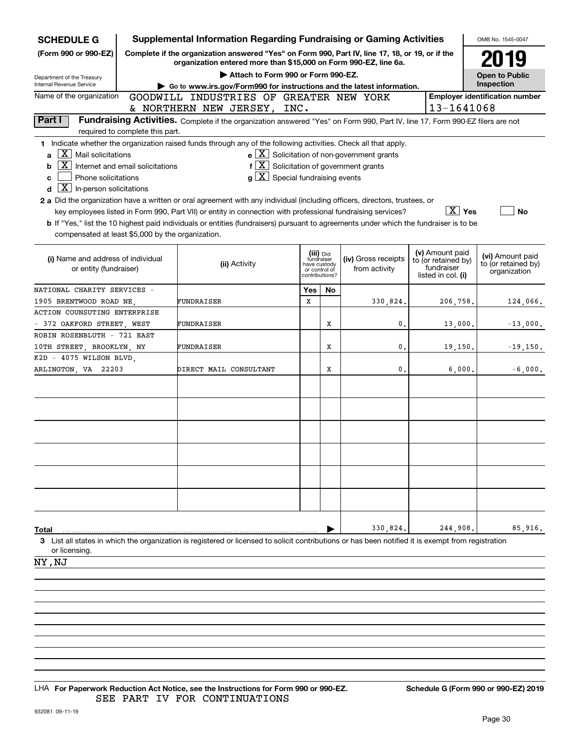**SCHEDULE G**
**(Form 990 or 990-EZ)**

Department of the Treasury
Internal Revenue Service

# Supplemental Information Regarding Fundraising or Gaming Activities

**Complete if the organization answered "Yes" on Form 990, Part IV, line 17, 18, or 19, or if the organization entered more than $15,000 on Form 990-EZ, line 6a.**

▶ Attach to Form 990 or Form 990-EZ.

▶ Go to www.irs.gov/Form990 for instructions and the latest information.

OMB No. 1545-0047

**2019**

**Open to Public Inspection**

Name of the organization: GOODWILL INDUSTRIES OF GREATER NEW YORK & NORTHERN NEW JERSEY, INC.

Employer identification number: 13-1641068

## Part I Fundraising Activities.

Complete if the organization answered "Yes" on Form 990, Part IV, line 17. Form 990-EZ filers are not required to complete this part.

**1** Indicate whether the organization raised funds through any of the following activities. Check all that apply.

- **a** [X] Mail solicitations
- **b** [X] Internet and email solicitations
- **c** [ ] Phone solicitations
- **d** [X] In-person solicitations
- **e** [X] Solicitation of non-government grants
- **f** [X] Solicitation of government grants
- **g** [X] Special fundraising events

**2 a** Did the organization have a written or oral agreement with any individual (including officers, directors, trustees, or key employees listed in Form 990, Part VII) or entity in connection with professional fundraising services? [X] Yes [ ] No

**b** If "Yes," list the 10 highest paid individuals or entities (fundraisers) pursuant to agreements under which the fundraiser is to be compensated at least $5,000 by the organization.

| (i) Name and address of individual or entity (fundraiser) | (ii) Activity | (iii) Did fundraiser have custody or control of contributions? Yes | No | (iv) Gross receipts from activity | (v) Amount paid to (or retained by) fundraiser listed in col. (i) | (vi) Amount paid to (or retained by) organization |
|---|---|---|---|---|---|---|
| NATIONAL CHARITY SERVICES - 1905 BRENTWOOD ROAD NE, | FUNDRAISER | X | | 330,824. | 206,758. | 124,066. |
| ACTION COUNSUTING ENTERPRISE - 372 OAKFORD STREET, WEST | FUNDRAISER | | X | 0. | 13,000. | -13,000. |
| ROBIN ROSENBLUTH - 721 EAST 10TH STREET, BROOKLYN, NY | FUNDRAISER | | X | 0. | 19,150. | -19,150. |
| K2D - 4075 WILSON BLVD, ARLINGTON, VA 22203 | DIRECT MAIL CONSULTANT | | X | 0. | 6,000. | -6,000. |
| | | | | | | |
| | | | | | | |
| | | | | | | |
| | | | | | | |
| | | | | | | |
| | | | | | | |
| **Total** | | | ▶ | 330,824. | 244,908. | 85,916. |

**3** List all states in which the organization is registered or licensed to solicit contributions or has been notified it is exempt from registration or licensing.

NY,NJ

LHA **For Paperwork Reduction Act Notice, see the Instructions for Form 990 or 990-EZ.** **Schedule G (Form 990 or 990-EZ) 2019**

SEE PART IV FOR CONTINUATIONS

932081 09-11-19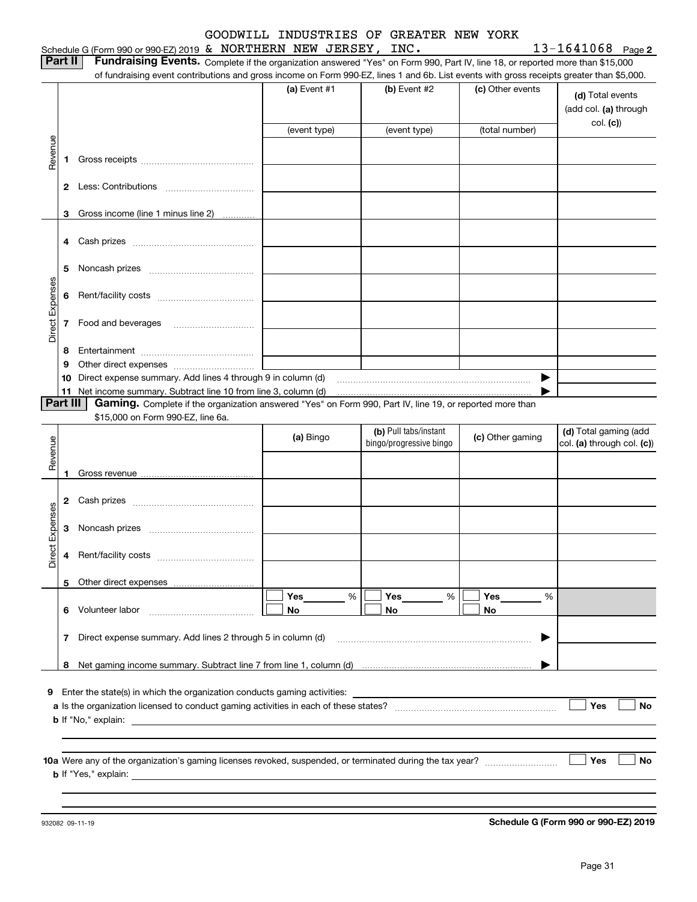GOODWILL INDUSTRIES OF GREATER NEW YORK

Schedule G (Form 990 or 990-EZ) 2019 & NORTHERN NEW JERSEY, INC. 13-1641068 Page 2

**Part II** **Fundraising Events.** Complete if the organization answered "Yes" on Form 990, Part IV, line 18, or reported more than $15,000 of fundraising event contributions and gross income on Form 990-EZ, lines 1 and 6b. List events with gross receipts greater than $5,000.

| | | | (a) Event #1 | (b) Event #2 | (c) Other events | (d) Total events (add col. (a) through col. (c)) |
|---|---|---|---|---|---|---|
| | | | (event type) | (event type) | (total number) | |
| Revenue | 1 | Gross receipts | | | | |
| | 2 | Less: Contributions | | | | |
| | 3 | Gross income (line 1 minus line 2) | | | | |
| Direct Expenses | 4 | Cash prizes | | | | |
| | 5 | Noncash prizes | | | | |
| | 6 | Rent/facility costs | | | | |
| | 7 | Food and beverages | | | | |
| | 8 | Entertainment | | | | |
| | 9 | Other direct expenses | | | | |
| | 10 | Direct expense summary. Add lines 4 through 9 in column (d) | | | ▶ | |
| | 11 | Net income summary. Subtract line 10 from line 3, column (d) | | | ▶ | |

**Part III** **Gaming.** Complete if the organization answered "Yes" on Form 990, Part IV, line 19, or reported more than $15,000 on Form 990-EZ, line 6a.

| | | | (a) Bingo | (b) Pull tabs/instant bingo/progressive bingo | (c) Other gaming | (d) Total gaming (add col. (a) through col. (c)) |
|---|---|---|---|---|---|---|
| Revenue | 1 | Gross revenue | | | | |
| Direct Expenses | 2 | Cash prizes | | | | |
| | 3 | Noncash prizes | | | | |
| | 4 | Rent/facility costs | | | | |
| | 5 | Other direct expenses | | | | |
| | 6 | Volunteer labor | ☐ Yes ____ % ☐ No | ☐ Yes ____ % ☐ No | ☐ Yes ____ % ☐ No | |
| | 7 | Direct expense summary. Add lines 2 through 5 in column (d) | | | ▶ | |
| | 8 | Net gaming income summary. Subtract line 7 from line 1, column (d) | | | ▶ | |

**9** Enter the state(s) in which the organization conducts gaming activities: ____________________

**a** Is the organization licensed to conduct gaming activities in each of these states? ☐ Yes ☐ No

**b** If "No," explain: ____________________

**10a** Were any of the organization's gaming licenses revoked, suspended, or terminated during the tax year? ☐ Yes ☐ No

**b** If "Yes," explain: ____________________

932082 09-11-19

**Schedule G (Form 990 or 990-EZ) 2019**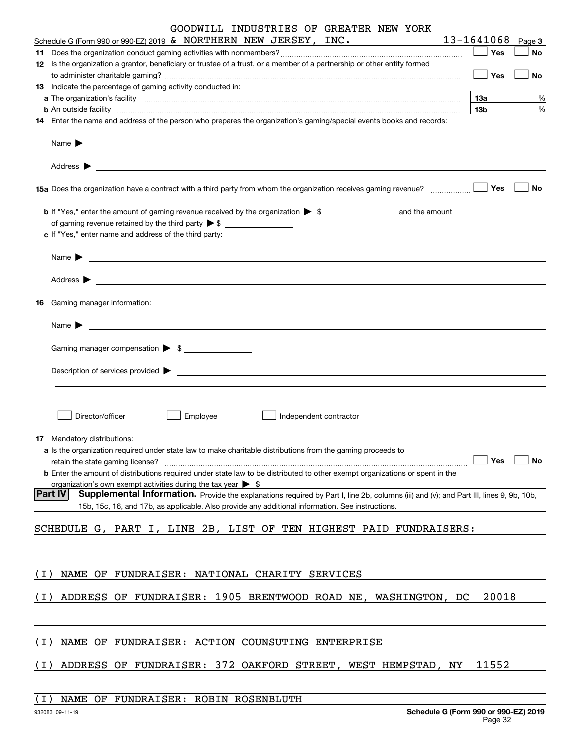GOODWILL INDUSTRIES OF GREATER NEW YORK

Schedule G (Form 990 or 990-EZ) 2019 & NORTHERN NEW JERSEY, INC. 13-1641068 Page 3

**11** Does the organization conduct gaming activities with nonmembers? ☐ Yes ☐ No

**12** Is the organization a grantor, beneficiary or trustee of a trust, or a member of a partnership or other entity formed to administer charitable gaming? ☐ Yes ☐ No

**13** Indicate the percentage of gaming activity conducted in:

**a** The organization's facility **13a** %

**b** An outside facility **13b** %

**14** Enter the name and address of the person who prepares the organization's gaming/special events books and records:

Name ▶

Address ▶

**15a** Does the organization have a contract with a third party from whom the organization receives gaming revenue? ☐ Yes ☐ No

**b** If "Yes," enter the amount of gaming revenue received by the organization ▶ $ ______ and the amount of gaming revenue retained by the third party ▶ $ ______

**c** If "Yes," enter name and address of the third party:

Name ▶

Address ▶

**16** Gaming manager information:

Name ▶

Gaming manager compensation ▶ $

Description of services provided ▶

☐ Director/officer ☐ Employee ☐ Independent contractor

**17** Mandatory distributions:

**a** Is the organization required under state law to make charitable distributions from the gaming proceeds to retain the state gaming license? ☐ Yes ☐ No

**b** Enter the amount of distributions required under state law to be distributed to other exempt organizations or spent in the organization's own exempt activities during the tax year ▶ $

**Part IV** **Supplemental Information.** Provide the explanations required by Part I, line 2b, columns (iii) and (v); and Part III, lines 9, 9b, 10b, 15b, 15c, 16, and 17b, as applicable. Also provide any additional information. See instructions.

SCHEDULE G, PART I, LINE 2B, LIST OF TEN HIGHEST PAID FUNDRAISERS:

(I) NAME OF FUNDRAISER: NATIONAL CHARITY SERVICES

(I) ADDRESS OF FUNDRAISER: 1905 BRENTWOOD ROAD NE, WASHINGTON, DC 20018

(I) NAME OF FUNDRAISER: ACTION COUNSUTING ENTERPRISE

(I) ADDRESS OF FUNDRAISER: 372 OAKFORD STREET, WEST HEMPSTAD, NY 11552

(I) NAME OF FUNDRAISER: ROBIN ROSENBLUTH

932083 09-11-19 **Schedule G (Form 990 or 990-EZ) 2019**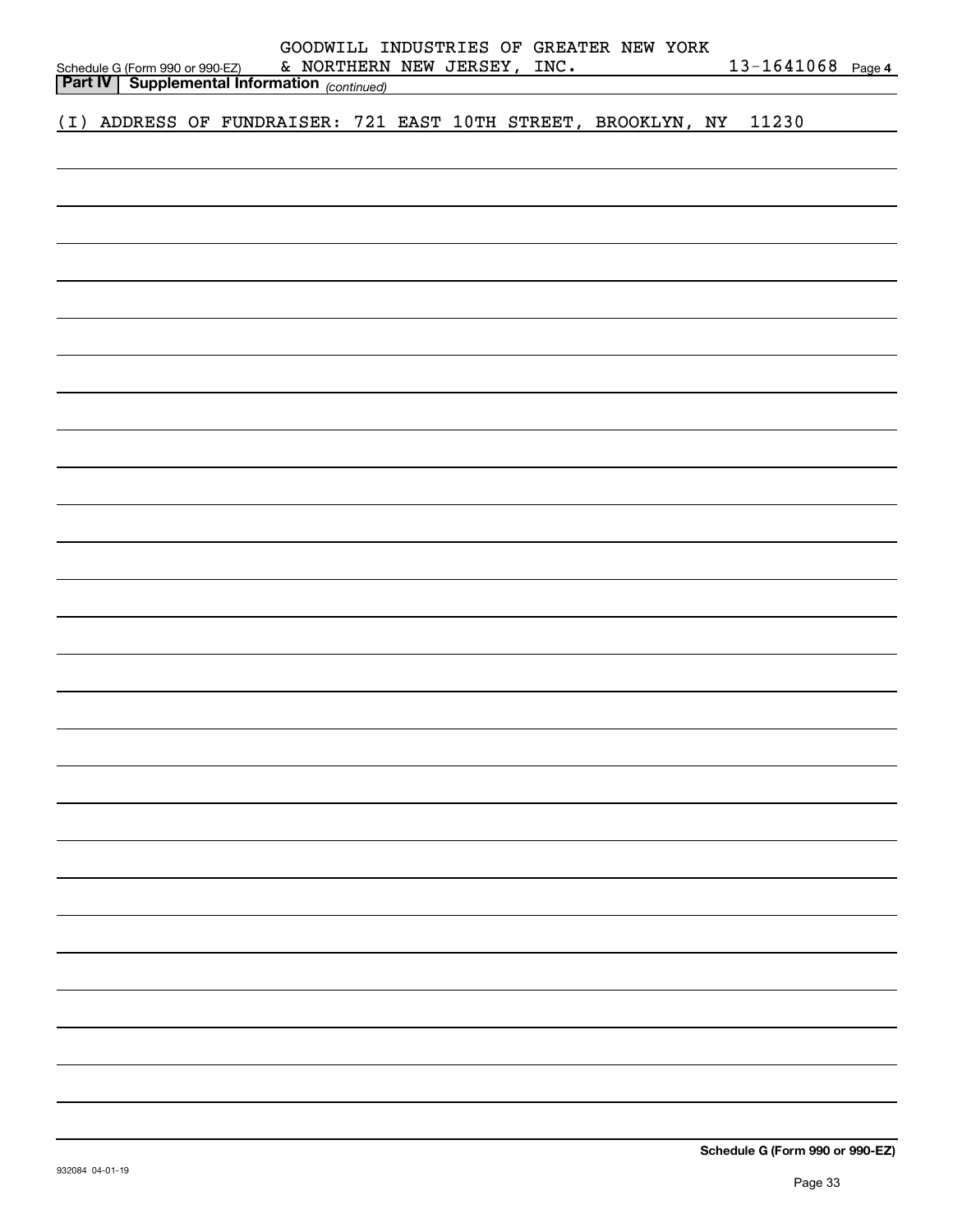Schedule G (Form 990 or 990-EZ) GOODWILL INDUSTRIES OF GREATER NEW YORK & NORTHERN NEW JERSEY, INC. 13-1641068 Page **4**

**Part IV | Supplemental Information** *(continued)*

(I) ADDRESS OF FUNDRAISER: 721 EAST 10TH STREET, BROOKLYN, NY 11230

**Schedule G (Form 990 or 990-EZ)**

932084 04-01-19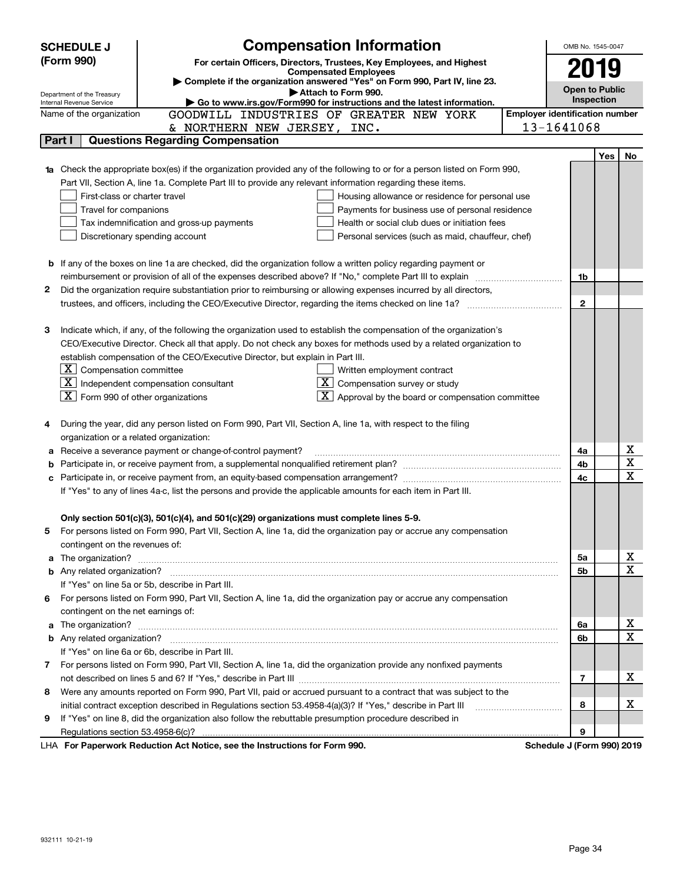**SCHEDULE J**
**(Form 990)**

Department of the Treasury
Internal Revenue Service

# Compensation Information

**For certain Officers, Directors, Trustees, Key Employees, and Highest Compensated Employees**

▶ **Complete if the organization answered "Yes" on Form 990, Part IV, line 23.**
▶ **Attach to Form 990.**
▶ **Go to www.irs.gov/Form990 for instructions and the latest information.**

OMB No. 1545-0047

**2019**

**Open to Public Inspection**

Name of the organization: GOODWILL INDUSTRIES OF GREATER NEW YORK & NORTHERN NEW JERSEY, INC.

Employer identification number: 13-1641068

## Part I Questions Regarding Compensation

| | | | Yes | No |
|---|---|---|---|---|
| **1a** | Check the appropriate box(es) if the organization provided any of the following to or for a person listed on Form 990, Part VII, Section A, line 1a. Complete Part III to provide any relevant information regarding these items.<br>☐ First-class or charter travel ☐ Housing allowance or residence for personal use<br>☐ Travel for companions ☐ Payments for business use of personal residence<br>☐ Tax indemnification and gross-up payments ☐ Health or social club dues or initiation fees<br>☐ Discretionary spending account ☐ Personal services (such as maid, chauffeur, chef) | | | |
| **b** | If any of the boxes on line 1a are checked, did the organization follow a written policy regarding payment or reimbursement or provision of all of the expenses described above? If "No," complete Part III to explain | 1b | | |
| **2** | Did the organization require substantiation prior to reimbursing or allowing expenses incurred by all directors, trustees, and officers, including the CEO/Executive Director, regarding the items checked on line 1a? | 2 | | |
| **3** | Indicate which, if any, of the following the organization used to establish the compensation of the organization's CEO/Executive Director. Check all that apply. Do not check any boxes for methods used by a related organization to establish compensation of the CEO/Executive Director, but explain in Part III.<br>☒ Compensation committee ☐ Written employment contract<br>☒ Independent compensation consultant ☒ Compensation survey or study<br>☒ Form 990 of other organizations ☒ Approval by the board or compensation committee | | | |
| **4** | During the year, did any person listed on Form 990, Part VII, Section A, line 1a, with respect to the filing organization or a related organization: | | | |
| **a** | Receive a severance payment or change-of-control payment? | 4a | | X |
| **b** | Participate in, or receive payment from, a supplemental nonqualified retirement plan? | 4b | | X |
| **c** | Participate in, or receive payment from, an equity-based compensation arrangement? | 4c | | X |
| | If "Yes" to any of lines 4a-c, list the persons and provide the applicable amounts for each item in Part III. | | | |
| | **Only section 501(c)(3), 501(c)(4), and 501(c)(29) organizations must complete lines 5-9.** | | | |
| **5** | For persons listed on Form 990, Part VII, Section A, line 1a, did the organization pay or accrue any compensation contingent on the revenues of: | | | |
| **a** | The organization? | 5a | | X |
| **b** | Any related organization? | 5b | | X |
| | If "Yes" on line 5a or 5b, describe in Part III. | | | |
| **6** | For persons listed on Form 990, Part VII, Section A, line 1a, did the organization pay or accrue any compensation contingent on the net earnings of: | | | |
| **a** | The organization? | 6a | | X |
| **b** | Any related organization? | 6b | | X |
| | If "Yes" on line 6a or 6b, describe in Part III. | | | |
| **7** | For persons listed on Form 990, Part VII, Section A, line 1a, did the organization provide any nonfixed payments not described on lines 5 and 6? If "Yes," describe in Part III | 7 | | X |
| **8** | Were any amounts reported on Form 990, Part VII, paid or accrued pursuant to a contract that was subject to the initial contract exception described in Regulations section 53.4958-4(a)(3)? If "Yes," describe in Part III | 8 | | X |
| **9** | If "Yes" on line 8, did the organization also follow the rebuttable presumption procedure described in Regulations section 53.4958-6(c)? | 9 | | |

LHA **For Paperwork Reduction Act Notice, see the Instructions for Form 990.** **Schedule J (Form 990) 2019**

932111 10-21-19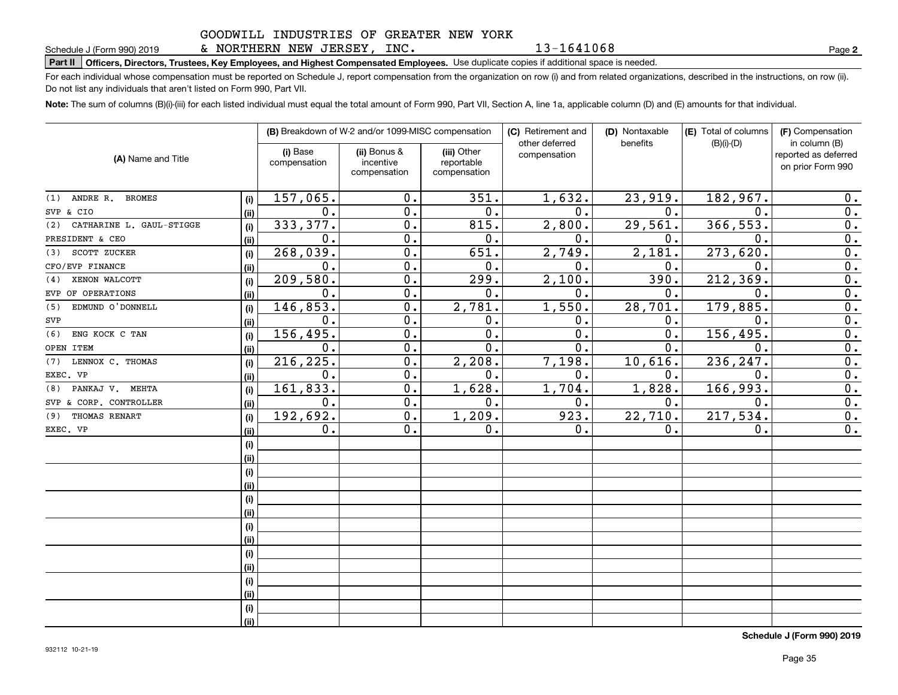GOODWILL INDUSTRIES OF GREATER NEW YORK & NORTHERN NEW JERSEY, INC. 13-1641068

Schedule J (Form 990) 2019

**Part II** **Officers, Directors, Trustees, Key Employees, and Highest Compensated Employees.** Use duplicate copies if additional space is needed.

For each individual whose compensation must be reported on Schedule J, report compensation from the organization on row (i) and from related organizations, described in the instructions, on row (ii). Do not list any individuals that aren't listed on Form 990, Part VII.

**Note:** The sum of columns (B)(i)-(iii) for each listed individual must equal the total amount of Form 990, Part VII, Section A, line 1a, applicable column (D) and (E) amounts for that individual.

| (A) Name and Title | | (B) Breakdown of W-2 and/or 1099-MISC compensation | | | (C) Retirement and other deferred compensation | (D) Nontaxable benefits | (E) Total of columns (B)(i)-(D) | (F) Compensation in column (B) reported as deferred on prior Form 990 |
|---|---|---|---|---|---|---|---|---|
| | | (i) Base compensation | (ii) Bonus & incentive compensation | (iii) Other reportable compensation | | | | |
| (1) ANDRE R. BROMES | (i) | 157,065. | 0. | 351. | 1,632. | 23,919. | 182,967. | 0. |
| SVP & CIO | (ii) | 0. | 0. | 0. | 0. | 0. | 0. | 0. |
| (2) CATHARINE L. GAUL-STIGGE | (i) | 333,377. | 0. | 815. | 2,800. | 29,561. | 366,553. | 0. |
| PRESIDENT & CEO | (ii) | 0. | 0. | 0. | 0. | 0. | 0. | 0. |
| (3) SCOTT ZUCKER | (i) | 268,039. | 0. | 651. | 2,749. | 2,181. | 273,620. | 0. |
| CFO/EVP FINANCE | (ii) | 0. | 0. | 0. | 0. | 0. | 0. | 0. |
| (4) XENON WALCOTT | (i) | 209,580. | 0. | 299. | 2,100. | 390. | 212,369. | 0. |
| EVP OF OPERATIONS | (ii) | 0. | 0. | 0. | 0. | 0. | 0. | 0. |
| (5) EDMUND O'DONNELL | (i) | 146,853. | 0. | 2,781. | 1,550. | 28,701. | 179,885. | 0. |
| SVP | (ii) | 0. | 0. | 0. | 0. | 0. | 0. | 0. |
| (6) ENG KOCK C TAN | (i) | 156,495. | 0. | 0. | 0. | 0. | 156,495. | 0. |
| OPEN ITEM | (ii) | 0. | 0. | 0. | 0. | 0. | 0. | 0. |
| (7) LENNOX C. THOMAS | (i) | 216,225. | 0. | 2,208. | 7,198. | 10,616. | 236,247. | 0. |
| EXEC. VP | (ii) | 0. | 0. | 0. | 0. | 0. | 0. | 0. |
| (8) PANKAJ V. MEHTA | (i) | 161,833. | 0. | 1,628. | 1,704. | 1,828. | 166,993. | 0. |
| SVP & CORP. CONTROLLER | (ii) | 0. | 0. | 0. | 0. | 0. | 0. | 0. |
| (9) THOMAS RENART | (i) | 192,692. | 0. | 1,209. | 923. | 22,710. | 217,534. | 0. |
| EXEC. VP | (ii) | 0. | 0. | 0. | 0. | 0. | 0. | 0. |
| | (i) | | | | | | | |
| | (ii) | | | | | | | |
| | (i) | | | | | | | |
| | (ii) | | | | | | | |
| | (i) | | | | | | | |
| | (ii) | | | | | | | |
| | (i) | | | | | | | |
| | (ii) | | | | | | | |
| | (i) | | | | | | | |
| | (ii) | | | | | | | |
| | (i) | | | | | | | |
| | (ii) | | | | | | | |
| | (i) | | | | | | | |
| | (ii) | | | | | | | |

**Schedule J (Form 990) 2019**

932112 10-21-19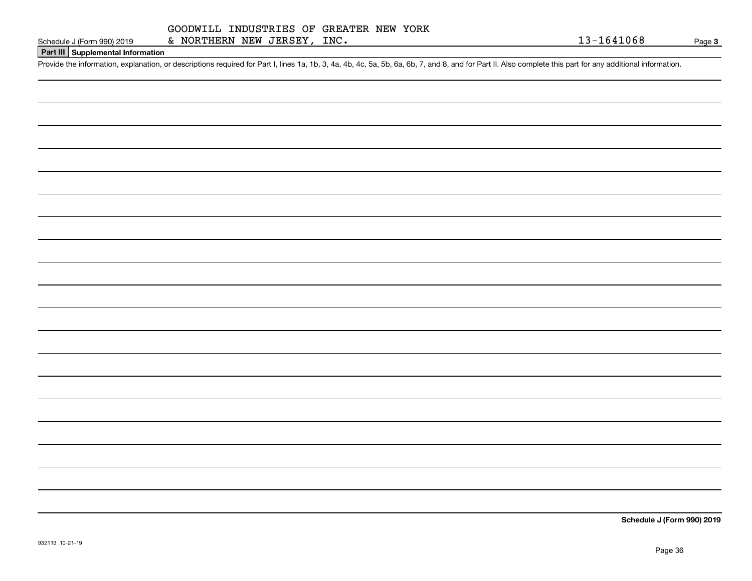GOODWILL INDUSTRIES OF GREATER NEW YORK & NORTHERN NEW JERSEY, INC. 13-1641068

Schedule J (Form 990) 2019 Page 3

## Part III Supplemental Information

Provide the information, explanation, or descriptions required for Part I, lines 1a, 1b, 3, 4a, 4b, 4c, 5a, 5b, 6a, 6b, 7, and 8, and for Part II. Also complete this part for any additional information.

**Schedule J (Form 990) 2019**

932113 10-21-19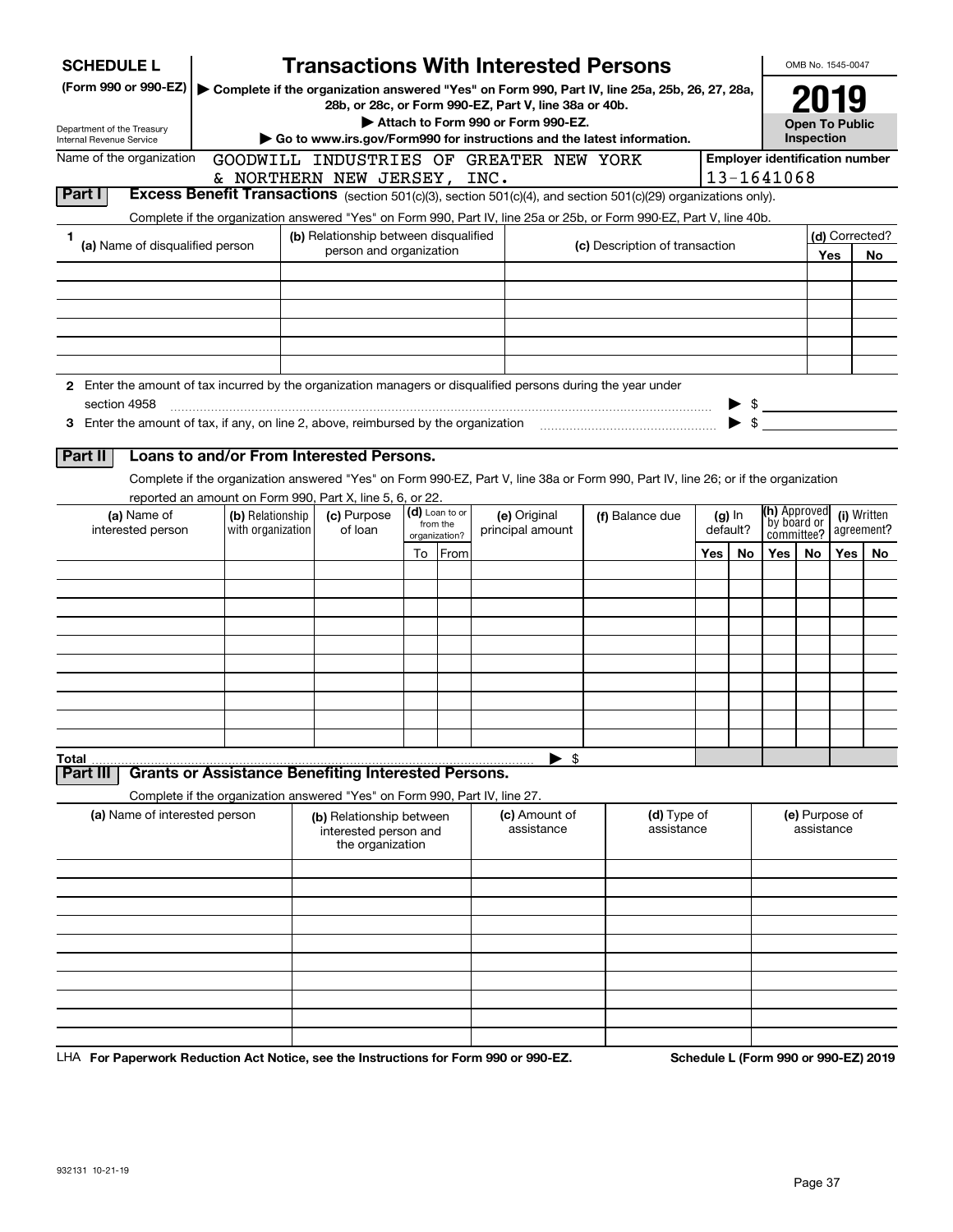**SCHEDULE L (Form 990 or 990-EZ)**

Department of the Treasury
Internal Revenue Service

# Transactions With Interested Persons

▶ Complete if the organization answered "Yes" on Form 990, Part IV, line 25a, 25b, 26, 27, 28a, 28b, or 28c, or Form 990-EZ, Part V, line 38a or 40b.
▶ Attach to Form 990 or Form 990-EZ.
▶ Go to www.irs.gov/Form990 for instructions and the latest information.

OMB No. 1545-0047

**2019**

**Open To Public Inspection**

Name of the organization: GOODWILL INDUSTRIES OF GREATER NEW YORK & NORTHERN NEW JERSEY, INC.

Employer identification number: 13-1641068

## Part I Excess Benefit Transactions (section 501(c)(3), section 501(c)(4), and section 501(c)(29) organizations only).

Complete if the organization answered "Yes" on Form 990, Part IV, line 25a or 25b, or Form 990-EZ, Part V, line 40b.

| 1 (a) Name of disqualified person | (b) Relationship between disqualified person and organization | (c) Description of transaction | (d) Corrected? Yes | No |
|---|---|---|---|---|
| | | | | |
| | | | | |
| | | | | |
| | | | | |
| | | | | |
| | | | | |

**2** Enter the amount of tax incurred by the organization managers or disqualified persons during the year under section 4958 ▶ $

**3** Enter the amount of tax, if any, on line 2, above, reimbursed by the organization ▶ $

## Part II Loans to and/or From Interested Persons.

Complete if the organization answered "Yes" on Form 990-EZ, Part V, line 38a or Form 990, Part IV, line 26; or if the organization reported an amount on Form 990, Part X, line 5, 6, or 22.

| (a) Name of interested person | (b) Relationship with organization | (c) Purpose of loan | (d) Loan to or from the organization? To | From | (e) Original principal amount | (f) Balance due | (g) In default? Yes | No | (h) Approved by board or committee? Yes | No | (i) Written agreement? Yes | No |
|---|---|---|---|---|---|---|---|---|---|---|---|---|
| | | | | | | | | | | | | |
| | | | | | | | | | | | | |
| | | | | | | | | | | | | |
| | | | | | | | | | | | | |
| | | | | | | | | | | | | |
| | | | | | | | | | | | | |
| | | | | | | | | | | | | |
| | | | | | | | | | | | | |
| | | | | | | | | | | | | |
| | | | | | | | | | | | | |
| **Total** | | | | | ▶ $ | | | | | | | |

## Part III Grants or Assistance Benefiting Interested Persons.

Complete if the organization answered "Yes" on Form 990, Part IV, line 27.

| (a) Name of interested person | (b) Relationship between interested person and the organization | (c) Amount of assistance | (d) Type of assistance | (e) Purpose of assistance |
|---|---|---|---|---|
| | | | | |
| | | | | |
| | | | | |
| | | | | |
| | | | | |
| | | | | |
| | | | | |
| | | | | |
| | | | | |

LHA **For Paperwork Reduction Act Notice, see the Instructions for Form 990 or 990-EZ.** **Schedule L (Form 990 or 990-EZ) 2019**

932131 10-21-19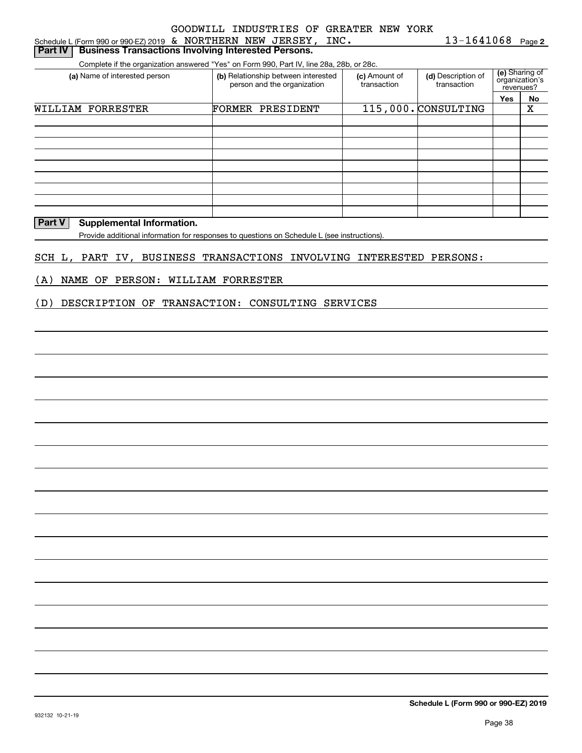GOODWILL INDUSTRIES OF GREATER NEW YORK

Schedule L (Form 990 or 990-EZ) 2019 & NORTHERN NEW JERSEY, INC. 13-1641068 Page **2**

## Part IV Business Transactions Involving Interested Persons.

Complete if the organization answered "Yes" on Form 990, Part IV, line 28a, 28b, or 28c.

| (a) Name of interested person | (b) Relationship between interested person and the organization | (c) Amount of transaction | (d) Description of transaction | (e) Sharing of organization's revenues? | |
|---|---|---|---|---|---|
| | | | | Yes | No |
| WILLIAM FORRESTER | FORMER PRESIDENT | 115,000. | CONSULTING | | X |
| | | | | | |
| | | | | | |
| | | | | | |
| | | | | | |
| | | | | | |
| | | | | | |
| | | | | | |
| | | | | | |

## Part V Supplemental Information.

Provide additional information for responses to questions on Schedule L (see instructions).

SCH L, PART IV, BUSINESS TRANSACTIONS INVOLVING INTERESTED PERSONS:

(A) NAME OF PERSON: WILLIAM FORRESTER

(D) DESCRIPTION OF TRANSACTION: CONSULTING SERVICES

**Schedule L (Form 990 or 990-EZ) 2019**

932132 10-21-19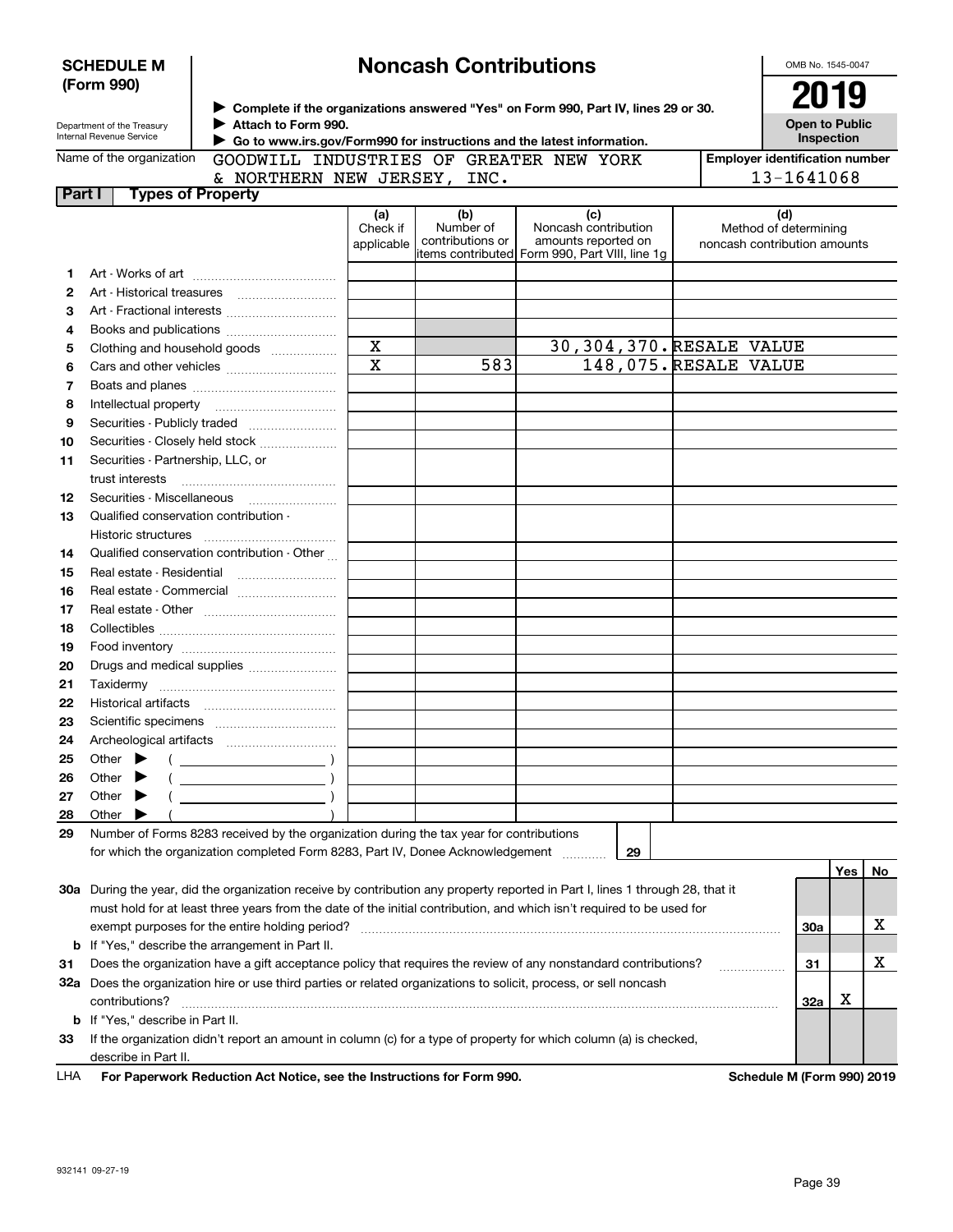**SCHEDULE M (Form 990)**

Department of the Treasury
Internal Revenue Service

# Noncash Contributions

▶ Complete if the organizations answered "Yes" on Form 990, Part IV, lines 29 or 30.
▶ Attach to Form 990.
▶ Go to www.irs.gov/Form990 for instructions and the latest information.

OMB No. 1545-0047

**2019**

**Open to Public Inspection**

Name of the organization: GOODWILL INDUSTRIES OF GREATER NEW YORK & NORTHERN NEW JERSEY, INC.

Employer identification number: 13-1641068

## Part I Types of Property

| | | (a) Check if applicable | (b) Number of contributions or items contributed | (c) Noncash contribution amounts reported on Form 990, Part VIII, line 1g | (d) Method of determining noncash contribution amounts |
|---|---|---|---|---|---|
| 1 | Art - Works of art | | | | |
| 2 | Art - Historical treasures | | | | |
| 3 | Art - Fractional interests | | | | |
| 4 | Books and publications | | | | |
| 5 | Clothing and household goods | X | | 30,304,370. | RESALE VALUE |
| 6 | Cars and other vehicles | X | 583 | 148,075. | RESALE VALUE |
| 7 | Boats and planes | | | | |
| 8 | Intellectual property | | | | |
| 9 | Securities - Publicly traded | | | | |
| 10 | Securities - Closely held stock | | | | |
| 11 | Securities - Partnership, LLC, or trust interests | | | | |
| 12 | Securities - Miscellaneous | | | | |
| 13 | Qualified conservation contribution - Historic structures | | | | |
| 14 | Qualified conservation contribution - Other | | | | |
| 15 | Real estate - Residential | | | | |
| 16 | Real estate - Commercial | | | | |
| 17 | Real estate - Other | | | | |
| 18 | Collectibles | | | | |
| 19 | Food inventory | | | | |
| 20 | Drugs and medical supplies | | | | |
| 21 | Taxidermy | | | | |
| 22 | Historical artifacts | | | | |
| 23 | Scientific specimens | | | | |
| 24 | Archeological artifacts | | | | |
| 25 | Other ▶ ( ) | | | | |
| 26 | Other ▶ ( ) | | | | |
| 27 | Other ▶ ( ) | | | | |
| 28 | Other ▶ ( ) | | | | |

29 Number of Forms 8283 received by the organization during the tax year for contributions for which the organization completed Form 8283, Part IV, Donee Acknowledgement ..... 29

| | | | Yes | No |
|---|---|---|---|---|
| 30a | During the year, did the organization receive by contribution any property reported in Part I, lines 1 through 28, that it must hold for at least three years from the date of the initial contribution, and which isn't required to be used for exempt purposes for the entire holding period? | 30a | | X |
| b | If "Yes," describe the arrangement in Part II. | | | |
| 31 | Does the organization have a gift acceptance policy that requires the review of any nonstandard contributions? | 31 | | X |
| 32a | Does the organization hire or use third parties or related organizations to solicit, process, or sell noncash contributions? | 32a | X | |
| b | If "Yes," describe in Part II. | | | |
| 33 | If the organization didn't report an amount in column (c) for a type of property for which column (a) is checked, describe in Part II. | | | |

LHA For Paperwork Reduction Act Notice, see the Instructions for Form 990. Schedule M (Form 990) 2019

932141 09-27-19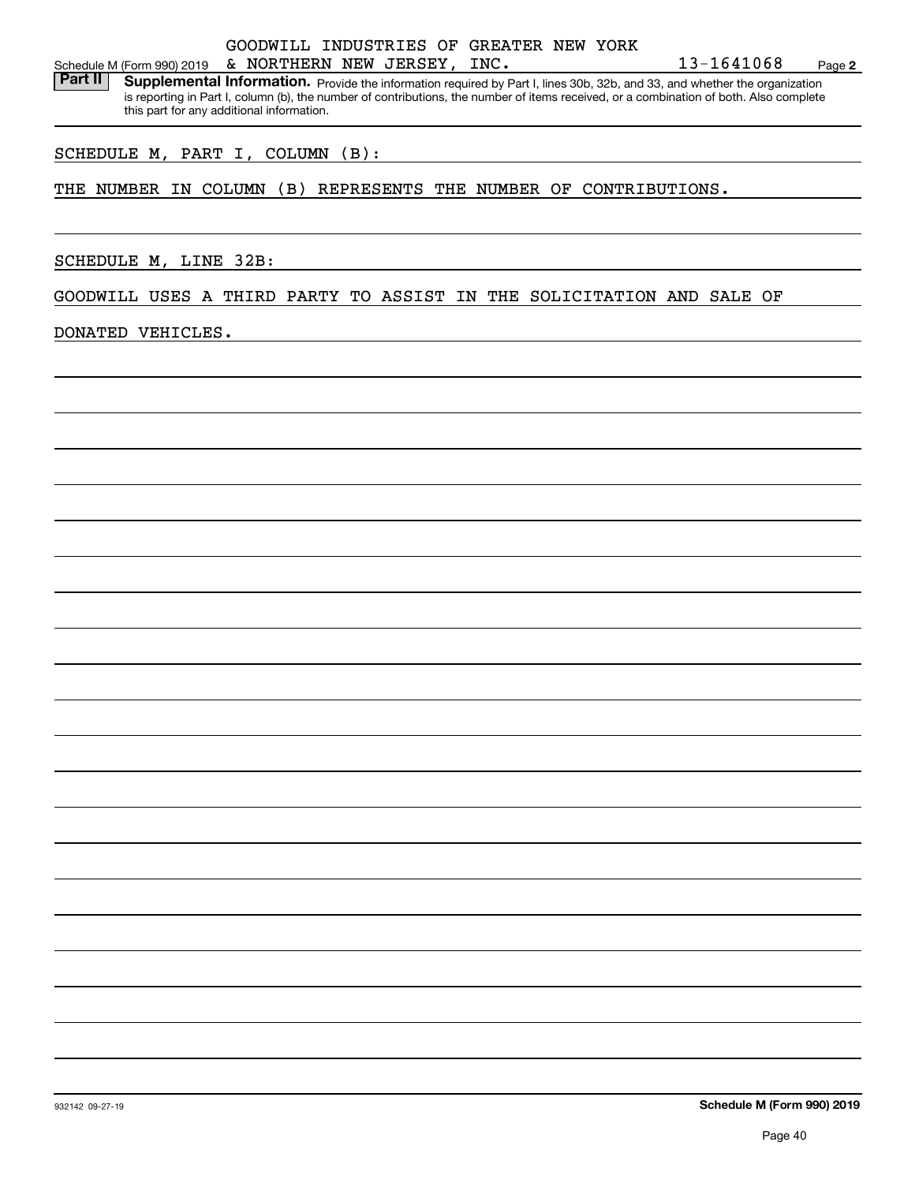GOODWILL INDUSTRIES OF GREATER NEW YORK

Schedule M (Form 990) 2019 & NORTHERN NEW JERSEY, INC. 13-1641068 Page **2**

**Part II** **Supplemental Information.** Provide the information required by Part I, lines 30b, 32b, and 33, and whether the organization is reporting in Part I, column (b), the number of contributions, the number of items received, or a combination of both. Also complete this part for any additional information.

SCHEDULE M, PART I, COLUMN (B):

THE NUMBER IN COLUMN (B) REPRESENTS THE NUMBER OF CONTRIBUTIONS.

SCHEDULE M, LINE 32B:

GOODWILL USES A THIRD PARTY TO ASSIST IN THE SOLICITATION AND SALE OF DONATED VEHICLES.

932142 09-27-19 **Schedule M (Form 990) 2019**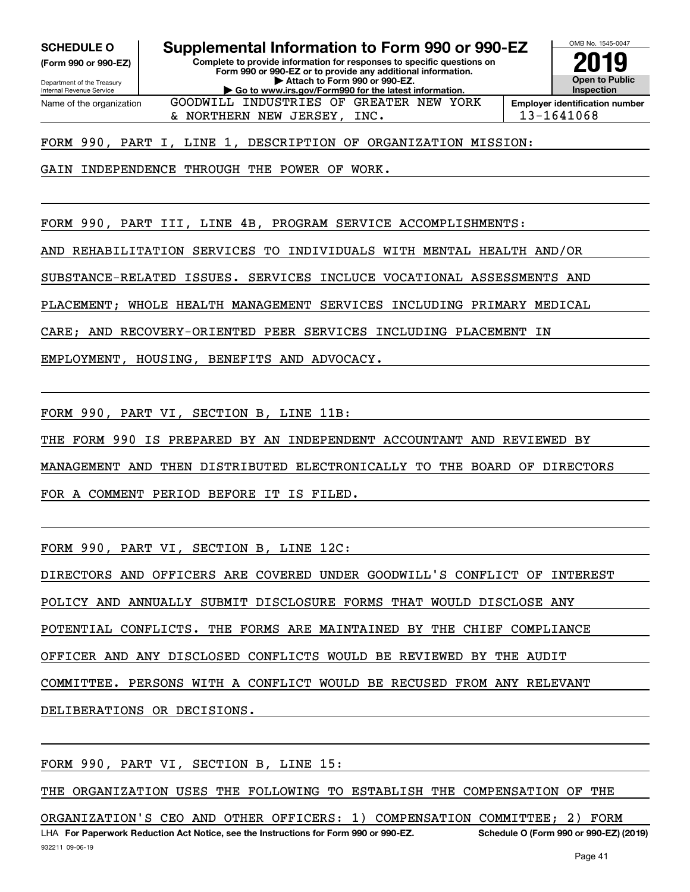**SCHEDULE O**
**(Form 990 or 990-EZ)**

Department of the Treasury
Internal Revenue Service

# Supplemental Information to Form 990 or 990-EZ

**Complete to provide information for responses to specific questions on Form 990 or 990-EZ or to provide any additional information.**
**▶ Attach to Form 990 or 990-EZ.**
**▶ Go to www.irs.gov/Form990 for the latest information.**

OMB No. 1545-0047

**2019**

**Open to Public Inspection**

Name of the organization: GOODWILL INDUSTRIES OF GREATER NEW YORK & NORTHERN NEW JERSEY, INC.

**Employer identification number**: 13-1641068

FORM 990, PART I, LINE 1, DESCRIPTION OF ORGANIZATION MISSION:

GAIN INDEPENDENCE THROUGH THE POWER OF WORK.

FORM 990, PART III, LINE 4B, PROGRAM SERVICE ACCOMPLISHMENTS:

AND REHABILITATION SERVICES TO INDIVIDUALS WITH MENTAL HEALTH AND/OR SUBSTANCE-RELATED ISSUES. SERVICES INCLUCE VOCATIONAL ASSESSMENTS AND PLACEMENT; WHOLE HEALTH MANAGEMENT SERVICES INCLUDING PRIMARY MEDICAL CARE; AND RECOVERY-ORIENTED PEER SERVICES INCLUDING PLACEMENT IN EMPLOYMENT, HOUSING, BENEFITS AND ADVOCACY.

FORM 990, PART VI, SECTION B, LINE 11B:

THE FORM 990 IS PREPARED BY AN INDEPENDENT ACCOUNTANT AND REVIEWED BY MANAGEMENT AND THEN DISTRIBUTED ELECTRONICALLY TO THE BOARD OF DIRECTORS FOR A COMMENT PERIOD BEFORE IT IS FILED.

FORM 990, PART VI, SECTION B, LINE 12C:

DIRECTORS AND OFFICERS ARE COVERED UNDER GOODWILL'S CONFLICT OF INTEREST POLICY AND ANNUALLY SUBMIT DISCLOSURE FORMS THAT WOULD DISCLOSE ANY POTENTIAL CONFLICTS. THE FORMS ARE MAINTAINED BY THE CHIEF COMPLIANCE OFFICER AND ANY DISCLOSED CONFLICTS WOULD BE REVIEWED BY THE AUDIT COMMITTEE. PERSONS WITH A CONFLICT WOULD BE RECUSED FROM ANY RELEVANT DELIBERATIONS OR DECISIONS.

FORM 990, PART VI, SECTION B, LINE 15:

THE ORGANIZATION USES THE FOLLOWING TO ESTABLISH THE COMPENSATION OF THE ORGANIZATION'S CEO AND OTHER OFFICERS: 1) COMPENSATION COMMITTEE; 2) FORM

LHA **For Paperwork Reduction Act Notice, see the Instructions for Form 990 or 990-EZ.** **Schedule O (Form 990 or 990-EZ) (2019)**

932211 09-06-19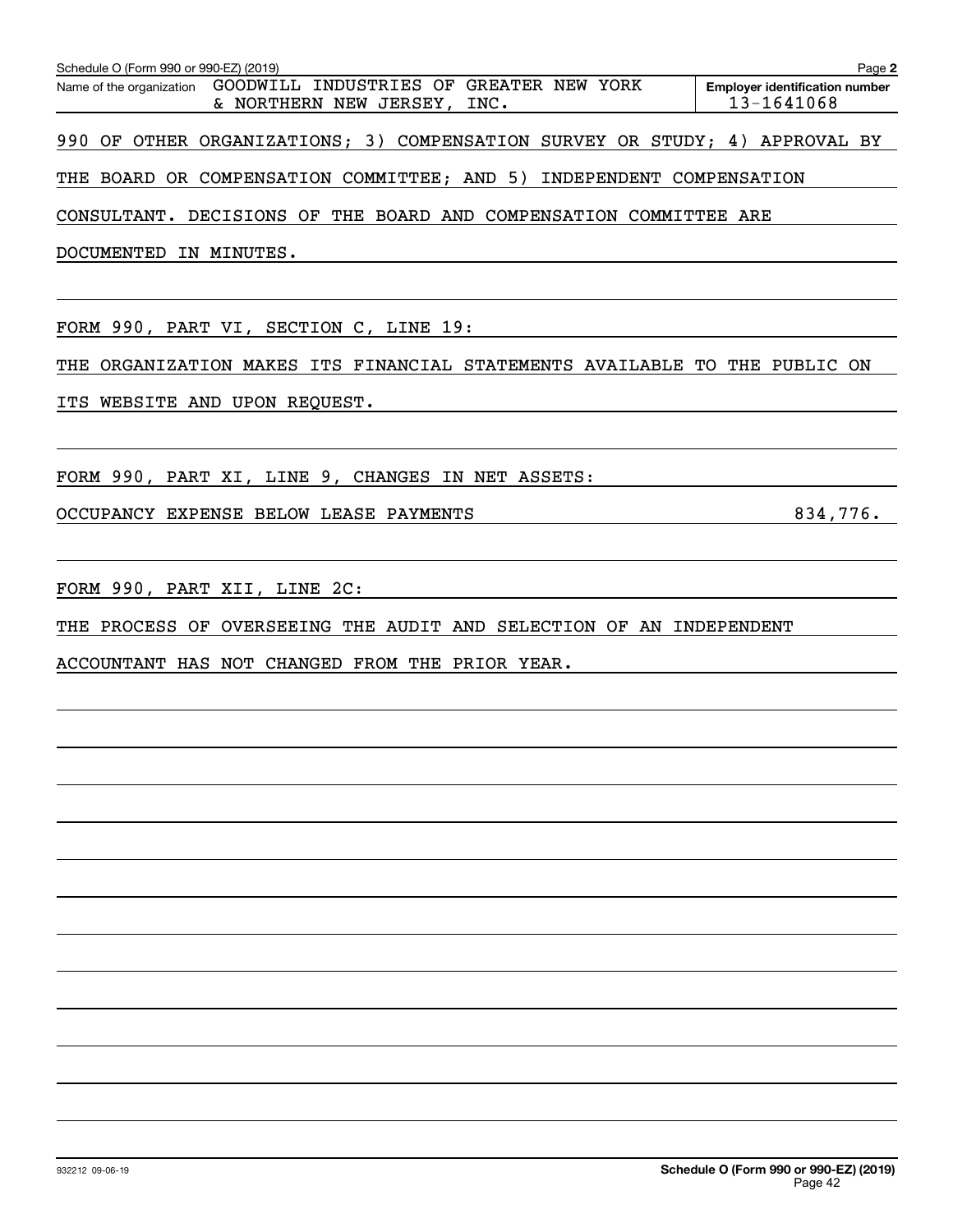Schedule O (Form 990 or 990-EZ) (2019) Page **2**

Name of the organization GOODWILL INDUSTRIES OF GREATER NEW YORK & NORTHERN NEW JERSEY, INC.

**Employer identification number** 13-1641068

990 OF OTHER ORGANIZATIONS; 3) COMPENSATION SURVEY OR STUDY; 4) APPROVAL BY THE BOARD OR COMPENSATION COMMITTEE; AND 5) INDEPENDENT COMPENSATION CONSULTANT. DECISIONS OF THE BOARD AND COMPENSATION COMMITTEE ARE DOCUMENTED IN MINUTES.

FORM 990, PART VI, SECTION C, LINE 19:

THE ORGANIZATION MAKES ITS FINANCIAL STATEMENTS AVAILABLE TO THE PUBLIC ON ITS WEBSITE AND UPON REQUEST.

FORM 990, PART XI, LINE 9, CHANGES IN NET ASSETS:

| | |
|---|---|
| OCCUPANCY EXPENSE BELOW LEASE PAYMENTS | 834,776. |

FORM 990, PART XII, LINE 2C:

THE PROCESS OF OVERSEEING THE AUDIT AND SELECTION OF AN INDEPENDENT ACCOUNTANT HAS NOT CHANGED FROM THE PRIOR YEAR.

932212 09-06-19

**Schedule O (Form 990 or 990-EZ) (2019)**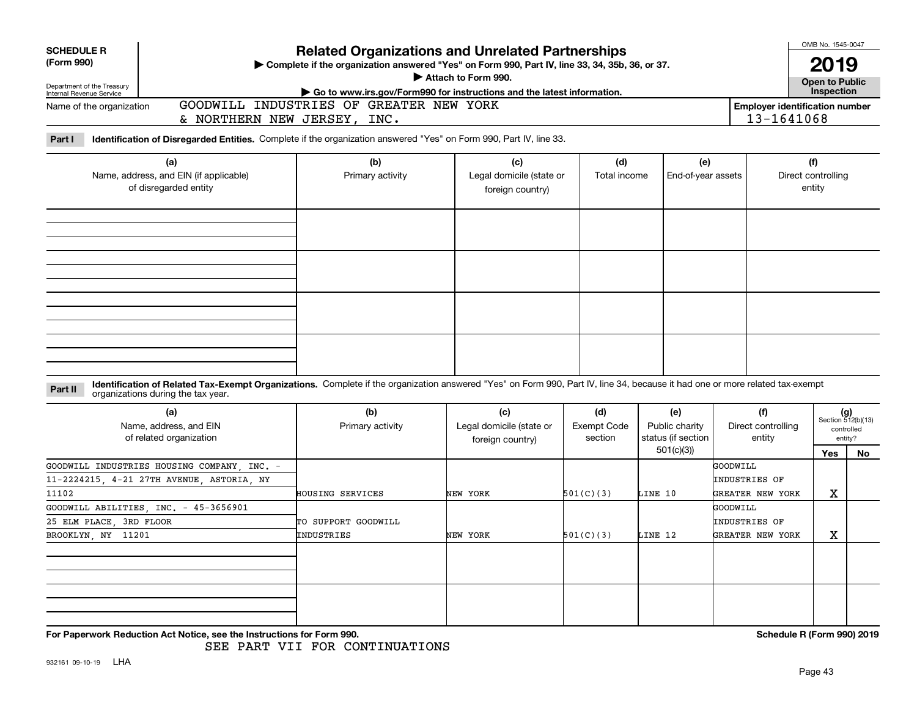**SCHEDULE R (Form 990)**

Department of the Treasury Internal Revenue Service

# Related Organizations and Unrelated Partnerships

▶ Complete if the organization answered "Yes" on Form 990, Part IV, line 33, 34, 35b, 36, or 37.
▶ Attach to Form 990.
▶ Go to www.irs.gov/Form990 for instructions and the latest information.

OMB No. 1545-0047

**2019**

**Open to Public Inspection**

Name of the organization: GOODWILL INDUSTRIES OF GREATER NEW YORK & NORTHERN NEW JERSEY, INC.

Employer identification number: 13-1641068

**Part I** **Identification of Disregarded Entities.** Complete if the organization answered "Yes" on Form 990, Part IV, line 33.

| (a) Name, address, and EIN (if applicable) of disregarded entity | (b) Primary activity | (c) Legal domicile (state or foreign country) | (d) Total income | (e) End-of-year assets | (f) Direct controlling entity |
|---|---|---|---|---|---|
| | | | | | |
| | | | | | |
| | | | | | |
| | | | | | |

**Part II** **Identification of Related Tax-Exempt Organizations.** Complete if the organization answered "Yes" on Form 990, Part IV, line 34, because it had one or more related tax-exempt organizations during the tax year.

| (a) Name, address, and EIN of related organization | (b) Primary activity | (c) Legal domicile (state or foreign country) | (d) Exempt Code section | (e) Public charity status (if section 501(c)(3)) | (f) Direct controlling entity | (g) Section 512(b)(13) controlled entity? Yes | No |
|---|---|---|---|---|---|---|---|
| GOODWILL INDUSTRIES HOUSING COMPANY, INC. - 11-2224215, 4-21 27TH AVENUE, ASTORIA, NY 11102 | HOUSING SERVICES | NEW YORK | 501(C)(3) | LINE 10 | GOODWILL INDUSTRIES OF GREATER NEW YORK | X | |
| GOODWILL ABILITIES, INC. - 45-3656901 25 ELM PLACE, 3RD FLOOR BROOKLYN, NY 11201 | TO SUPPORT GOODWILL INDUSTRIES | NEW YORK | 501(C)(3) | LINE 12 | GOODWILL INDUSTRIES OF GREATER NEW YORK | X | |
| | | | | | | | |
| | | | | | | | |

**For Paperwork Reduction Act Notice, see the Instructions for Form 990.**

SEE PART VII FOR CONTINUATIONS

Schedule R (Form 990) 2019

932161 09-10-19 LHA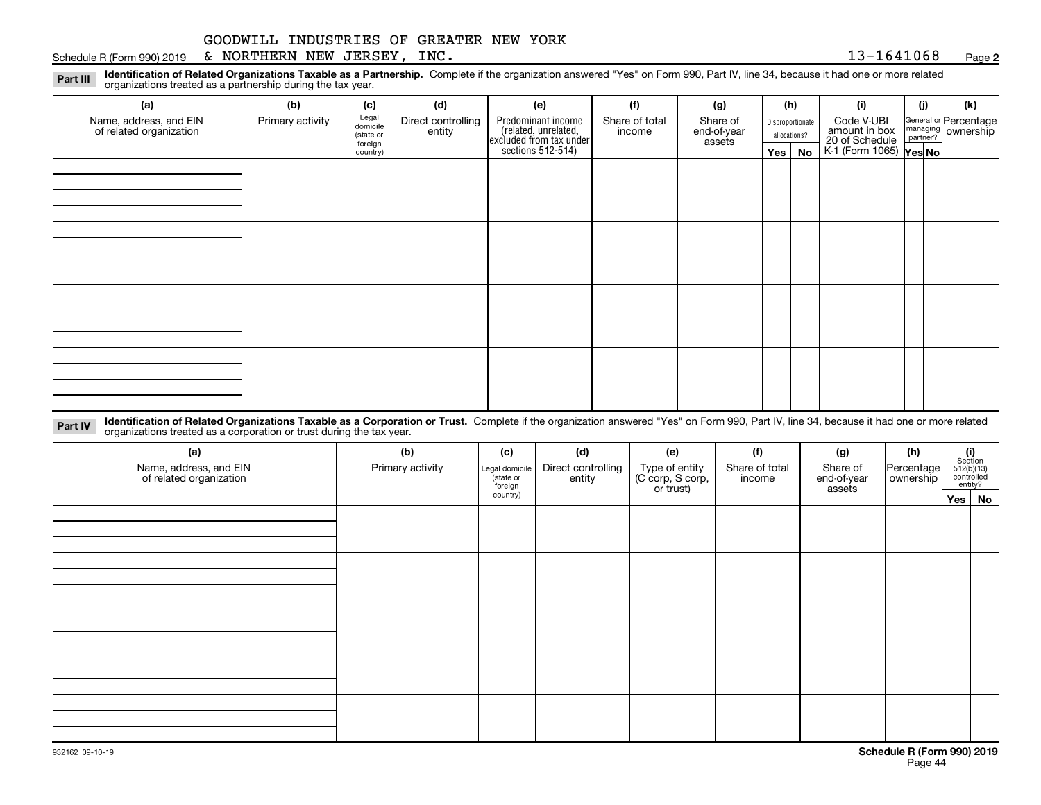GOODWILL INDUSTRIES OF GREATER NEW YORK & NORTHERN NEW JERSEY, INC. 13-1641068

Schedule R (Form 990) 2019 Page **2**

**Part III** **Identification of Related Organizations Taxable as a Partnership.** Complete if the organization answered "Yes" on Form 990, Part IV, line 34, because it had one or more related organizations treated as a partnership during the tax year.

| (a) Name, address, and EIN of related organization | (b) Primary activity | (c) Legal domicile (state or foreign country) | (d) Direct controlling entity | (e) Predominant income (related, unrelated, excluded from tax under sections 512-514) | (f) Share of total income | (g) Share of end-of-year assets | (h) Disproportionate allocations? Yes | No | (i) Code V-UBI amount in box 20 of Schedule K-1 (Form 1065) | (j) General or managing partner? Yes | No | (k) Percentage ownership |
|---|---|---|---|---|---|---|---|---|---|---|---|---|
| | | | | | | | | | | | | |
| | | | | | | | | | | | | |
| | | | | | | | | | | | | |
| | | | | | | | | | | | | |

**Part IV** **Identification of Related Organizations Taxable as a Corporation or Trust.** Complete if the organization answered "Yes" on Form 990, Part IV, line 34, because it had one or more related organizations treated as a corporation or trust during the tax year.

| (a) Name, address, and EIN of related organization | (b) Primary activity | (c) Legal domicile (state or foreign country) | (d) Direct controlling entity | (e) Type of entity (C corp, S corp, or trust) | (f) Share of total income | (g) Share of end-of-year assets | (h) Percentage ownership | (i) Section 512(b)(13) controlled entity? Yes | No |
|---|---|---|---|---|---|---|---|---|---|
| | | | | | | | | | |
| | | | | | | | | | |
| | | | | | | | | | |
| | | | | | | | | | |
| | | | | | | | | | |

932162 09-10-19 **Schedule R (Form 990) 2019**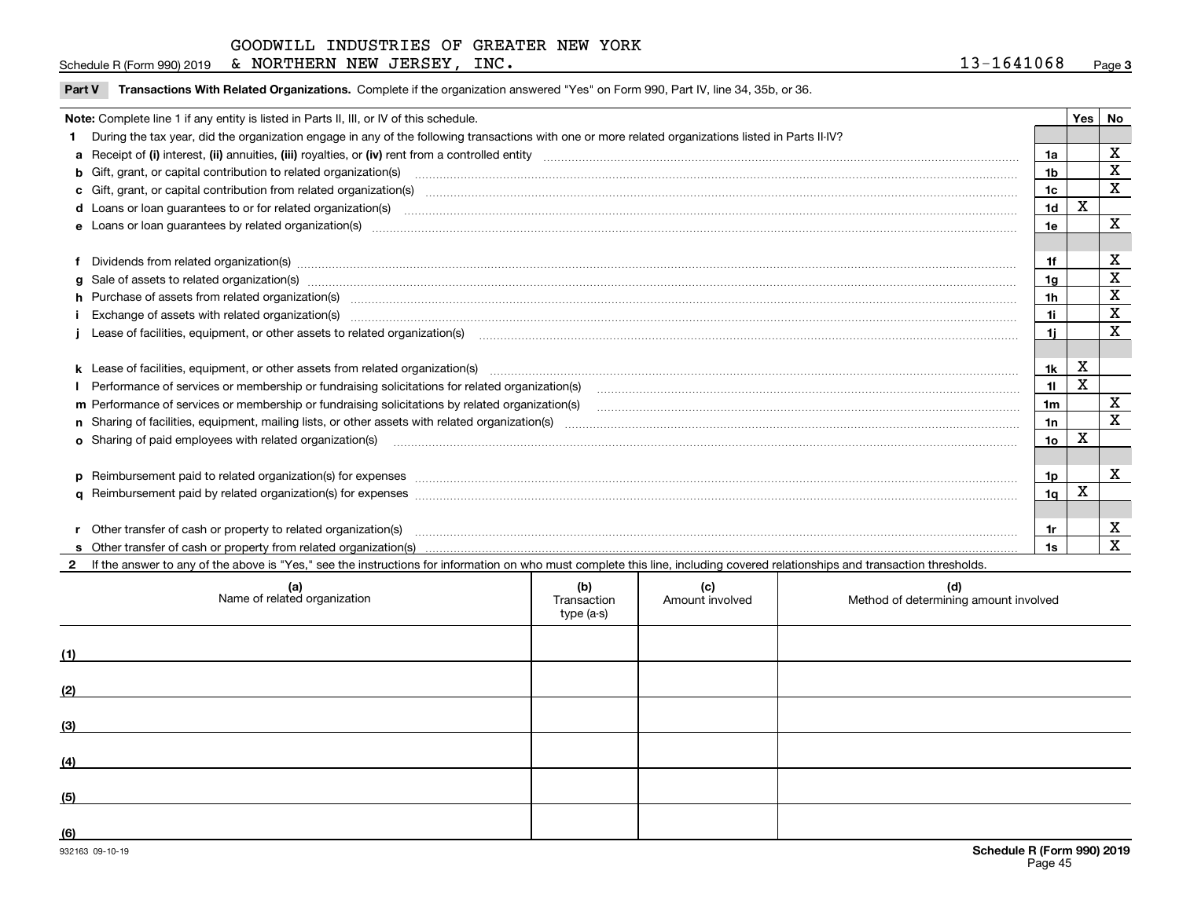GOODWILL INDUSTRIES OF GREATER NEW YORK & NORTHERN NEW JERSEY, INC. 13-1641068

**Part V Transactions With Related Organizations.** Complete if the organization answered "Yes" on Form 990, Part IV, line 34, 35b, or 36.

**Note:** Complete line 1 if any entity is listed in Parts II, III, or IV of this schedule.

| | | Line | Yes | No |
|---|---|---|---|---|
| **1** | During the tax year, did the organization engage in any of the following transactions with one or more related organizations listed in Parts II-IV? | | | |
| **a** | Receipt of **(i)** interest, **(ii)** annuities, **(iii)** royalties, or **(iv)** rent from a controlled entity | 1a | | X |
| **b** | Gift, grant, or capital contribution to related organization(s) | 1b | | X |
| **c** | Gift, grant, or capital contribution from related organization(s) | 1c | | X |
| **d** | Loans or loan guarantees to or for related organization(s) | 1d | X | |
| **e** | Loans or loan guarantees by related organization(s) | 1e | | X |
| **f** | Dividends from related organization(s) | 1f | | X |
| **g** | Sale of assets to related organization(s) | 1g | | X |
| **h** | Purchase of assets from related organization(s) | 1h | | X |
| **i** | Exchange of assets with related organization(s) | 1i | | X |
| **j** | Lease of facilities, equipment, or other assets to related organization(s) | 1j | | X |
| **k** | Lease of facilities, equipment, or other assets from related organization(s) | 1k | X | |
| **l** | Performance of services or membership or fundraising solicitations for related organization(s) | 1l | X | |
| **m** | Performance of services or membership or fundraising solicitations by related organization(s) | 1m | | X |
| **n** | Sharing of facilities, equipment, mailing lists, or other assets with related organization(s) | 1n | | X |
| **o** | Sharing of paid employees with related organization(s) | 1o | X | |
| **p** | Reimbursement paid to related organization(s) for expenses | 1p | | X |
| **q** | Reimbursement paid by related organization(s) for expenses | 1q | X | |
| **r** | Other transfer of cash or property to related organization(s) | 1r | | X |
| **s** | Other transfer of cash or property from related organization(s) | 1s | | X |

**2** If the answer to any of the above is "Yes," see the instructions for information on who must complete this line, including covered relationships and transaction thresholds.

| | (a) Name of related organization | (b) Transaction type (a-s) | (c) Amount involved | (d) Method of determining amount involved |
|---|---|---|---|---|
| (1) | | | | |
| (2) | | | | |
| (3) | | | | |
| (4) | | | | |
| (5) | | | | |
| (6) | | | | |

932163 09-10-19

**Schedule R (Form 990) 2019**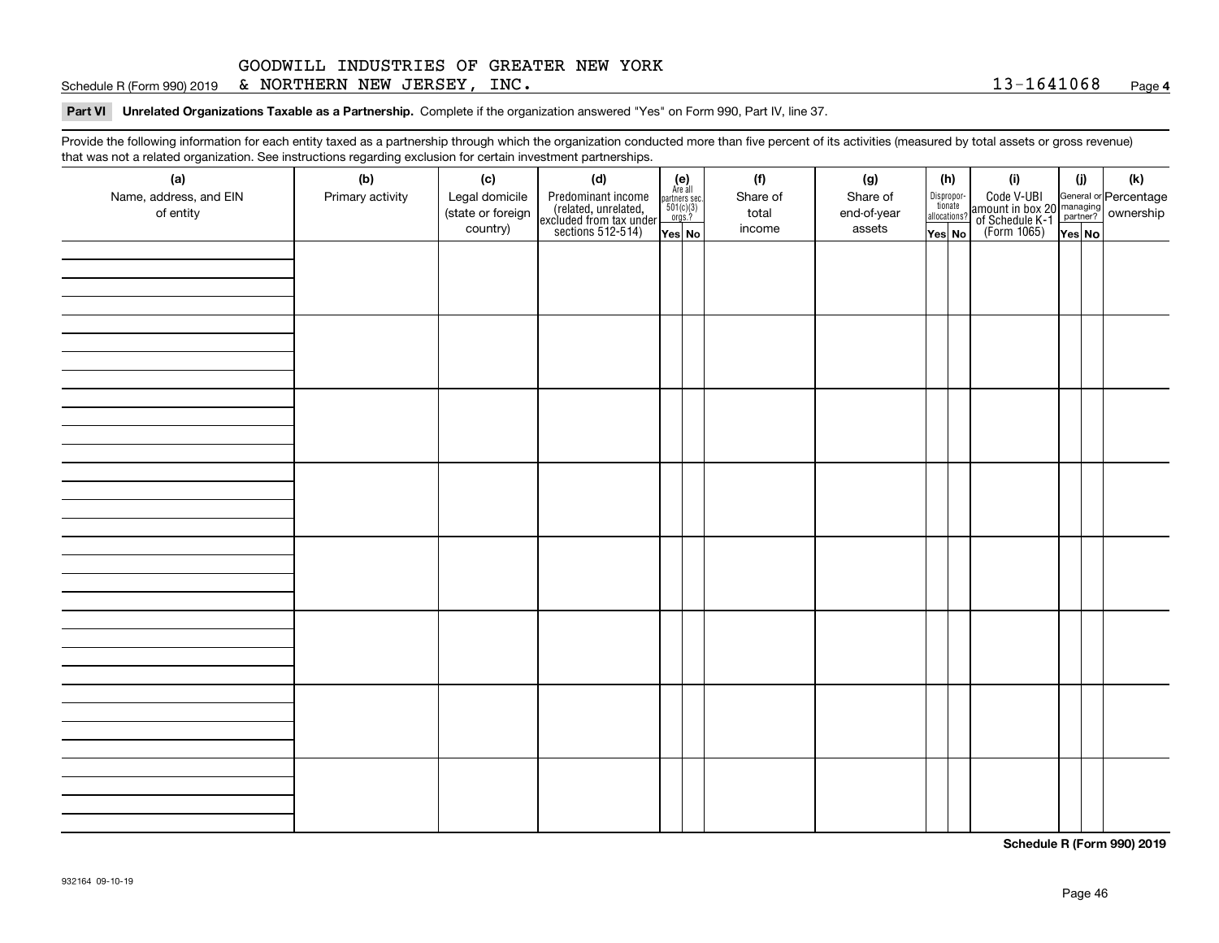GOODWILL INDUSTRIES OF GREATER NEW YORK
Schedule R (Form 990) 2019 & NORTHERN NEW JERSEY, INC. 13-1641068 Page **4**

**Part VI Unrelated Organizations Taxable as a Partnership.** Complete if the organization answered "Yes" on Form 990, Part IV, line 37.

Provide the following information for each entity taxed as a partnership through which the organization conducted more than five percent of its activities (measured by total assets or gross revenue) that was not a related organization. See instructions regarding exclusion for certain investment partnerships.

| (a) Name, address, and EIN of entity | (b) Primary activity | (c) Legal domicile (state or foreign country) | (d) Predominant income (related, unrelated, excluded from tax under sections 512-514) | (e) Are all partners sec. 501(c)(3) orgs.? | | (f) Share of total income | (g) Share of end-of-year assets | (h) Disproportionate allocations? | | (i) Code V-UBI amount in box 20 of Schedule K-1 (Form 1065) | (j) General or managing partner? | | (k) Percentage ownership |
|---|---|---|---|---|---|---|---|---|---|---|---|---|---|
| | | | | Yes | No | | | Yes | No | | Yes | No | |
| | | | | | | | | | | | | | |
| | | | | | | | | | | | | | |
| | | | | | | | | | | | | | |
| | | | | | | | | | | | | | |
| | | | | | | | | | | | | | |
| | | | | | | | | | | | | | |
| | | | | | | | | | | | | | |
| | | | | | | | | | | | | | |

**Schedule R (Form 990) 2019**

932164 09-10-19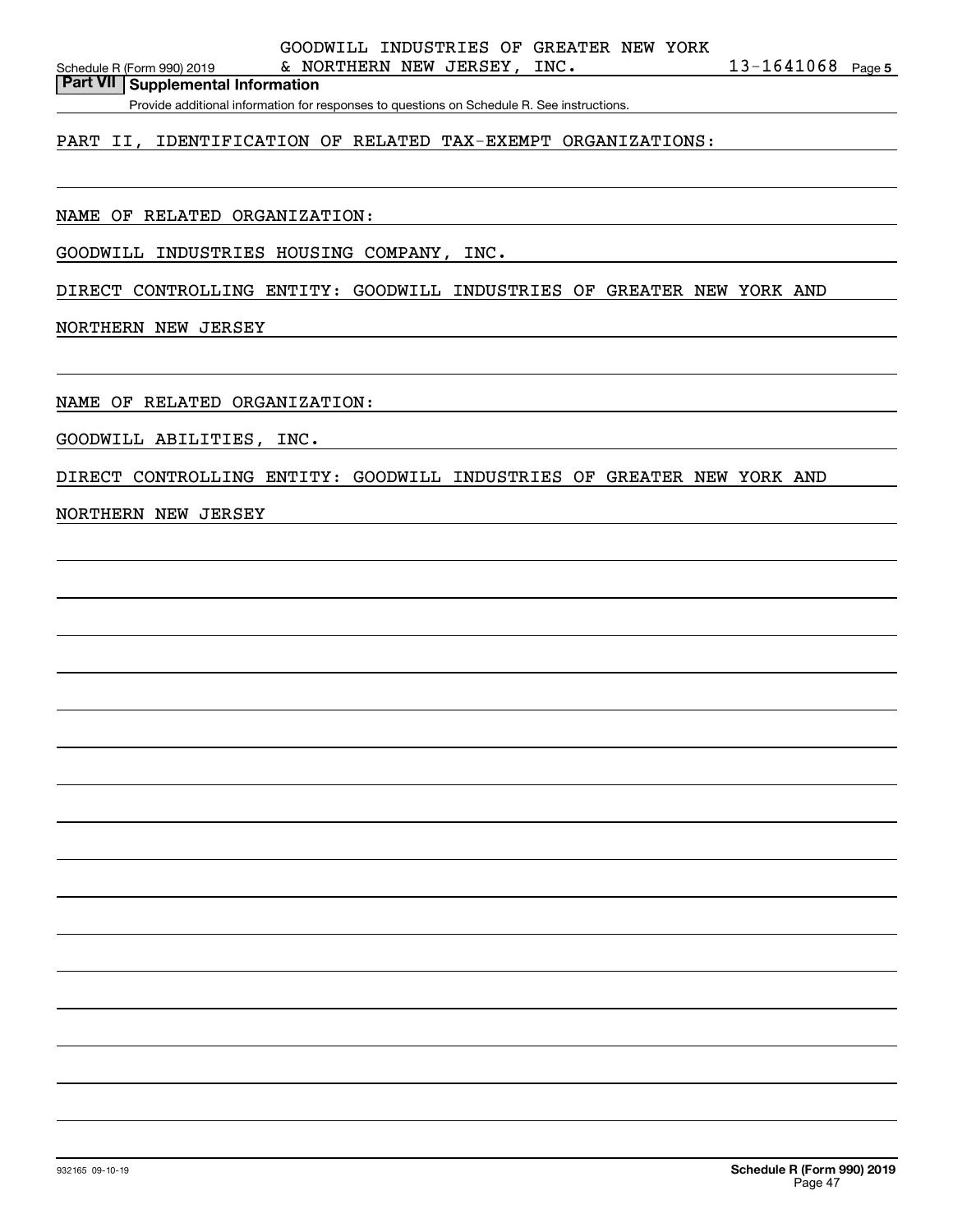GOODWILL INDUSTRIES OF GREATER NEW YORK & NORTHERN NEW JERSEY, INC. 13-1641068

## Part VII Supplemental Information

Provide additional information for responses to questions on Schedule R. See instructions.

PART II, IDENTIFICATION OF RELATED TAX-EXEMPT ORGANIZATIONS:

NAME OF RELATED ORGANIZATION:

GOODWILL INDUSTRIES HOUSING COMPANY, INC.

DIRECT CONTROLLING ENTITY: GOODWILL INDUSTRIES OF GREATER NEW YORK AND NORTHERN NEW JERSEY

NAME OF RELATED ORGANIZATION:

GOODWILL ABILITIES, INC.

DIRECT CONTROLLING ENTITY: GOODWILL INDUSTRIES OF GREATER NEW YORK AND NORTHERN NEW JERSEY

932165 09-10-19 Schedule R (Form 990) 2019